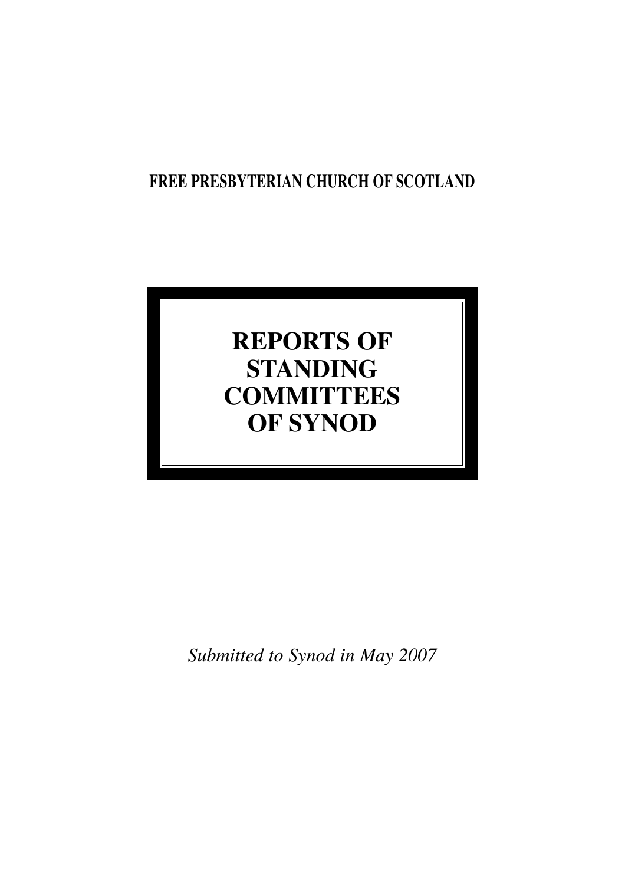**FREE PRESBYTERIAN CHURCH OF SCOTLAND**

# REPORTS OF STANDING COMMITTEES OF SYNOD

*Submitted to Synod in May 2007*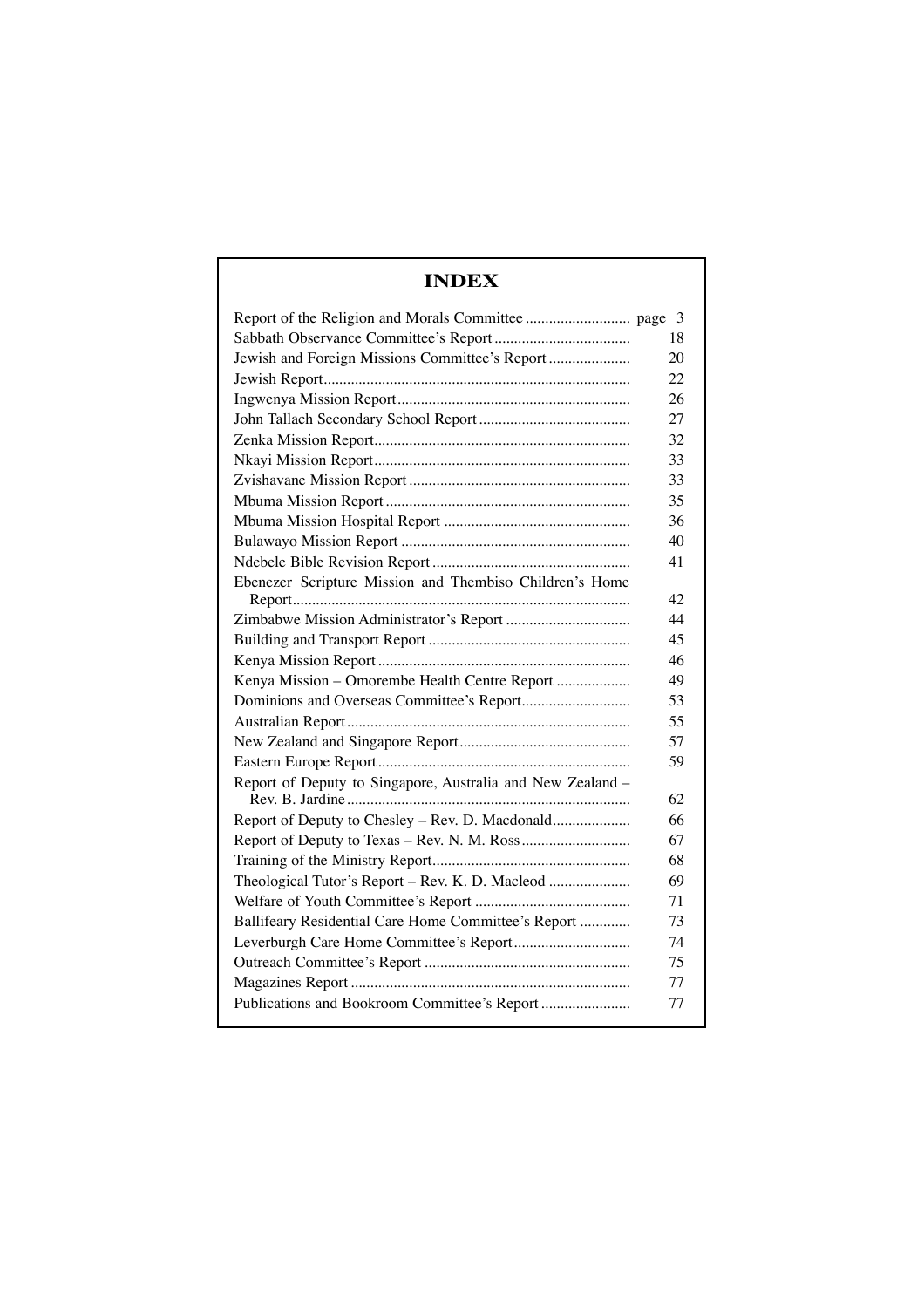# INDEX

| | |
|---|---|
| Report of the Religion and Morals Committee | page 3 |
| Sabbath Observance Committee's Report | 18 |
| Jewish and Foreign Missions Committee's Report | 20 |
| Jewish Report | 22 |
| Ingwenya Mission Report | 26 |
| John Tallach Secondary School Report | 27 |
| Zenka Mission Report | 32 |
| Nkayi Mission Report | 33 |
| Zvishavane Mission Report | 33 |
| Mbuma Mission Report | 35 |
| Mbuma Mission Hospital Report | 36 |
| Bulawayo Mission Report | 40 |
| Ndebele Bible Revision Report | 41 |
| Ebenezer Scripture Mission and Thembiso Children's Home Report | 42 |
| Zimbabwe Mission Administrator's Report | 44 |
| Building and Transport Report | 45 |
| Kenya Mission Report | 46 |
| Kenya Mission – Omorembe Health Centre Report | 49 |
| Dominions and Overseas Committee's Report | 53 |
| Australian Report | 55 |
| New Zealand and Singapore Report | 57 |
| Eastern Europe Report | 59 |
| Report of Deputy to Singapore, Australia and New Zealand – Rev. B. Jardine | 62 |
| Report of Deputy to Chesley – Rev. D. Macdonald | 66 |
| Report of Deputy to Texas – Rev. N. M. Ross | 67 |
| Training of the Ministry Report | 68 |
| Theological Tutor's Report – Rev. K. D. Macleod | 69 |
| Welfare of Youth Committee's Report | 71 |
| Ballifeary Residential Care Home Committee's Report | 73 |
| Leverburgh Care Home Committee's Report | 74 |
| Outreach Committee's Report | 75 |
| Magazines Report | 77 |
| Publications and Bookroom Committee's Report | 77 |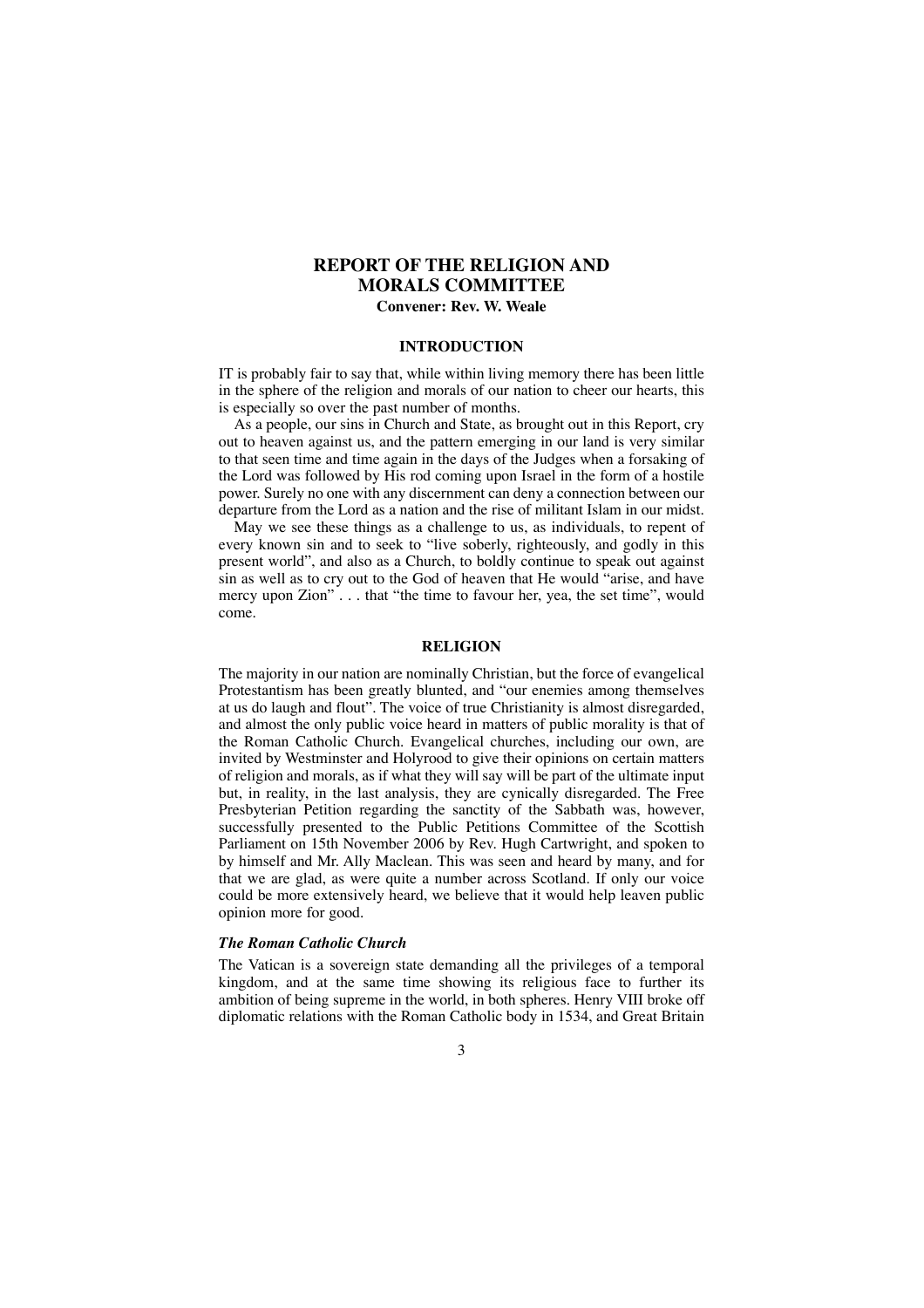# REPORT OF THE RELIGION AND MORALS COMMITTEE

**Convener: Rev. W. Weale**

## INTRODUCTION

IT is probably fair to say that, while within living memory there has been little in the sphere of the religion and morals of our nation to cheer our hearts, this is especially so over the past number of months.

As a people, our sins in Church and State, as brought out in this Report, cry out to heaven against us, and the pattern emerging in our land is very similar to that seen time and time again in the days of the Judges when a forsaking of the Lord was followed by His rod coming upon Israel in the form of a hostile power. Surely no one with any discernment can deny a connection between our departure from the Lord as a nation and the rise of militant Islam in our midst.

May we see these things as a challenge to us, as individuals, to repent of every known sin and to seek to "live soberly, righteously, and godly in this present world", and also as a Church, to boldly continue to speak out against sin as well as to cry out to the God of heaven that He would "arise, and have mercy upon Zion" . . . that "the time to favour her, yea, the set time", would come.

## RELIGION

The majority in our nation are nominally Christian, but the force of evangelical Protestantism has been greatly blunted, and "our enemies among themselves at us do laugh and flout". The voice of true Christianity is almost disregarded, and almost the only public voice heard in matters of public morality is that of the Roman Catholic Church. Evangelical churches, including our own, are invited by Westminster and Holyrood to give their opinions on certain matters of religion and morals, as if what they will say will be part of the ultimate input but, in reality, in the last analysis, they are cynically disregarded. The Free Presbyterian Petition regarding the sanctity of the Sabbath was, however, successfully presented to the Public Petitions Committee of the Scottish Parliament on 15th November 2006 by Rev. Hugh Cartwright, and spoken to by himself and Mr. Ally Maclean. This was seen and heard by many, and for that we are glad, as were quite a number across Scotland. If only our voice could be more extensively heard, we believe that it would help leaven public opinion more for good.

### *The Roman Catholic Church*

The Vatican is a sovereign state demanding all the privileges of a temporal kingdom, and at the same time showing its religious face to further its ambition of being supreme in the world, in both spheres. Henry VIII broke off diplomatic relations with the Roman Catholic body in 1534, and Great Britain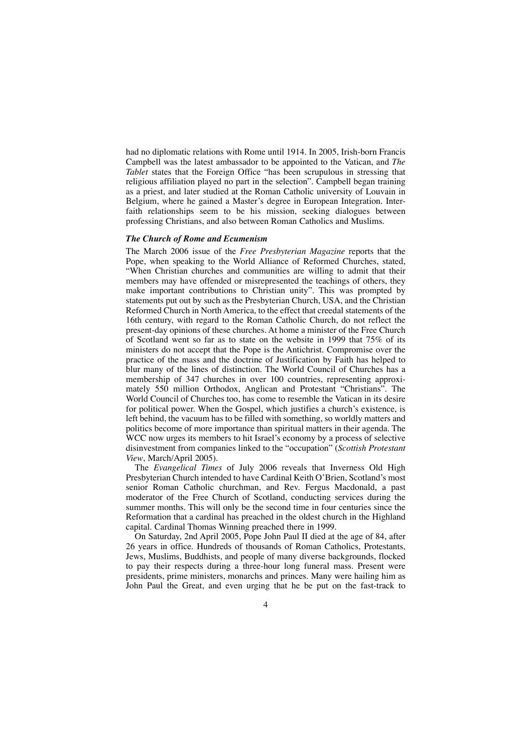had no diplomatic relations with Rome until 1914. In 2005, Irish-born Francis Campbell was the latest ambassador to be appointed to the Vatican, and *The Tablet* states that the Foreign Office "has been scrupulous in stressing that religious affiliation played no part in the selection". Campbell began training as a priest, and later studied at the Roman Catholic university of Louvain in Belgium, where he gained a Master's degree in European Integration. Interfaith relationships seem to be his mission, seeking dialogues between professing Christians, and also between Roman Catholics and Muslims.

### *The Church of Rome and Ecumenism*

The March 2006 issue of the *Free Presbyterian Magazine* reports that the Pope, when speaking to the World Alliance of Reformed Churches, stated, "When Christian churches and communities are willing to admit that their members may have offended or misrepresented the teachings of others, they make important contributions to Christian unity". This was prompted by statements put out by such as the Presbyterian Church, USA, and the Christian Reformed Church in North America, to the effect that creedal statements of the 16th century, with regard to the Roman Catholic Church, do not reflect the present-day opinions of these churches. At home a minister of the Free Church of Scotland went so far as to state on the website in 1999 that 75% of its ministers do not accept that the Pope is the Antichrist. Compromise over the practice of the mass and the doctrine of Justification by Faith has helped to blur many of the lines of distinction. The World Council of Churches has a membership of 347 churches in over 100 countries, representing approximately 550 million Orthodox, Anglican and Protestant "Christians". The World Council of Churches too, has come to resemble the Vatican in its desire for political power. When the Gospel, which justifies a church's existence, is left behind, the vacuum has to be filled with something, so worldly matters and politics become of more importance than spiritual matters in their agenda. The WCC now urges its members to hit Israel's economy by a process of selective disinvestment from companies linked to the "occupation" (*Scottish Protestant View*, March/April 2005).

The *Evangelical Times* of July 2006 reveals that Inverness Old High Presbyterian Church intended to have Cardinal Keith O'Brien, Scotland's most senior Roman Catholic churchman, and Rev. Fergus Macdonald, a past moderator of the Free Church of Scotland, conducting services during the summer months. This will only be the second time in four centuries since the Reformation that a cardinal has preached in the oldest church in the Highland capital. Cardinal Thomas Winning preached there in 1999.

On Saturday, 2nd April 2005, Pope John Paul II died at the age of 84, after 26 years in office. Hundreds of thousands of Roman Catholics, Protestants, Jews, Muslims, Buddhists, and people of many diverse backgrounds, flocked to pay their respects during a three-hour long funeral mass. Present were presidents, prime ministers, monarchs and princes. Many were hailing him as John Paul the Great, and even urging that he be put on the fast-track to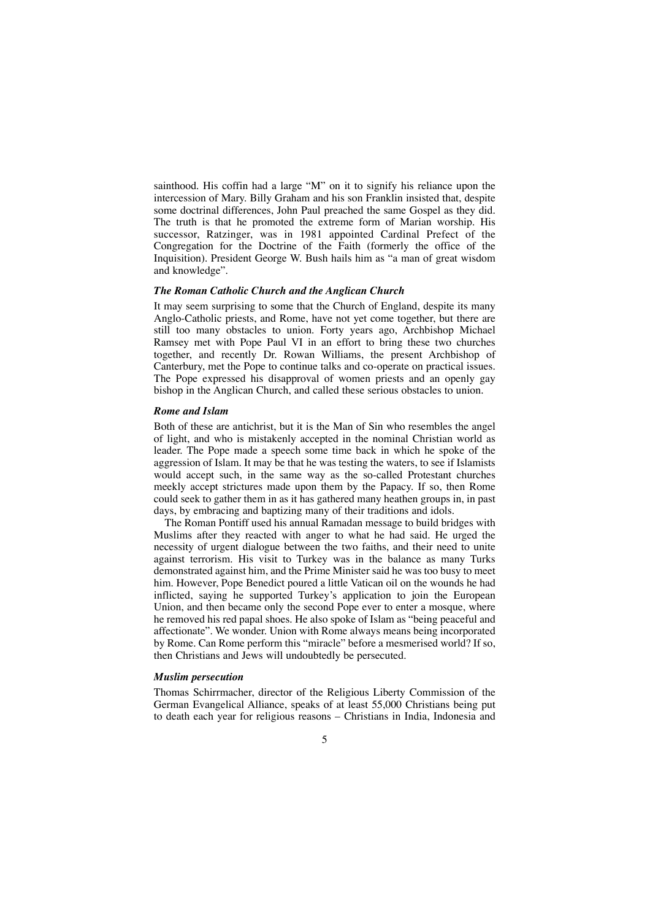sainthood. His coffin had a large "M" on it to signify his reliance upon the intercession of Mary. Billy Graham and his son Franklin insisted that, despite some doctrinal differences, John Paul preached the same Gospel as they did. The truth is that he promoted the extreme form of Marian worship. His successor, Ratzinger, was in 1981 appointed Cardinal Prefect of the Congregation for the Doctrine of the Faith (formerly the office of the Inquisition). President George W. Bush hails him as "a man of great wisdom and knowledge".

### *The Roman Catholic Church and the Anglican Church*

It may seem surprising to some that the Church of England, despite its many Anglo-Catholic priests, and Rome, have not yet come together, but there are still too many obstacles to union. Forty years ago, Archbishop Michael Ramsey met with Pope Paul VI in an effort to bring these two churches together, and recently Dr. Rowan Williams, the present Archbishop of Canterbury, met the Pope to continue talks and co-operate on practical issues. The Pope expressed his disapproval of women priests and an openly gay bishop in the Anglican Church, and called these serious obstacles to union.

### *Rome and Islam*

Both of these are antichrist, but it is the Man of Sin who resembles the angel of light, and who is mistakenly accepted in the nominal Christian world as leader. The Pope made a speech some time back in which he spoke of the aggression of Islam. It may be that he was testing the waters, to see if Islamists would accept such, in the same way as the so-called Protestant churches meekly accept strictures made upon them by the Papacy. If so, then Rome could seek to gather them in as it has gathered many heathen groups in, in past days, by embracing and baptizing many of their traditions and idols.

The Roman Pontiff used his annual Ramadan message to build bridges with Muslims after they reacted with anger to what he had said. He urged the necessity of urgent dialogue between the two faiths, and their need to unite against terrorism. His visit to Turkey was in the balance as many Turks demonstrated against him, and the Prime Minister said he was too busy to meet him. However, Pope Benedict poured a little Vatican oil on the wounds he had inflicted, saying he supported Turkey's application to join the European Union, and then became only the second Pope ever to enter a mosque, where he removed his red papal shoes. He also spoke of Islam as "being peaceful and affectionate". We wonder. Union with Rome always means being incorporated by Rome. Can Rome perform this "miracle" before a mesmerised world? If so, then Christians and Jews will undoubtedly be persecuted.

### *Muslim persecution*

Thomas Schirrmacher, director of the Religious Liberty Commission of the German Evangelical Alliance, speaks of at least 55,000 Christians being put to death each year for religious reasons – Christians in India, Indonesia and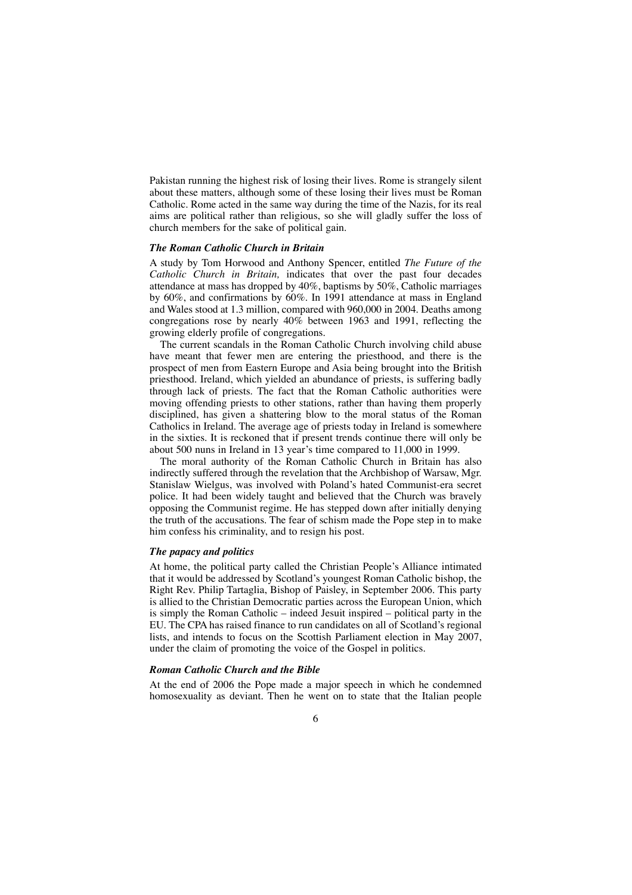Pakistan running the highest risk of losing their lives. Rome is strangely silent about these matters, although some of these losing their lives must be Roman Catholic. Rome acted in the same way during the time of the Nazis, for its real aims are political rather than religious, so she will gladly suffer the loss of church members for the sake of political gain.

### *The Roman Catholic Church in Britain*

A study by Tom Horwood and Anthony Spencer, entitled *The Future of the Catholic Church in Britain,* indicates that over the past four decades attendance at mass has dropped by 40%, baptisms by 50%, Catholic marriages by 60%, and confirmations by 60%. In 1991 attendance at mass in England and Wales stood at 1.3 million, compared with 960,000 in 2004. Deaths among congregations rose by nearly 40% between 1963 and 1991, reflecting the growing elderly profile of congregations.

The current scandals in the Roman Catholic Church involving child abuse have meant that fewer men are entering the priesthood, and there is the prospect of men from Eastern Europe and Asia being brought into the British priesthood. Ireland, which yielded an abundance of priests, is suffering badly through lack of priests. The fact that the Roman Catholic authorities were moving offending priests to other stations, rather than having them properly disciplined, has given a shattering blow to the moral status of the Roman Catholics in Ireland. The average age of priests today in Ireland is somewhere in the sixties. It is reckoned that if present trends continue there will only be about 500 nuns in Ireland in 13 year's time compared to 11,000 in 1999.

The moral authority of the Roman Catholic Church in Britain has also indirectly suffered through the revelation that the Archbishop of Warsaw, Mgr. Stanislaw Wielgus, was involved with Poland's hated Communist-era secret police. It had been widely taught and believed that the Church was bravely opposing the Communist regime. He has stepped down after initially denying the truth of the accusations. The fear of schism made the Pope step in to make him confess his criminality, and to resign his post.

### *The papacy and politics*

At home, the political party called the Christian People's Alliance intimated that it would be addressed by Scotland's youngest Roman Catholic bishop, the Right Rev. Philip Tartaglia, Bishop of Paisley, in September 2006. This party is allied to the Christian Democratic parties across the European Union, which is simply the Roman Catholic – indeed Jesuit inspired – political party in the EU. The CPA has raised finance to run candidates on all of Scotland's regional lists, and intends to focus on the Scottish Parliament election in May 2007, under the claim of promoting the voice of the Gospel in politics.

### *Roman Catholic Church and the Bible*

At the end of 2006 the Pope made a major speech in which he condemned homosexuality as deviant. Then he went on to state that the Italian people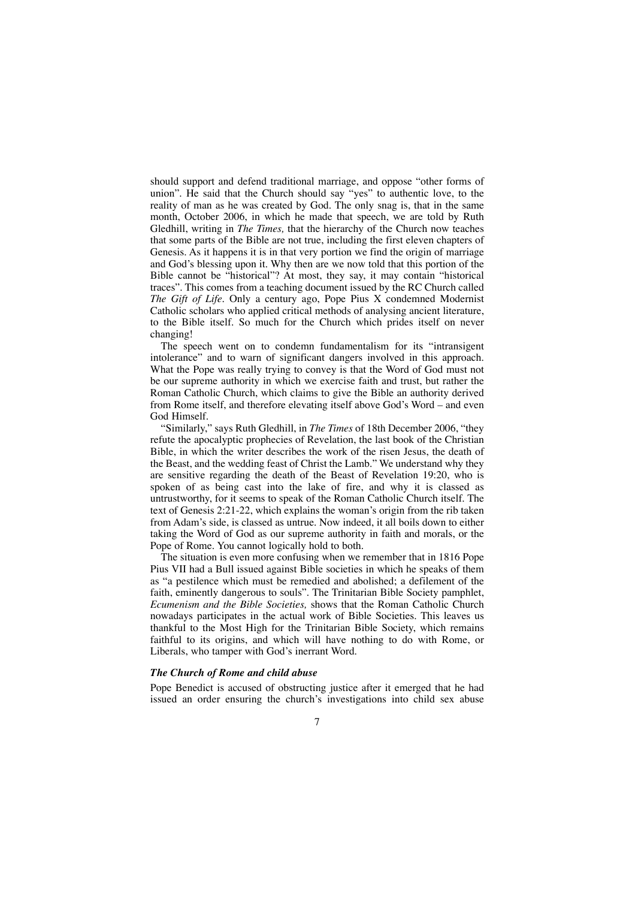should support and defend traditional marriage, and oppose "other forms of union". He said that the Church should say "yes" to authentic love, to the reality of man as he was created by God. The only snag is, that in the same month, October 2006, in which he made that speech, we are told by Ruth Gledhill, writing in *The Times,* that the hierarchy of the Church now teaches that some parts of the Bible are not true, including the first eleven chapters of Genesis. As it happens it is in that very portion we find the origin of marriage and God's blessing upon it. Why then are we now told that this portion of the Bible cannot be "historical"? At most, they say, it may contain "historical traces". This comes from a teaching document issued by the RC Church called *The Gift of Life*. Only a century ago, Pope Pius X condemned Modernist Catholic scholars who applied critical methods of analysing ancient literature, to the Bible itself. So much for the Church which prides itself on never changing!

The speech went on to condemn fundamentalism for its "intransigent intolerance" and to warn of significant dangers involved in this approach. What the Pope was really trying to convey is that the Word of God must not be our supreme authority in which we exercise faith and trust, but rather the Roman Catholic Church, which claims to give the Bible an authority derived from Rome itself, and therefore elevating itself above God's Word – and even God Himself.

"Similarly," says Ruth Gledhill, in *The Times* of 18th December 2006, "they refute the apocalyptic prophecies of Revelation, the last book of the Christian Bible, in which the writer describes the work of the risen Jesus, the death of the Beast, and the wedding feast of Christ the Lamb." We understand why they are sensitive regarding the death of the Beast of Revelation 19:20, who is spoken of as being cast into the lake of fire, and why it is classed as untrustworthy, for it seems to speak of the Roman Catholic Church itself. The text of Genesis 2:21-22, which explains the woman's origin from the rib taken from Adam's side, is classed as untrue. Now indeed, it all boils down to either taking the Word of God as our supreme authority in faith and morals, or the Pope of Rome. You cannot logically hold to both.

The situation is even more confusing when we remember that in 1816 Pope Pius VII had a Bull issued against Bible societies in which he speaks of them as "a pestilence which must be remedied and abolished; a defilement of the faith, eminently dangerous to souls". The Trinitarian Bible Society pamphlet, *Ecumenism and the Bible Societies,* shows that the Roman Catholic Church nowadays participates in the actual work of Bible Societies. This leaves us thankful to the Most High for the Trinitarian Bible Society, which remains faithful to its origins, and which will have nothing to do with Rome, or Liberals, who tamper with God's inerrant Word.

### *The Church of Rome and child abuse*

Pope Benedict is accused of obstructing justice after it emerged that he had issued an order ensuring the church's investigations into child sex abuse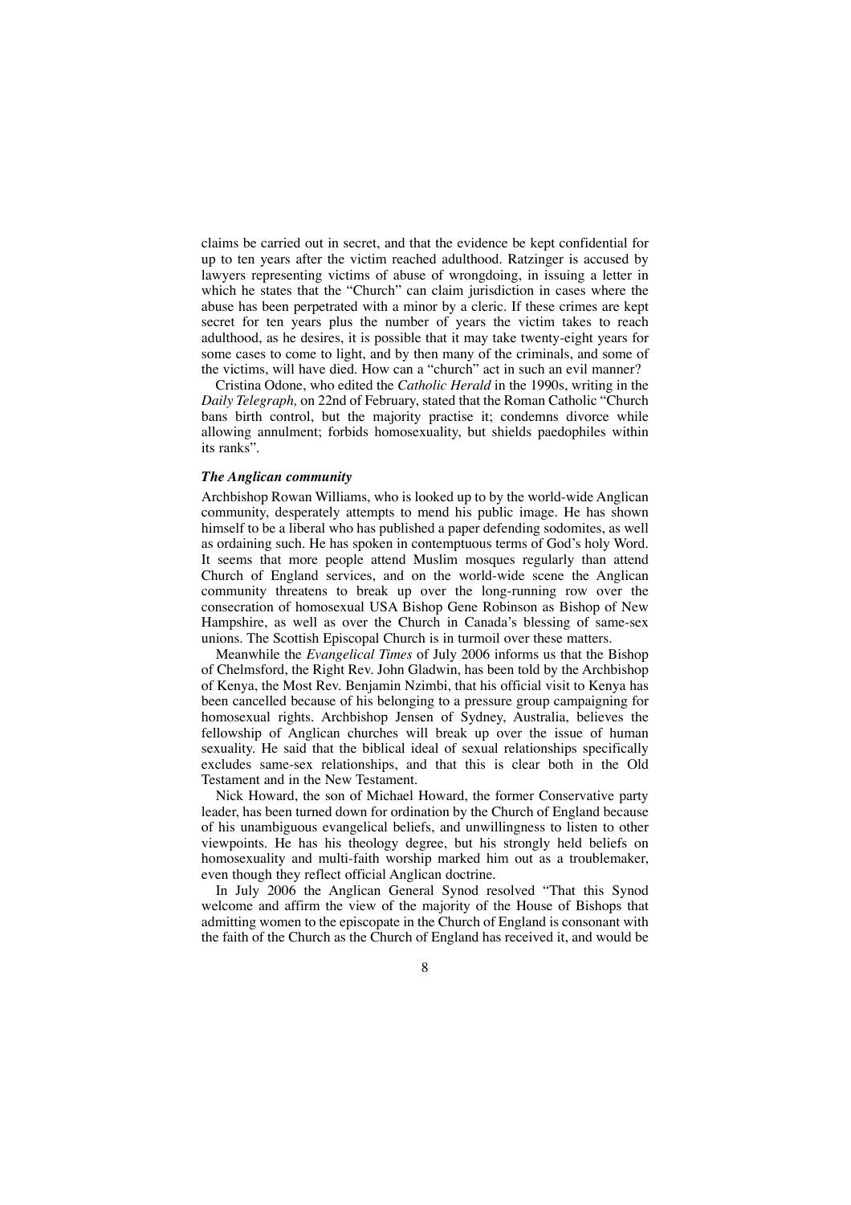claims be carried out in secret, and that the evidence be kept confidential for up to ten years after the victim reached adulthood. Ratzinger is accused by lawyers representing victims of abuse of wrongdoing, in issuing a letter in which he states that the "Church" can claim jurisdiction in cases where the abuse has been perpetrated with a minor by a cleric. If these crimes are kept secret for ten years plus the number of years the victim takes to reach adulthood, as he desires, it is possible that it may take twenty-eight years for some cases to come to light, and by then many of the criminals, and some of the victims, will have died. How can a "church" act in such an evil manner?

Cristina Odone, who edited the *Catholic Herald* in the 1990s, writing in the *Daily Telegraph,* on 22nd of February, stated that the Roman Catholic "Church bans birth control, but the majority practise it; condemns divorce while allowing annulment; forbids homosexuality, but shields paedophiles within its ranks".

### *The Anglican community*

Archbishop Rowan Williams, who is looked up to by the world-wide Anglican community, desperately attempts to mend his public image. He has shown himself to be a liberal who has published a paper defending sodomites, as well as ordaining such. He has spoken in contemptuous terms of God's holy Word. It seems that more people attend Muslim mosques regularly than attend Church of England services, and on the world-wide scene the Anglican community threatens to break up over the long-running row over the consecration of homosexual USA Bishop Gene Robinson as Bishop of New Hampshire, as well as over the Church in Canada's blessing of same-sex unions. The Scottish Episcopal Church is in turmoil over these matters.

Meanwhile the *Evangelical Times* of July 2006 informs us that the Bishop of Chelmsford, the Right Rev. John Gladwin, has been told by the Archbishop of Kenya, the Most Rev. Benjamin Nzimbi, that his official visit to Kenya has been cancelled because of his belonging to a pressure group campaigning for homosexual rights. Archbishop Jensen of Sydney, Australia, believes the fellowship of Anglican churches will break up over the issue of human sexuality. He said that the biblical ideal of sexual relationships specifically excludes same-sex relationships, and that this is clear both in the Old Testament and in the New Testament.

Nick Howard, the son of Michael Howard, the former Conservative party leader, has been turned down for ordination by the Church of England because of his unambiguous evangelical beliefs, and unwillingness to listen to other viewpoints. He has his theology degree, but his strongly held beliefs on homosexuality and multi-faith worship marked him out as a troublemaker, even though they reflect official Anglican doctrine.

In July 2006 the Anglican General Synod resolved "That this Synod welcome and affirm the view of the majority of the House of Bishops that admitting women to the episcopate in the Church of England is consonant with the faith of the Church as the Church of England has received it, and would be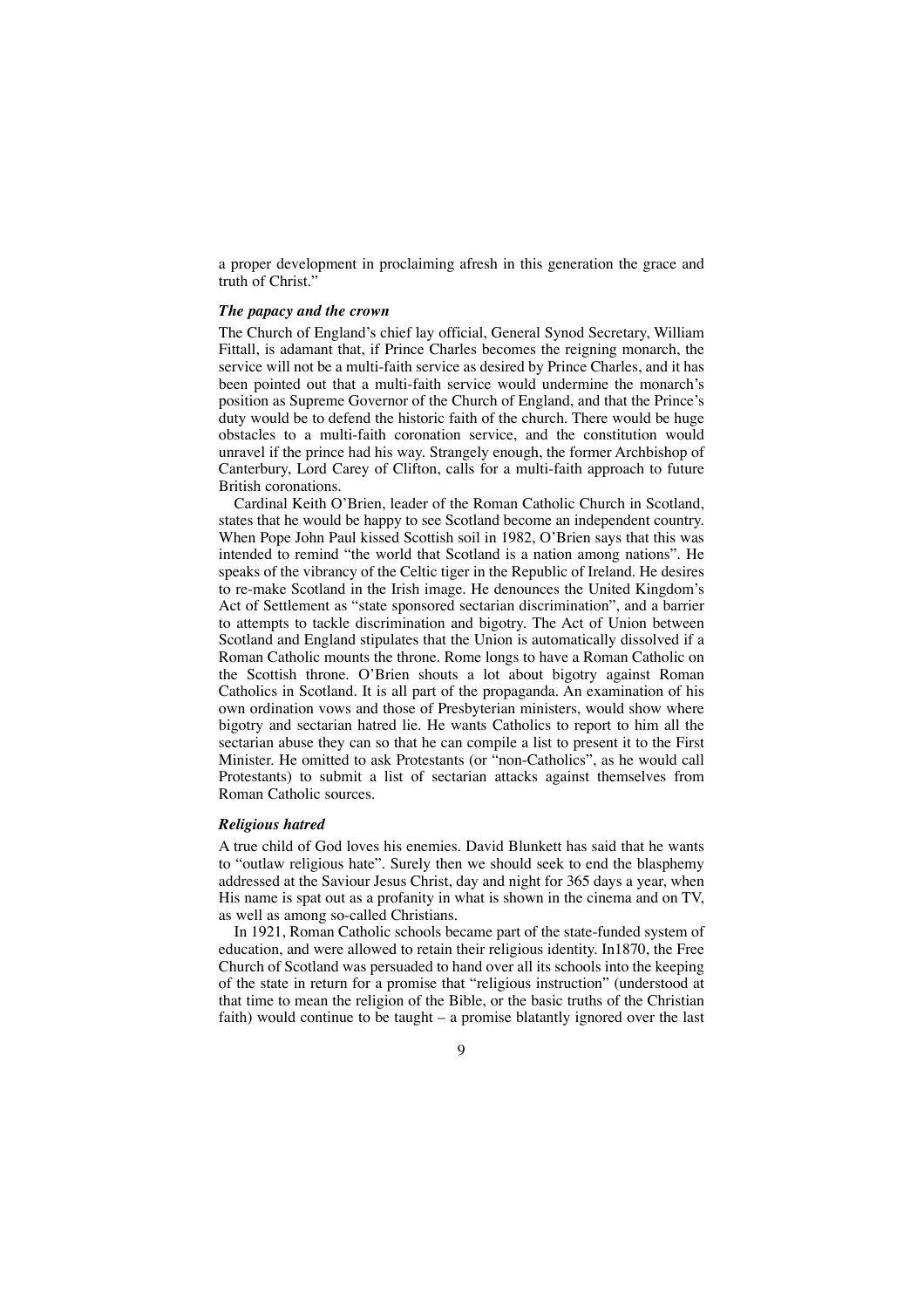a proper development in proclaiming afresh in this generation the grace and truth of Christ."

### *The papacy and the crown*

The Church of England's chief lay official, General Synod Secretary, William Fittall, is adamant that, if Prince Charles becomes the reigning monarch, the service will not be a multi-faith service as desired by Prince Charles, and it has been pointed out that a multi-faith service would undermine the monarch's position as Supreme Governor of the Church of England, and that the Prince's duty would be to defend the historic faith of the church. There would be huge obstacles to a multi-faith coronation service, and the constitution would unravel if the prince had his way. Strangely enough, the former Archbishop of Canterbury, Lord Carey of Clifton, calls for a multi-faith approach to future British coronations.

Cardinal Keith O'Brien, leader of the Roman Catholic Church in Scotland, states that he would be happy to see Scotland become an independent country. When Pope John Paul kissed Scottish soil in 1982, O'Brien says that this was intended to remind "the world that Scotland is a nation among nations". He speaks of the vibrancy of the Celtic tiger in the Republic of Ireland. He desires to re-make Scotland in the Irish image. He denounces the United Kingdom's Act of Settlement as "state sponsored sectarian discrimination", and a barrier to attempts to tackle discrimination and bigotry. The Act of Union between Scotland and England stipulates that the Union is automatically dissolved if a Roman Catholic mounts the throne. Rome longs to have a Roman Catholic on the Scottish throne. O'Brien shouts a lot about bigotry against Roman Catholics in Scotland. It is all part of the propaganda. An examination of his own ordination vows and those of Presbyterian ministers, would show where bigotry and sectarian hatred lie. He wants Catholics to report to him all the sectarian abuse they can so that he can compile a list to present it to the First Minister. He omitted to ask Protestants (or "non-Catholics", as he would call Protestants) to submit a list of sectarian attacks against themselves from Roman Catholic sources.

### *Religious hatred*

A true child of God loves his enemies. David Blunkett has said that he wants to "outlaw religious hate". Surely then we should seek to end the blasphemy addressed at the Saviour Jesus Christ, day and night for 365 days a year, when His name is spat out as a profanity in what is shown in the cinema and on TV, as well as among so-called Christians.

In 1921, Roman Catholic schools became part of the state-funded system of education, and were allowed to retain their religious identity. In1870, the Free Church of Scotland was persuaded to hand over all its schools into the keeping of the state in return for a promise that "religious instruction" (understood at that time to mean the religion of the Bible, or the basic truths of the Christian faith) would continue to be taught – a promise blatantly ignored over the last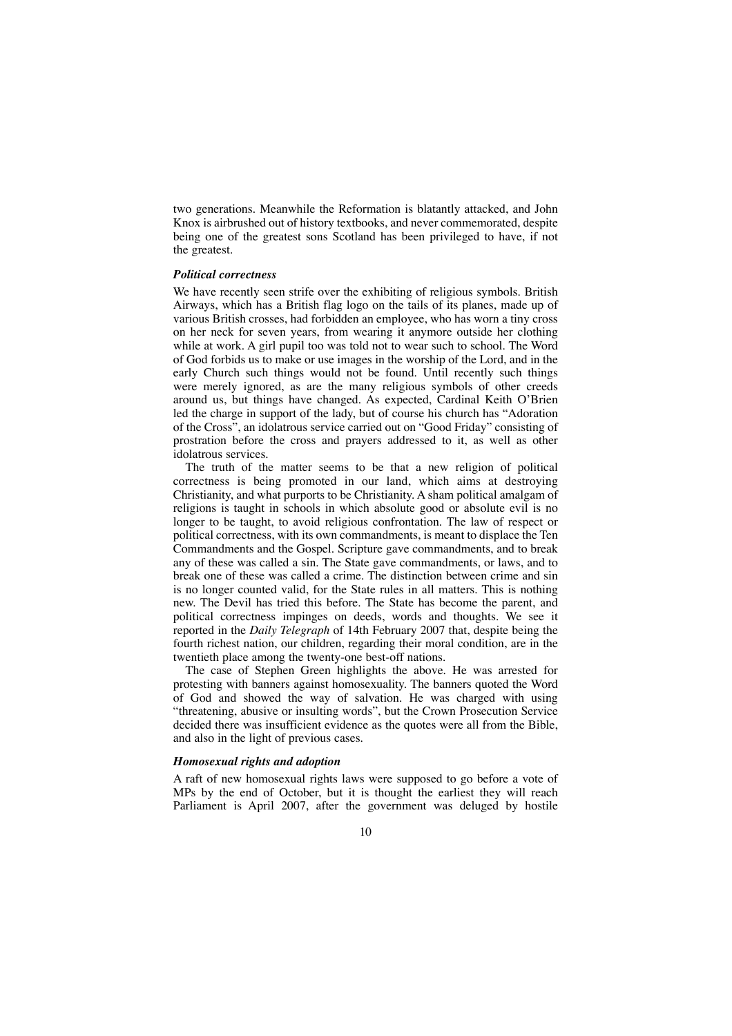two generations. Meanwhile the Reformation is blatantly attacked, and John Knox is airbrushed out of history textbooks, and never commemorated, despite being one of the greatest sons Scotland has been privileged to have, if not the greatest.

### *Political correctness*

We have recently seen strife over the exhibiting of religious symbols. British Airways, which has a British flag logo on the tails of its planes, made up of various British crosses, had forbidden an employee, who has worn a tiny cross on her neck for seven years, from wearing it anymore outside her clothing while at work. A girl pupil too was told not to wear such to school. The Word of God forbids us to make or use images in the worship of the Lord, and in the early Church such things would not be found. Until recently such things were merely ignored, as are the many religious symbols of other creeds around us, but things have changed. As expected, Cardinal Keith O'Brien led the charge in support of the lady, but of course his church has "Adoration of the Cross", an idolatrous service carried out on "Good Friday" consisting of prostration before the cross and prayers addressed to it, as well as other idolatrous services.

The truth of the matter seems to be that a new religion of political correctness is being promoted in our land, which aims at destroying Christianity, and what purports to be Christianity. A sham political amalgam of religions is taught in schools in which absolute good or absolute evil is no longer to be taught, to avoid religious confrontation. The law of respect or political correctness, with its own commandments, is meant to displace the Ten Commandments and the Gospel. Scripture gave commandments, and to break any of these was called a sin. The State gave commandments, or laws, and to break one of these was called a crime. The distinction between crime and sin is no longer counted valid, for the State rules in all matters. This is nothing new. The Devil has tried this before. The State has become the parent, and political correctness impinges on deeds, words and thoughts. We see it reported in the *Daily Telegraph* of 14th February 2007 that, despite being the fourth richest nation, our children, regarding their moral condition, are in the twentieth place among the twenty-one best-off nations.

The case of Stephen Green highlights the above. He was arrested for protesting with banners against homosexuality. The banners quoted the Word of God and showed the way of salvation. He was charged with using "threatening, abusive or insulting words", but the Crown Prosecution Service decided there was insufficient evidence as the quotes were all from the Bible, and also in the light of previous cases.

### *Homosexual rights and adoption*

A raft of new homosexual rights laws were supposed to go before a vote of MPs by the end of October, but it is thought the earliest they will reach Parliament is April 2007, after the government was deluged by hostile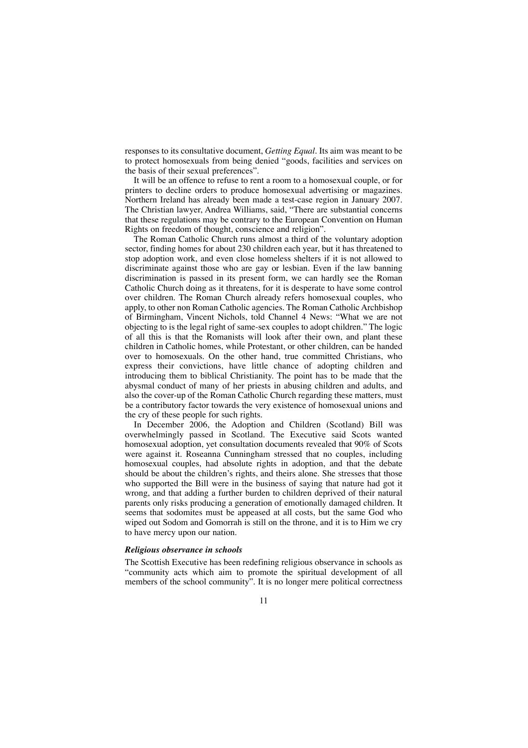responses to its consultative document, *Getting Equal*. Its aim was meant to be to protect homosexuals from being denied "goods, facilities and services on the basis of their sexual preferences".

It will be an offence to refuse to rent a room to a homosexual couple, or for printers to decline orders to produce homosexual advertising or magazines. Northern Ireland has already been made a test-case region in January 2007. The Christian lawyer, Andrea Williams, said, "There are substantial concerns that these regulations may be contrary to the European Convention on Human Rights on freedom of thought, conscience and religion".

The Roman Catholic Church runs almost a third of the voluntary adoption sector, finding homes for about 230 children each year, but it has threatened to stop adoption work, and even close homeless shelters if it is not allowed to discriminate against those who are gay or lesbian. Even if the law banning discrimination is passed in its present form, we can hardly see the Roman Catholic Church doing as it threatens, for it is desperate to have some control over children. The Roman Church already refers homosexual couples, who apply, to other non Roman Catholic agencies. The Roman Catholic Archbishop of Birmingham, Vincent Nichols, told Channel 4 News: "What we are not objecting to is the legal right of same-sex couples to adopt children." The logic of all this is that the Romanists will look after their own, and plant these children in Catholic homes, while Protestant, or other children, can be handed over to homosexuals. On the other hand, true committed Christians, who express their convictions, have little chance of adopting children and introducing them to biblical Christianity. The point has to be made that the abysmal conduct of many of her priests in abusing children and adults, and also the cover-up of the Roman Catholic Church regarding these matters, must be a contributory factor towards the very existence of homosexual unions and the cry of these people for such rights.

In December 2006, the Adoption and Children (Scotland) Bill was overwhelmingly passed in Scotland. The Executive said Scots wanted homosexual adoption, yet consultation documents revealed that 90% of Scots were against it. Roseanna Cunningham stressed that no couples, including homosexual couples, had absolute rights in adoption, and that the debate should be about the children's rights, and theirs alone. She stresses that those who supported the Bill were in the business of saying that nature had got it wrong, and that adding a further burden to children deprived of their natural parents only risks producing a generation of emotionally damaged children. It seems that sodomites must be appeased at all costs, but the same God who wiped out Sodom and Gomorrah is still on the throne, and it is to Him we cry to have mercy upon our nation.

### *Religious observance in schools*

The Scottish Executive has been redefining religious observance in schools as "community acts which aim to promote the spiritual development of all members of the school community". It is no longer mere political correctness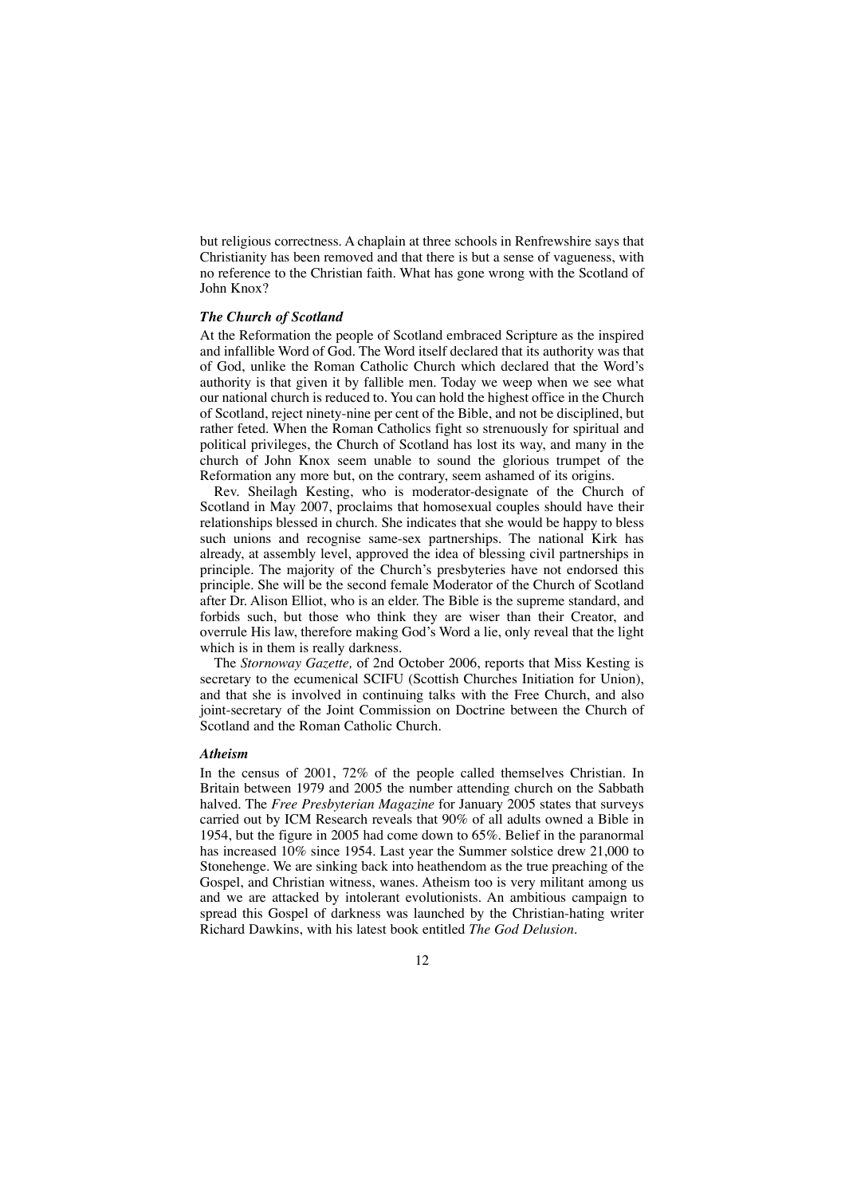but religious correctness. A chaplain at three schools in Renfrewshire says that Christianity has been removed and that there is but a sense of vagueness, with no reference to the Christian faith. What has gone wrong with the Scotland of John Knox?

### *The Church of Scotland*

At the Reformation the people of Scotland embraced Scripture as the inspired and infallible Word of God. The Word itself declared that its authority was that of God, unlike the Roman Catholic Church which declared that the Word's authority is that given it by fallible men. Today we weep when we see what our national church is reduced to. You can hold the highest office in the Church of Scotland, reject ninety-nine per cent of the Bible, and not be disciplined, but rather feted. When the Roman Catholics fight so strenuously for spiritual and political privileges, the Church of Scotland has lost its way, and many in the church of John Knox seem unable to sound the glorious trumpet of the Reformation any more but, on the contrary, seem ashamed of its origins.

Rev. Sheilagh Kesting, who is moderator-designate of the Church of Scotland in May 2007, proclaims that homosexual couples should have their relationships blessed in church. She indicates that she would be happy to bless such unions and recognise same-sex partnerships. The national Kirk has already, at assembly level, approved the idea of blessing civil partnerships in principle. The majority of the Church's presbyteries have not endorsed this principle. She will be the second female Moderator of the Church of Scotland after Dr. Alison Elliot, who is an elder. The Bible is the supreme standard, and forbids such, but those who think they are wiser than their Creator, and overrule His law, therefore making God's Word a lie, only reveal that the light which is in them is really darkness.

The *Stornoway Gazette,* of 2nd October 2006, reports that Miss Kesting is secretary to the ecumenical SCIFU (Scottish Churches Initiation for Union), and that she is involved in continuing talks with the Free Church, and also joint-secretary of the Joint Commission on Doctrine between the Church of Scotland and the Roman Catholic Church.

### *Atheism*

In the census of 2001, 72% of the people called themselves Christian. In Britain between 1979 and 2005 the number attending church on the Sabbath halved. The *Free Presbyterian Magazine* for January 2005 states that surveys carried out by ICM Research reveals that 90% of all adults owned a Bible in 1954, but the figure in 2005 had come down to 65%. Belief in the paranormal has increased 10% since 1954. Last year the Summer solstice drew 21,000 to Stonehenge. We are sinking back into heathendom as the true preaching of the Gospel, and Christian witness, wanes. Atheism too is very militant among us and we are attacked by intolerant evolutionists. An ambitious campaign to spread this Gospel of darkness was launched by the Christian-hating writer Richard Dawkins, with his latest book entitled *The God Delusion*.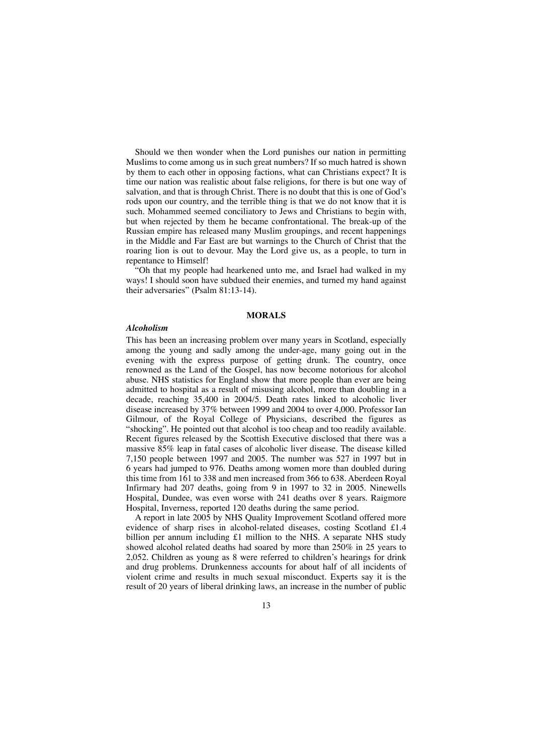Should we then wonder when the Lord punishes our nation in permitting Muslims to come among us in such great numbers? If so much hatred is shown by them to each other in opposing factions, what can Christians expect? It is time our nation was realistic about false religions, for there is but one way of salvation, and that is through Christ. There is no doubt that this is one of God's rods upon our country, and the terrible thing is that we do not know that it is such. Mohammed seemed conciliatory to Jews and Christians to begin with, but when rejected by them he became confrontational. The break-up of the Russian empire has released many Muslim groupings, and recent happenings in the Middle and Far East are but warnings to the Church of Christ that the roaring lion is out to devour. May the Lord give us, as a people, to turn in repentance to Himself!

"Oh that my people had hearkened unto me, and Israel had walked in my ways! I should soon have subdued their enemies, and turned my hand against their adversaries" (Psalm 81:13-14).

## MORALS

### *Alcoholism*

This has been an increasing problem over many years in Scotland, especially among the young and sadly among the under-age, many going out in the evening with the express purpose of getting drunk. The country, once renowned as the Land of the Gospel, has now become notorious for alcohol abuse. NHS statistics for England show that more people than ever are being admitted to hospital as a result of misusing alcohol, more than doubling in a decade, reaching 35,400 in 2004/5. Death rates linked to alcoholic liver disease increased by 37% between 1999 and 2004 to over 4,000. Professor Ian Gilmour, of the Royal College of Physicians, described the figures as "shocking". He pointed out that alcohol is too cheap and too readily available. Recent figures released by the Scottish Executive disclosed that there was a massive 85% leap in fatal cases of alcoholic liver disease. The disease killed 7,150 people between 1997 and 2005. The number was 527 in 1997 but in 6 years had jumped to 976. Deaths among women more than doubled during this time from 161 to 338 and men increased from 366 to 638. Aberdeen Royal Infirmary had 207 deaths, going from 9 in 1997 to 32 in 2005. Ninewells Hospital, Dundee, was even worse with 241 deaths over 8 years. Raigmore Hospital, Inverness, reported 120 deaths during the same period.

A report in late 2005 by NHS Quality Improvement Scotland offered more evidence of sharp rises in alcohol-related diseases, costing Scotland £1.4 billion per annum including £1 million to the NHS. A separate NHS study showed alcohol related deaths had soared by more than 250% in 25 years to 2,052. Children as young as 8 were referred to children's hearings for drink and drug problems. Drunkenness accounts for about half of all incidents of violent crime and results in much sexual misconduct. Experts say it is the result of 20 years of liberal drinking laws, an increase in the number of public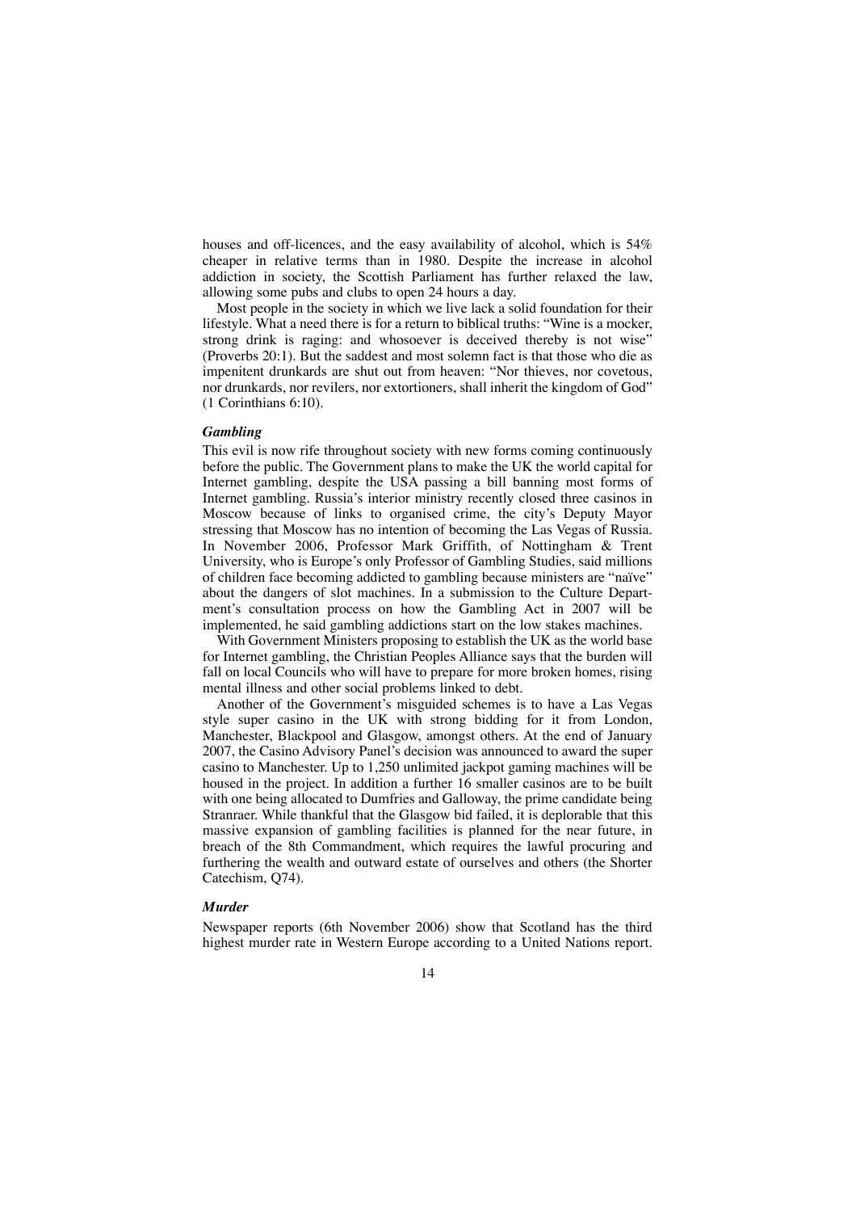houses and off-licences, and the easy availability of alcohol, which is 54% cheaper in relative terms than in 1980. Despite the increase in alcohol addiction in society, the Scottish Parliament has further relaxed the law, allowing some pubs and clubs to open 24 hours a day.

Most people in the society in which we live lack a solid foundation for their lifestyle. What a need there is for a return to biblical truths: "Wine is a mocker, strong drink is raging: and whosoever is deceived thereby is not wise" (Proverbs 20:1). But the saddest and most solemn fact is that those who die as impenitent drunkards are shut out from heaven: "Nor thieves, nor covetous, nor drunkards, nor revilers, nor extortioners, shall inherit the kingdom of God" (1 Corinthians 6:10).

### *Gambling*

This evil is now rife throughout society with new forms coming continuously before the public. The Government plans to make the UK the world capital for Internet gambling, despite the USA passing a bill banning most forms of Internet gambling. Russia's interior ministry recently closed three casinos in Moscow because of links to organised crime, the city's Deputy Mayor stressing that Moscow has no intention of becoming the Las Vegas of Russia. In November 2006, Professor Mark Griffith, of Nottingham & Trent University, who is Europe's only Professor of Gambling Studies, said millions of children face becoming addicted to gambling because ministers are "naïve" about the dangers of slot machines. In a submission to the Culture Department's consultation process on how the Gambling Act in 2007 will be implemented, he said gambling addictions start on the low stakes machines.

With Government Ministers proposing to establish the UK as the world base for Internet gambling, the Christian Peoples Alliance says that the burden will fall on local Councils who will have to prepare for more broken homes, rising mental illness and other social problems linked to debt.

Another of the Government's misguided schemes is to have a Las Vegas style super casino in the UK with strong bidding for it from London, Manchester, Blackpool and Glasgow, amongst others. At the end of January 2007, the Casino Advisory Panel's decision was announced to award the super casino to Manchester. Up to 1,250 unlimited jackpot gaming machines will be housed in the project. In addition a further 16 smaller casinos are to be built with one being allocated to Dumfries and Galloway, the prime candidate being Stranraer. While thankful that the Glasgow bid failed, it is deplorable that this massive expansion of gambling facilities is planned for the near future, in breach of the 8th Commandment, which requires the lawful procuring and furthering the wealth and outward estate of ourselves and others (the Shorter Catechism, Q74).

### *Murder*

Newspaper reports (6th November 2006) show that Scotland has the third highest murder rate in Western Europe according to a United Nations report.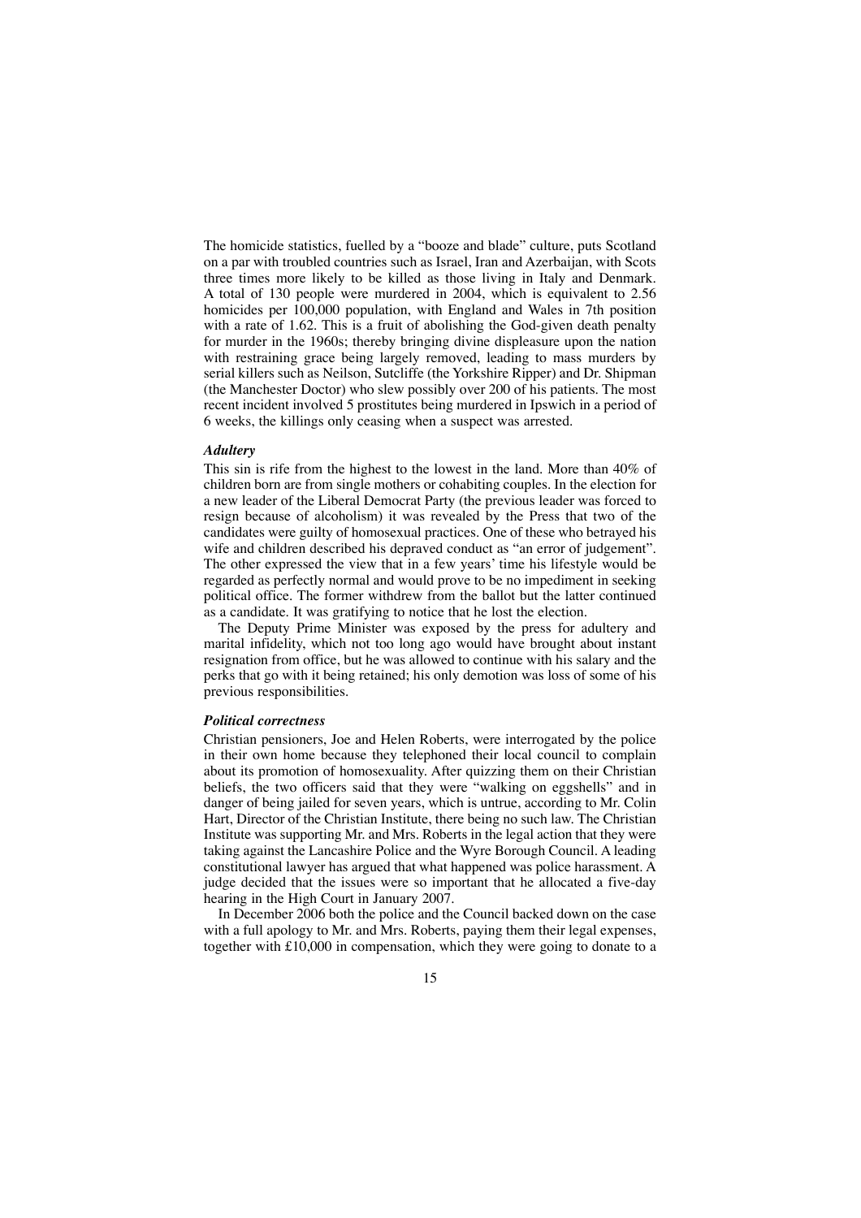The homicide statistics, fuelled by a "booze and blade" culture, puts Scotland on a par with troubled countries such as Israel, Iran and Azerbaijan, with Scots three times more likely to be killed as those living in Italy and Denmark. A total of 130 people were murdered in 2004, which is equivalent to 2.56 homicides per 100,000 population, with England and Wales in 7th position with a rate of 1.62. This is a fruit of abolishing the God-given death penalty for murder in the 1960s; thereby bringing divine displeasure upon the nation with restraining grace being largely removed, leading to mass murders by serial killers such as Neilson, Sutcliffe (the Yorkshire Ripper) and Dr. Shipman (the Manchester Doctor) who slew possibly over 200 of his patients. The most recent incident involved 5 prostitutes being murdered in Ipswich in a period of 6 weeks, the killings only ceasing when a suspect was arrested.

***Adultery***

This sin is rife from the highest to the lowest in the land. More than 40% of children born are from single mothers or cohabiting couples. In the election for a new leader of the Liberal Democrat Party (the previous leader was forced to resign because of alcoholism) it was revealed by the Press that two of the candidates were guilty of homosexual practices. One of these who betrayed his wife and children described his depraved conduct as "an error of judgement". The other expressed the view that in a few years' time his lifestyle would be regarded as perfectly normal and would prove to be no impediment in seeking political office. The former withdrew from the ballot but the latter continued as a candidate. It was gratifying to notice that he lost the election.

The Deputy Prime Minister was exposed by the press for adultery and marital infidelity, which not too long ago would have brought about instant resignation from office, but he was allowed to continue with his salary and the perks that go with it being retained; his only demotion was loss of some of his previous responsibilities.

***Political correctness***

Christian pensioners, Joe and Helen Roberts, were interrogated by the police in their own home because they telephoned their local council to complain about its promotion of homosexuality. After quizzing them on their Christian beliefs, the two officers said that they were "walking on eggshells" and in danger of being jailed for seven years, which is untrue, according to Mr. Colin Hart, Director of the Christian Institute, there being no such law. The Christian Institute was supporting Mr. and Mrs. Roberts in the legal action that they were taking against the Lancashire Police and the Wyre Borough Council. A leading constitutional lawyer has argued that what happened was police harassment. A judge decided that the issues were so important that he allocated a five-day hearing in the High Court in January 2007.

In December 2006 both the police and the Council backed down on the case with a full apology to Mr. and Mrs. Roberts, paying them their legal expenses, together with £10,000 in compensation, which they were going to donate to a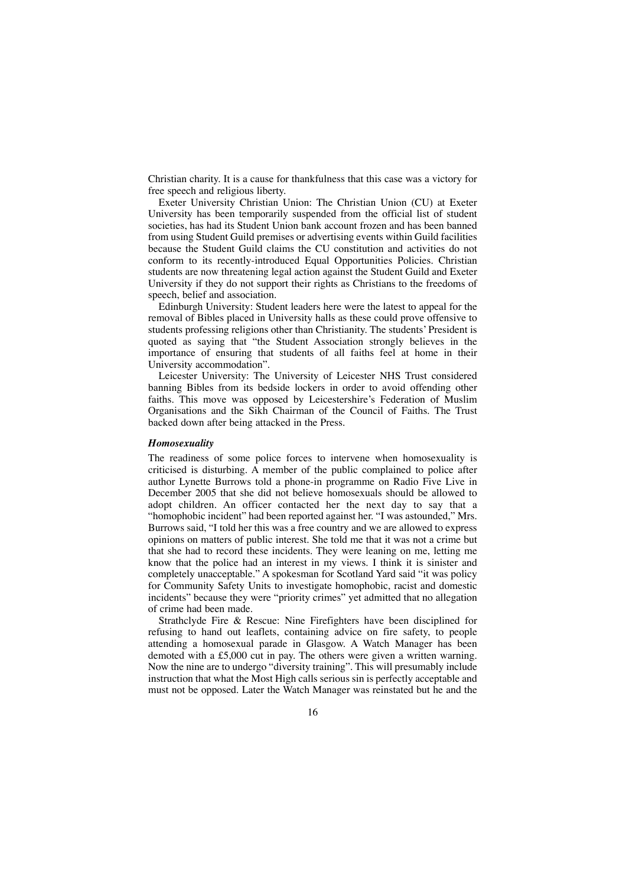Christian charity. It is a cause for thankfulness that this case was a victory for free speech and religious liberty.

Exeter University Christian Union: The Christian Union (CU) at Exeter University has been temporarily suspended from the official list of student societies, has had its Student Union bank account frozen and has been banned from using Student Guild premises or advertising events within Guild facilities because the Student Guild claims the CU constitution and activities do not conform to its recently-introduced Equal Opportunities Policies. Christian students are now threatening legal action against the Student Guild and Exeter University if they do not support their rights as Christians to the freedoms of speech, belief and association.

Edinburgh University: Student leaders here were the latest to appeal for the removal of Bibles placed in University halls as these could prove offensive to students professing religions other than Christianity. The students' President is quoted as saying that "the Student Association strongly believes in the importance of ensuring that students of all faiths feel at home in their University accommodation".

Leicester University: The University of Leicester NHS Trust considered banning Bibles from its bedside lockers in order to avoid offending other faiths. This move was opposed by Leicestershire's Federation of Muslim Organisations and the Sikh Chairman of the Council of Faiths. The Trust backed down after being attacked in the Press.

### *Homosexuality*

The readiness of some police forces to intervene when homosexuality is criticised is disturbing. A member of the public complained to police after author Lynette Burrows told a phone-in programme on Radio Five Live in December 2005 that she did not believe homosexuals should be allowed to adopt children. An officer contacted her the next day to say that a "homophobic incident" had been reported against her. "I was astounded," Mrs. Burrows said, "I told her this was a free country and we are allowed to express opinions on matters of public interest. She told me that it was not a crime but that she had to record these incidents. They were leaning on me, letting me know that the police had an interest in my views. I think it is sinister and completely unacceptable." A spokesman for Scotland Yard said "it was policy for Community Safety Units to investigate homophobic, racist and domestic incidents" because they were "priority crimes" yet admitted that no allegation of crime had been made.

Strathclyde Fire & Rescue: Nine Firefighters have been disciplined for refusing to hand out leaflets, containing advice on fire safety, to people attending a homosexual parade in Glasgow. A Watch Manager has been demoted with a £5,000 cut in pay. The others were given a written warning. Now the nine are to undergo "diversity training". This will presumably include instruction that what the Most High calls serious sin is perfectly acceptable and must not be opposed. Later the Watch Manager was reinstated but he and the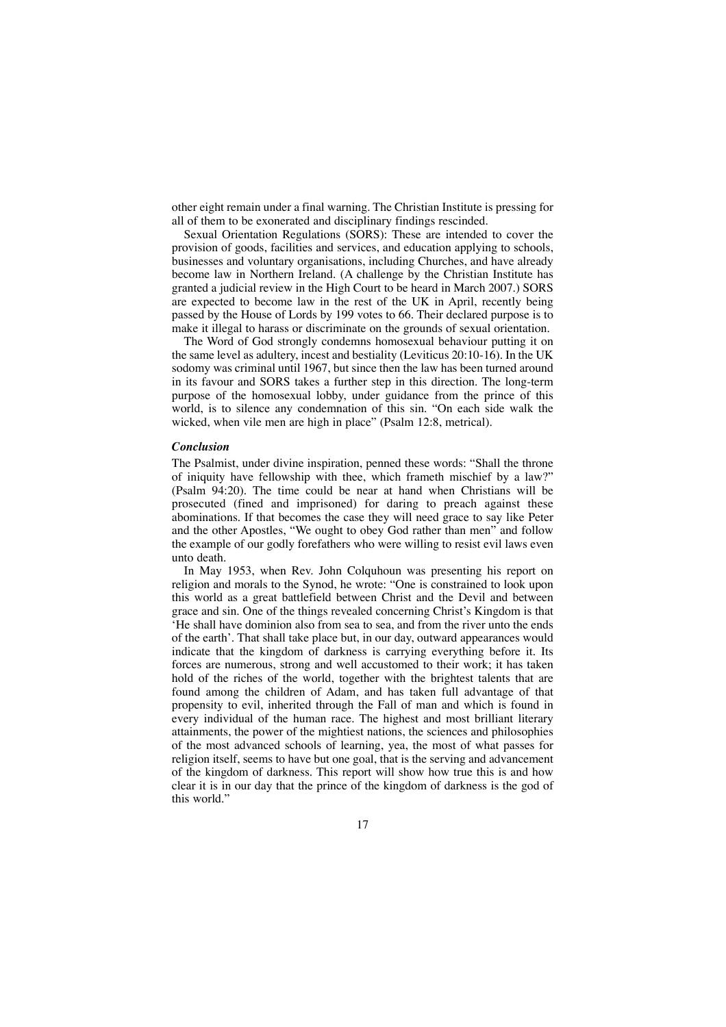other eight remain under a final warning. The Christian Institute is pressing for all of them to be exonerated and disciplinary findings rescinded.

Sexual Orientation Regulations (SORS): These are intended to cover the provision of goods, facilities and services, and education applying to schools, businesses and voluntary organisations, including Churches, and have already become law in Northern Ireland. (A challenge by the Christian Institute has granted a judicial review in the High Court to be heard in March 2007.) SORS are expected to become law in the rest of the UK in April, recently being passed by the House of Lords by 199 votes to 66. Their declared purpose is to make it illegal to harass or discriminate on the grounds of sexual orientation.

The Word of God strongly condemns homosexual behaviour putting it on the same level as adultery, incest and bestiality (Leviticus 20:10-16). In the UK sodomy was criminal until 1967, but since then the law has been turned around in its favour and SORS takes a further step in this direction. The long-term purpose of the homosexual lobby, under guidance from the prince of this world, is to silence any condemnation of this sin. "On each side walk the wicked, when vile men are high in place" (Psalm 12:8, metrical).

### *Conclusion*

The Psalmist, under divine inspiration, penned these words: "Shall the throne of iniquity have fellowship with thee, which frameth mischief by a law?" (Psalm 94:20). The time could be near at hand when Christians will be prosecuted (fined and imprisoned) for daring to preach against these abominations. If that becomes the case they will need grace to say like Peter and the other Apostles, "We ought to obey God rather than men" and follow the example of our godly forefathers who were willing to resist evil laws even unto death.

In May 1953, when Rev. John Colquhoun was presenting his report on religion and morals to the Synod, he wrote: "One is constrained to look upon this world as a great battlefield between Christ and the Devil and between grace and sin. One of the things revealed concerning Christ's Kingdom is that 'He shall have dominion also from sea to sea, and from the river unto the ends of the earth'. That shall take place but, in our day, outward appearances would indicate that the kingdom of darkness is carrying everything before it. Its forces are numerous, strong and well accustomed to their work; it has taken hold of the riches of the world, together with the brightest talents that are found among the children of Adam, and has taken full advantage of that propensity to evil, inherited through the Fall of man and which is found in every individual of the human race. The highest and most brilliant literary attainments, the power of the mightiest nations, the sciences and philosophies of the most advanced schools of learning, yea, the most of what passes for religion itself, seems to have but one goal, that is the serving and advancement of the kingdom of darkness. This report will show how true this is and how clear it is in our day that the prince of the kingdom of darkness is the god of this world."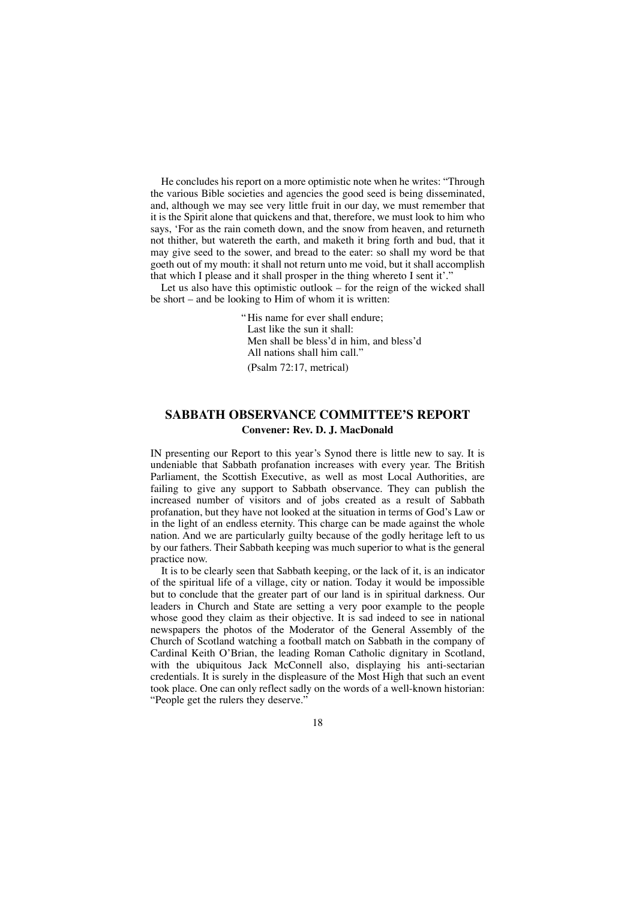He concludes his report on a more optimistic note when he writes: "Through the various Bible societies and agencies the good seed is being disseminated, and, although we may see very little fruit in our day, we must remember that it is the Spirit alone that quickens and that, therefore, we must look to him who says, 'For as the rain cometh down, and the snow from heaven, and returneth not thither, but watereth the earth, and maketh it bring forth and bud, that it may give seed to the sower, and bread to the eater: so shall my word be that goeth out of my mouth: it shall not return unto me void, but it shall accomplish that which I please and it shall prosper in the thing whereto I sent it'."

Let us also have this optimistic outlook – for the reign of the wicked shall be short – and be looking to Him of whom it is written:

> "His name for ever shall endure;
> Last like the sun it shall:
> Men shall be bless'd in him, and bless'd
> All nations shall him call."
>
> (Psalm 72:17, metrical)

## SABBATH OBSERVANCE COMMITTEE'S REPORT

**Convener: Rev. D. J. MacDonald**

IN presenting our Report to this year's Synod there is little new to say. It is undeniable that Sabbath profanation increases with every year. The British Parliament, the Scottish Executive, as well as most Local Authorities, are failing to give any support to Sabbath observance. They can publish the increased number of visitors and of jobs created as a result of Sabbath profanation, but they have not looked at the situation in terms of God's Law or in the light of an endless eternity. This charge can be made against the whole nation. And we are particularly guilty because of the godly heritage left to us by our fathers. Their Sabbath keeping was much superior to what is the general practice now.

It is to be clearly seen that Sabbath keeping, or the lack of it, is an indicator of the spiritual life of a village, city or nation. Today it would be impossible but to conclude that the greater part of our land is in spiritual darkness. Our leaders in Church and State are setting a very poor example to the people whose good they claim as their objective. It is sad indeed to see in national newspapers the photos of the Moderator of the General Assembly of the Church of Scotland watching a football match on Sabbath in the company of Cardinal Keith O'Brian, the leading Roman Catholic dignitary in Scotland, with the ubiquitous Jack McConnell also, displaying his anti-sectarian credentials. It is surely in the displeasure of the Most High that such an event took place. One can only reflect sadly on the words of a well-known historian: "People get the rulers they deserve."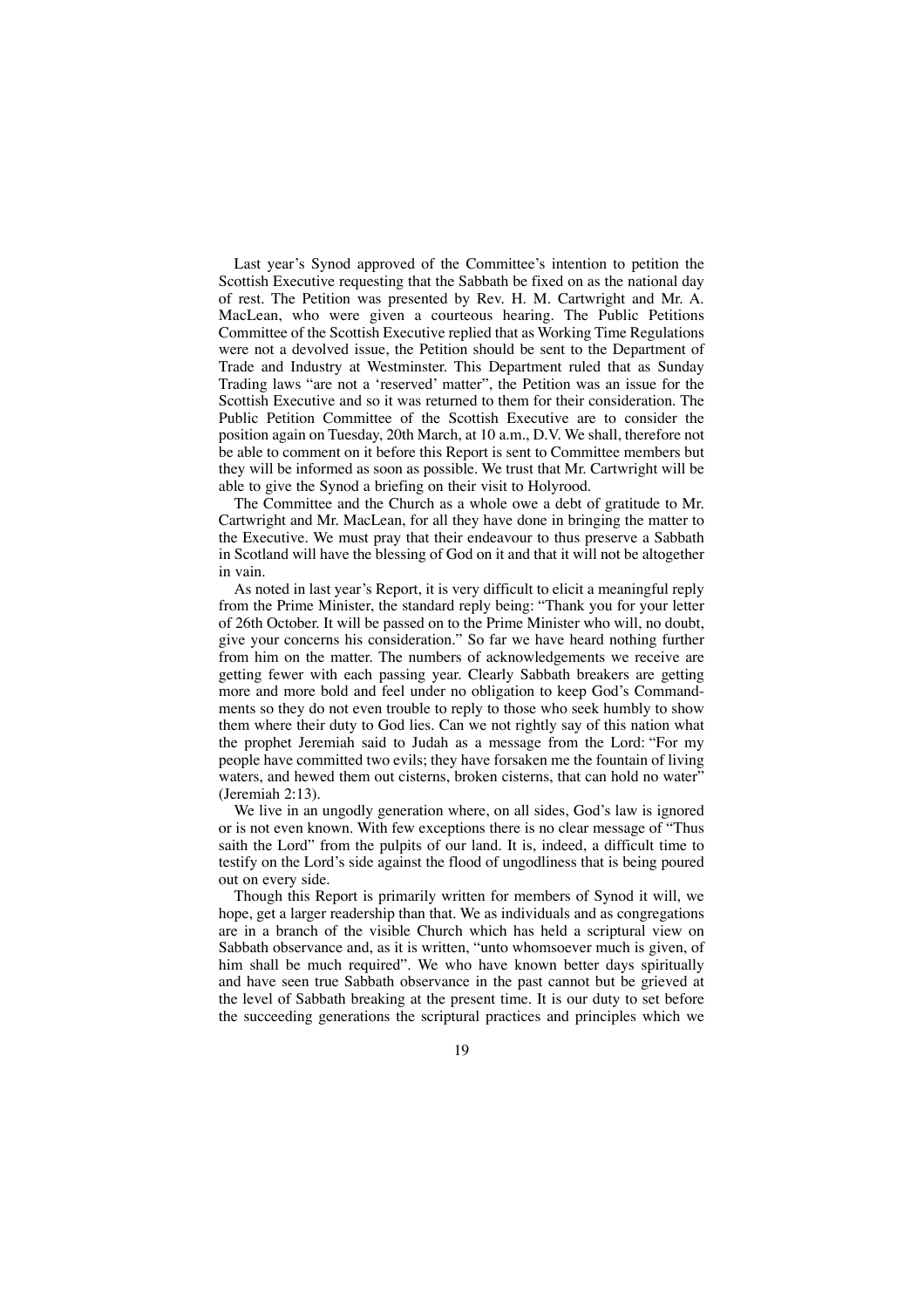Last year's Synod approved of the Committee's intention to petition the Scottish Executive requesting that the Sabbath be fixed on as the national day of rest. The Petition was presented by Rev. H. M. Cartwright and Mr. A. MacLean, who were given a courteous hearing. The Public Petitions Committee of the Scottish Executive replied that as Working Time Regulations were not a devolved issue, the Petition should be sent to the Department of Trade and Industry at Westminster. This Department ruled that as Sunday Trading laws "are not a 'reserved' matter", the Petition was an issue for the Scottish Executive and so it was returned to them for their consideration. The Public Petition Committee of the Scottish Executive are to consider the position again on Tuesday, 20th March, at 10 a.m., D.V. We shall, therefore not be able to comment on it before this Report is sent to Committee members but they will be informed as soon as possible. We trust that Mr. Cartwright will be able to give the Synod a briefing on their visit to Holyrood.

The Committee and the Church as a whole owe a debt of gratitude to Mr. Cartwright and Mr. MacLean, for all they have done in bringing the matter to the Executive. We must pray that their endeavour to thus preserve a Sabbath in Scotland will have the blessing of God on it and that it will not be altogether in vain.

As noted in last year's Report, it is very difficult to elicit a meaningful reply from the Prime Minister, the standard reply being: "Thank you for your letter of 26th October. It will be passed on to the Prime Minister who will, no doubt, give your concerns his consideration." So far we have heard nothing further from him on the matter. The numbers of acknowledgements we receive are getting fewer with each passing year. Clearly Sabbath breakers are getting more and more bold and feel under no obligation to keep God's Commandments so they do not even trouble to reply to those who seek humbly to show them where their duty to God lies. Can we not rightly say of this nation what the prophet Jeremiah said to Judah as a message from the Lord: "For my people have committed two evils; they have forsaken me the fountain of living waters, and hewed them out cisterns, broken cisterns, that can hold no water" (Jeremiah 2:13).

We live in an ungodly generation where, on all sides, God's law is ignored or is not even known. With few exceptions there is no clear message of "Thus saith the Lord" from the pulpits of our land. It is, indeed, a difficult time to testify on the Lord's side against the flood of ungodliness that is being poured out on every side.

Though this Report is primarily written for members of Synod it will, we hope, get a larger readership than that. We as individuals and as congregations are in a branch of the visible Church which has held a scriptural view on Sabbath observance and, as it is written, "unto whomsoever much is given, of him shall be much required". We who have known better days spiritually and have seen true Sabbath observance in the past cannot but be grieved at the level of Sabbath breaking at the present time. It is our duty to set before the succeeding generations the scriptural practices and principles which we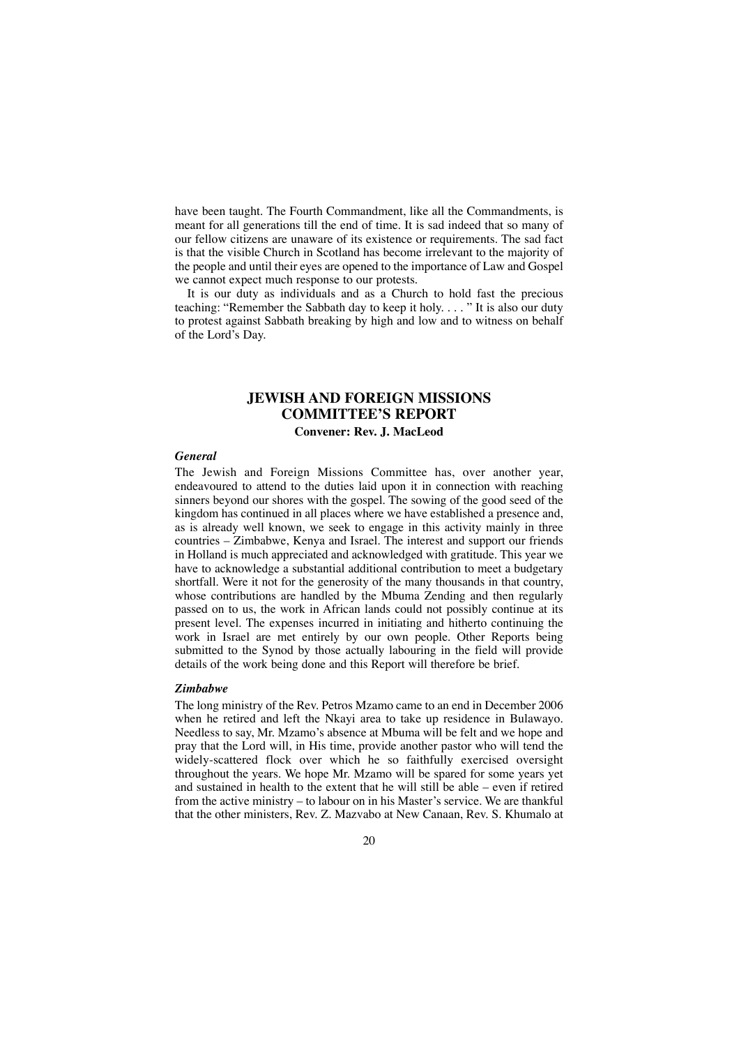have been taught. The Fourth Commandment, like all the Commandments, is meant for all generations till the end of time. It is sad indeed that so many of our fellow citizens are unaware of its existence or requirements. The sad fact is that the visible Church in Scotland has become irrelevant to the majority of the people and until their eyes are opened to the importance of Law and Gospel we cannot expect much response to our protests.

It is our duty as individuals and as a Church to hold fast the precious teaching: "Remember the Sabbath day to keep it holy. . . . " It is also our duty to protest against Sabbath breaking by high and low and to witness on behalf of the Lord's Day.

## JEWISH AND FOREIGN MISSIONS COMMITTEE'S REPORT

**Convener: Rev. J. MacLeod**

### *General*

The Jewish and Foreign Missions Committee has, over another year, endeavoured to attend to the duties laid upon it in connection with reaching sinners beyond our shores with the gospel. The sowing of the good seed of the kingdom has continued in all places where we have established a presence and, as is already well known, we seek to engage in this activity mainly in three countries – Zimbabwe, Kenya and Israel. The interest and support our friends in Holland is much appreciated and acknowledged with gratitude. This year we have to acknowledge a substantial additional contribution to meet a budgetary shortfall. Were it not for the generosity of the many thousands in that country, whose contributions are handled by the Mbuma Zending and then regularly passed on to us, the work in African lands could not possibly continue at its present level. The expenses incurred in initiating and hitherto continuing the work in Israel are met entirely by our own people. Other Reports being submitted to the Synod by those actually labouring in the field will provide details of the work being done and this Report will therefore be brief.

### *Zimbabwe*

The long ministry of the Rev. Petros Mzamo came to an end in December 2006 when he retired and left the Nkayi area to take up residence in Bulawayo. Needless to say, Mr. Mzamo's absence at Mbuma will be felt and we hope and pray that the Lord will, in His time, provide another pastor who will tend the widely-scattered flock over which he so faithfully exercised oversight throughout the years. We hope Mr. Mzamo will be spared for some years yet and sustained in health to the extent that he will still be able – even if retired from the active ministry – to labour on in his Master's service. We are thankful that the other ministers, Rev. Z. Mazvabo at New Canaan, Rev. S. Khumalo at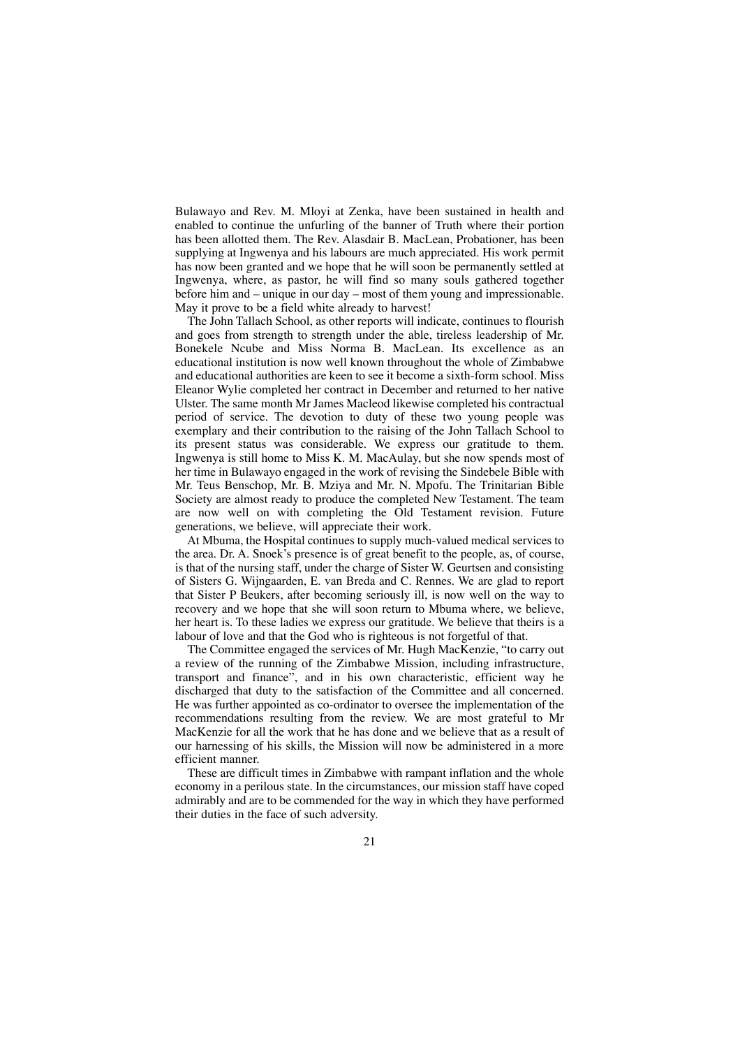Bulawayo and Rev. M. Mloyi at Zenka, have been sustained in health and enabled to continue the unfurling of the banner of Truth where their portion has been allotted them. The Rev. Alasdair B. MacLean, Probationer, has been supplying at Ingwenya and his labours are much appreciated. His work permit has now been granted and we hope that he will soon be permanently settled at Ingwenya, where, as pastor, he will find so many souls gathered together before him and – unique in our day – most of them young and impressionable. May it prove to be a field white already to harvest!

The John Tallach School, as other reports will indicate, continues to flourish and goes from strength to strength under the able, tireless leadership of Mr. Bonekele Ncube and Miss Norma B. MacLean. Its excellence as an educational institution is now well known throughout the whole of Zimbabwe and educational authorities are keen to see it become a sixth-form school. Miss Eleanor Wylie completed her contract in December and returned to her native Ulster. The same month Mr James Macleod likewise completed his contractual period of service. The devotion to duty of these two young people was exemplary and their contribution to the raising of the John Tallach School to its present status was considerable. We express our gratitude to them. Ingwenya is still home to Miss K. M. MacAulay, but she now spends most of her time in Bulawayo engaged in the work of revising the Sindebele Bible with Mr. Teus Benschop, Mr. B. Mziya and Mr. N. Mpofu. The Trinitarian Bible Society are almost ready to produce the completed New Testament. The team are now well on with completing the Old Testament revision. Future generations, we believe, will appreciate their work.

At Mbuma, the Hospital continues to supply much-valued medical services to the area. Dr. A. Snoek's presence is of great benefit to the people, as, of course, is that of the nursing staff, under the charge of Sister W. Geurtsen and consisting of Sisters G. Wijngaarden, E. van Breda and C. Rennes. We are glad to report that Sister P Beukers, after becoming seriously ill, is now well on the way to recovery and we hope that she will soon return to Mbuma where, we believe, her heart is. To these ladies we express our gratitude. We believe that theirs is a labour of love and that the God who is righteous is not forgetful of that.

The Committee engaged the services of Mr. Hugh MacKenzie, "to carry out a review of the running of the Zimbabwe Mission, including infrastructure, transport and finance", and in his own characteristic, efficient way he discharged that duty to the satisfaction of the Committee and all concerned. He was further appointed as co-ordinator to oversee the implementation of the recommendations resulting from the review. We are most grateful to Mr MacKenzie for all the work that he has done and we believe that as a result of our harnessing of his skills, the Mission will now be administered in a more efficient manner.

These are difficult times in Zimbabwe with rampant inflation and the whole economy in a perilous state. In the circumstances, our mission staff have coped admirably and are to be commended for the way in which they have performed their duties in the face of such adversity.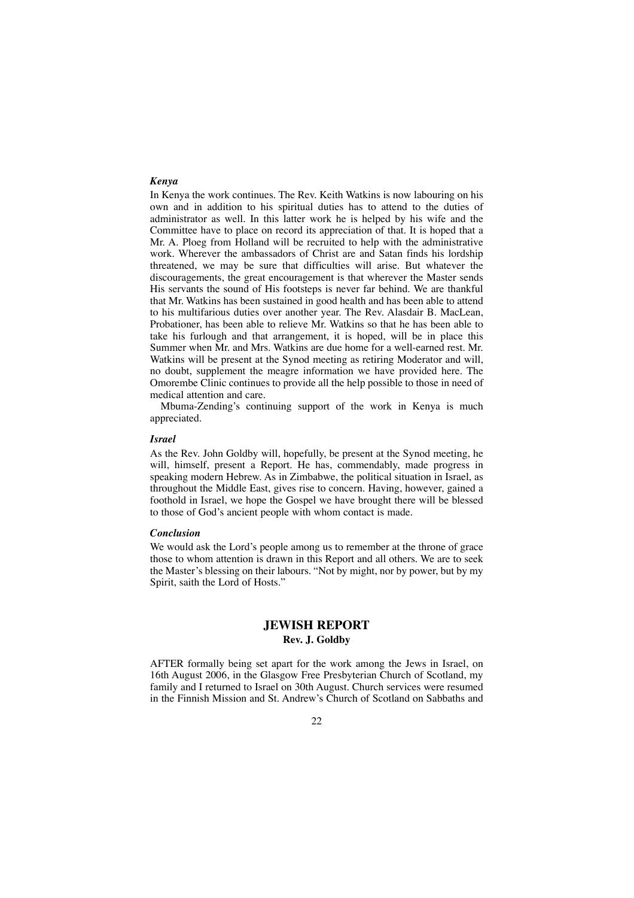### *Kenya*

In Kenya the work continues. The Rev. Keith Watkins is now labouring on his own and in addition to his spiritual duties has to attend to the duties of administrator as well. In this latter work he is helped by his wife and the Committee have to place on record its appreciation of that. It is hoped that a Mr. A. Ploeg from Holland will be recruited to help with the administrative work. Wherever the ambassadors of Christ are and Satan finds his lordship threatened, we may be sure that difficulties will arise. But whatever the discouragements, the great encouragement is that wherever the Master sends His servants the sound of His footsteps is never far behind. We are thankful that Mr. Watkins has been sustained in good health and has been able to attend to his multifarious duties over another year. The Rev. Alasdair B. MacLean, Probationer, has been able to relieve Mr. Watkins so that he has been able to take his furlough and that arrangement, it is hoped, will be in place this Summer when Mr. and Mrs. Watkins are due home for a well-earned rest. Mr. Watkins will be present at the Synod meeting as retiring Moderator and will, no doubt, supplement the meagre information we have provided here. The Omorembe Clinic continues to provide all the help possible to those in need of medical attention and care.

Mbuma-Zending's continuing support of the work in Kenya is much appreciated.

### *Israel*

As the Rev. John Goldby will, hopefully, be present at the Synod meeting, he will, himself, present a Report. He has, commendably, made progress in speaking modern Hebrew. As in Zimbabwe, the political situation in Israel, as throughout the Middle East, gives rise to concern. Having, however, gained a foothold in Israel, we hope the Gospel we have brought there will be blessed to those of God's ancient people with whom contact is made.

### *Conclusion*

We would ask the Lord's people among us to remember at the throne of grace those to whom attention is drawn in this Report and all others. We are to seek the Master's blessing on their labours. "Not by might, nor by power, but by my Spirit, saith the Lord of Hosts."

## JEWISH REPORT

**Rev. J. Goldby**

AFTER formally being set apart for the work among the Jews in Israel, on 16th August 2006, in the Glasgow Free Presbyterian Church of Scotland, my family and I returned to Israel on 30th August. Church services were resumed in the Finnish Mission and St. Andrew's Church of Scotland on Sabbaths and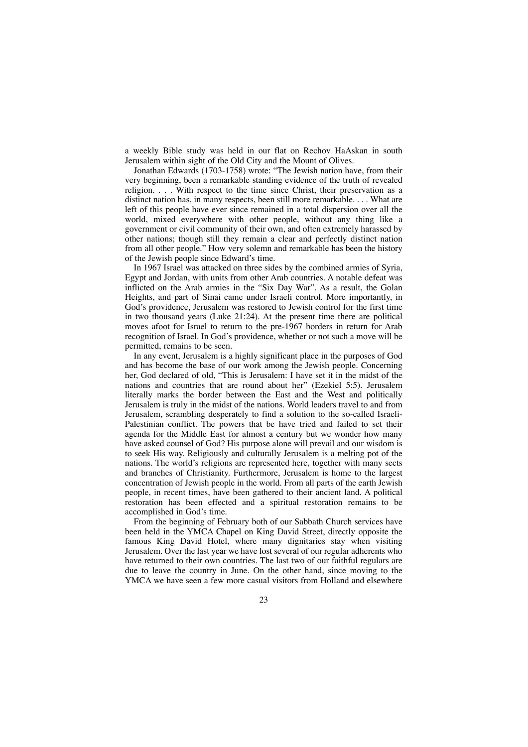a weekly Bible study was held in our flat on Rechov HaAskan in south Jerusalem within sight of the Old City and the Mount of Olives.

Jonathan Edwards (1703-1758) wrote: "The Jewish nation have, from their very beginning, been a remarkable standing evidence of the truth of revealed religion. . . . With respect to the time since Christ, their preservation as a distinct nation has, in many respects, been still more remarkable. . . . What are left of this people have ever since remained in a total dispersion over all the world, mixed everywhere with other people, without any thing like a government or civil community of their own, and often extremely harassed by other nations; though still they remain a clear and perfectly distinct nation from all other people." How very solemn and remarkable has been the history of the Jewish people since Edward's time.

In 1967 Israel was attacked on three sides by the combined armies of Syria, Egypt and Jordan, with units from other Arab countries. A notable defeat was inflicted on the Arab armies in the "Six Day War". As a result, the Golan Heights, and part of Sinai came under Israeli control. More importantly, in God's providence, Jerusalem was restored to Jewish control for the first time in two thousand years (Luke 21:24). At the present time there are political moves afoot for Israel to return to the pre-1967 borders in return for Arab recognition of Israel. In God's providence, whether or not such a move will be permitted, remains to be seen.

In any event, Jerusalem is a highly significant place in the purposes of God and has become the base of our work among the Jewish people. Concerning her, God declared of old, "This is Jerusalem: I have set it in the midst of the nations and countries that are round about her" (Ezekiel 5:5). Jerusalem literally marks the border between the East and the West and politically Jerusalem is truly in the midst of the nations. World leaders travel to and from Jerusalem, scrambling desperately to find a solution to the so-called Israeli-Palestinian conflict. The powers that be have tried and failed to set their agenda for the Middle East for almost a century but we wonder how many have asked counsel of God? His purpose alone will prevail and our wisdom is to seek His way. Religiously and culturally Jerusalem is a melting pot of the nations. The world's religions are represented here, together with many sects and branches of Christianity. Furthermore, Jerusalem is home to the largest concentration of Jewish people in the world. From all parts of the earth Jewish people, in recent times, have been gathered to their ancient land. A political restoration has been effected and a spiritual restoration remains to be accomplished in God's time.

From the beginning of February both of our Sabbath Church services have been held in the YMCA Chapel on King David Street, directly opposite the famous King David Hotel, where many dignitaries stay when visiting Jerusalem. Over the last year we have lost several of our regular adherents who have returned to their own countries. The last two of our faithful regulars are due to leave the country in June. On the other hand, since moving to the YMCA we have seen a few more casual visitors from Holland and elsewhere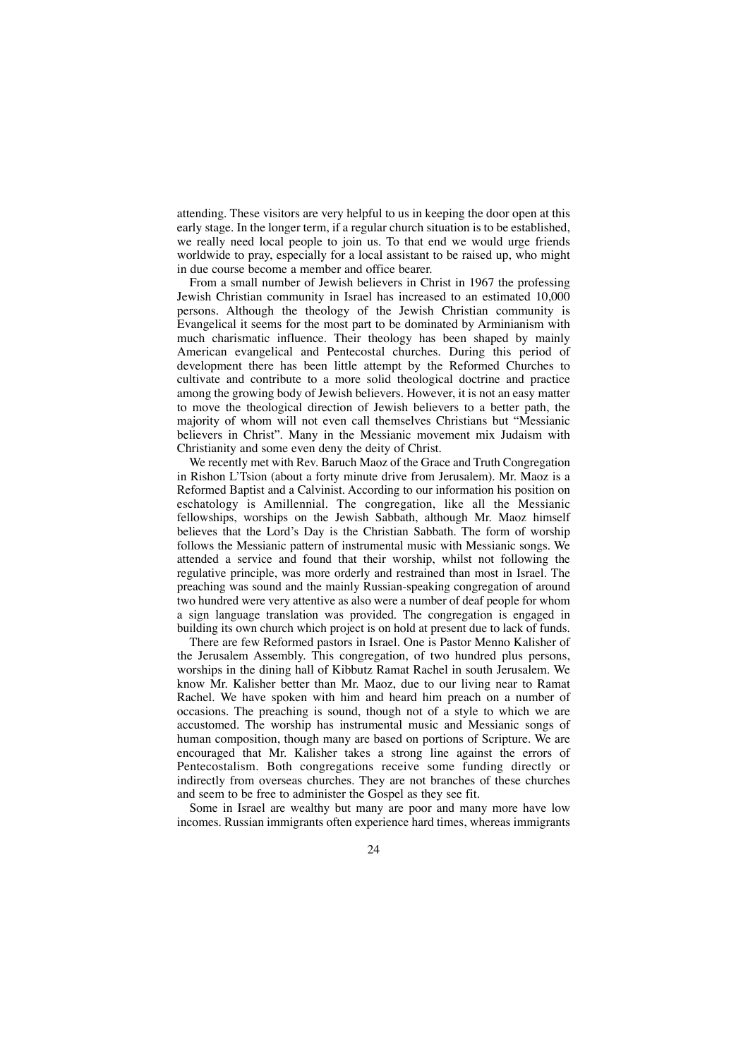attending. These visitors are very helpful to us in keeping the door open at this early stage. In the longer term, if a regular church situation is to be established, we really need local people to join us. To that end we would urge friends worldwide to pray, especially for a local assistant to be raised up, who might in due course become a member and office bearer.

From a small number of Jewish believers in Christ in 1967 the professing Jewish Christian community in Israel has increased to an estimated 10,000 persons. Although the theology of the Jewish Christian community is Evangelical it seems for the most part to be dominated by Arminianism with much charismatic influence. Their theology has been shaped by mainly American evangelical and Pentecostal churches. During this period of development there has been little attempt by the Reformed Churches to cultivate and contribute to a more solid theological doctrine and practice among the growing body of Jewish believers. However, it is not an easy matter to move the theological direction of Jewish believers to a better path, the majority of whom will not even call themselves Christians but "Messianic believers in Christ". Many in the Messianic movement mix Judaism with Christianity and some even deny the deity of Christ.

We recently met with Rev. Baruch Maoz of the Grace and Truth Congregation in Rishon L'Tsion (about a forty minute drive from Jerusalem). Mr. Maoz is a Reformed Baptist and a Calvinist. According to our information his position on eschatology is Amillennial. The congregation, like all the Messianic fellowships, worships on the Jewish Sabbath, although Mr. Maoz himself believes that the Lord's Day is the Christian Sabbath. The form of worship follows the Messianic pattern of instrumental music with Messianic songs. We attended a service and found that their worship, whilst not following the regulative principle, was more orderly and restrained than most in Israel. The preaching was sound and the mainly Russian-speaking congregation of around two hundred were very attentive as also were a number of deaf people for whom a sign language translation was provided. The congregation is engaged in building its own church which project is on hold at present due to lack of funds.

There are few Reformed pastors in Israel. One is Pastor Menno Kalisher of the Jerusalem Assembly. This congregation, of two hundred plus persons, worships in the dining hall of Kibbutz Ramat Rachel in south Jerusalem. We know Mr. Kalisher better than Mr. Maoz, due to our living near to Ramat Rachel. We have spoken with him and heard him preach on a number of occasions. The preaching is sound, though not of a style to which we are accustomed. The worship has instrumental music and Messianic songs of human composition, though many are based on portions of Scripture. We are encouraged that Mr. Kalisher takes a strong line against the errors of Pentecostalism. Both congregations receive some funding directly or indirectly from overseas churches. They are not branches of these churches and seem to be free to administer the Gospel as they see fit.

Some in Israel are wealthy but many are poor and many more have low incomes. Russian immigrants often experience hard times, whereas immigrants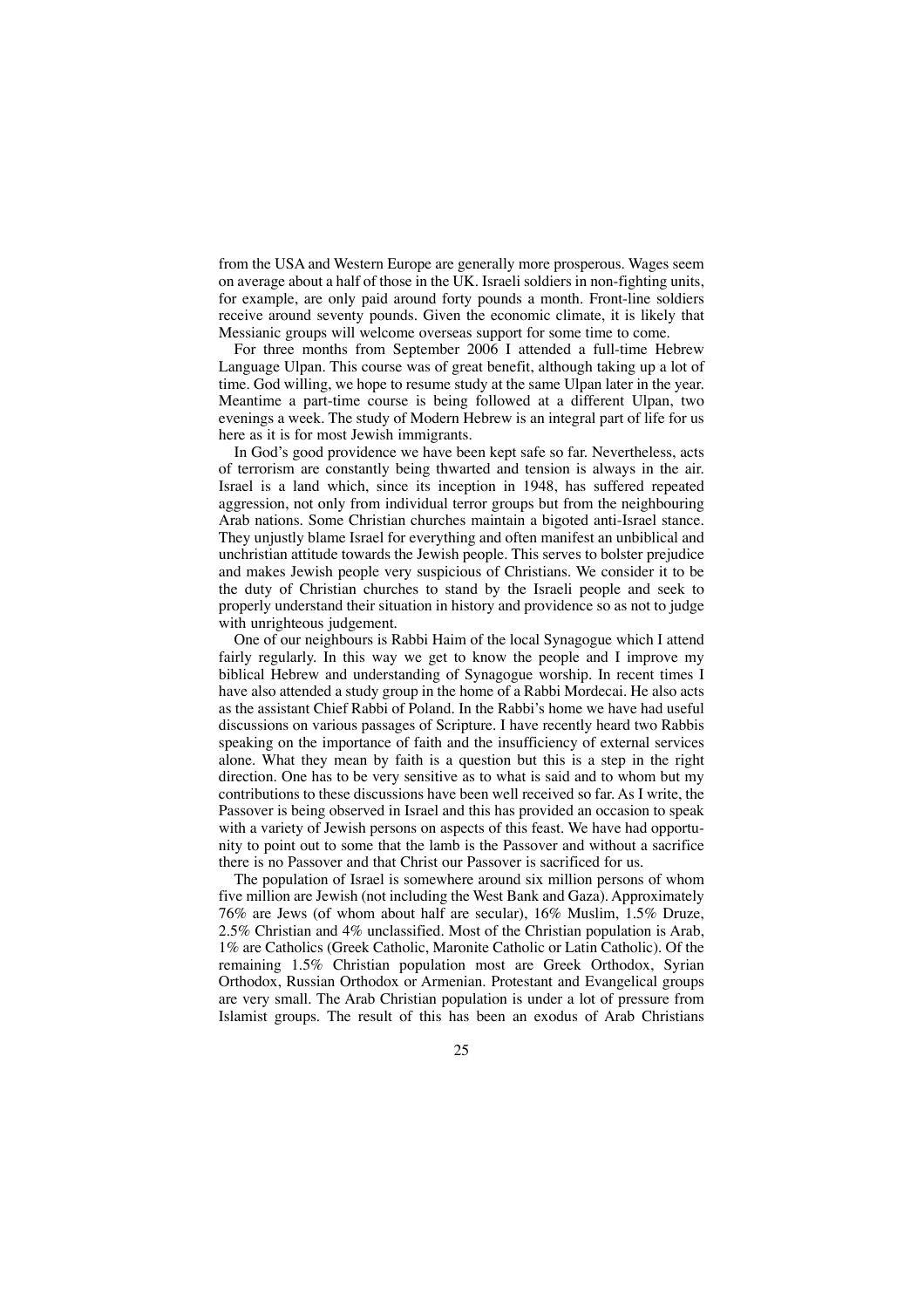from the USA and Western Europe are generally more prosperous. Wages seem on average about a half of those in the UK. Israeli soldiers in non-fighting units, for example, are only paid around forty pounds a month. Front-line soldiers receive around seventy pounds. Given the economic climate, it is likely that Messianic groups will welcome overseas support for some time to come.

For three months from September 2006 I attended a full-time Hebrew Language Ulpan. This course was of great benefit, although taking up a lot of time. God willing, we hope to resume study at the same Ulpan later in the year. Meantime a part-time course is being followed at a different Ulpan, two evenings a week. The study of Modern Hebrew is an integral part of life for us here as it is for most Jewish immigrants.

In God's good providence we have been kept safe so far. Nevertheless, acts of terrorism are constantly being thwarted and tension is always in the air. Israel is a land which, since its inception in 1948, has suffered repeated aggression, not only from individual terror groups but from the neighbouring Arab nations. Some Christian churches maintain a bigoted anti-Israel stance. They unjustly blame Israel for everything and often manifest an unbiblical and unchristian attitude towards the Jewish people. This serves to bolster prejudice and makes Jewish people very suspicious of Christians. We consider it to be the duty of Christian churches to stand by the Israeli people and seek to properly understand their situation in history and providence so as not to judge with unrighteous judgement.

One of our neighbours is Rabbi Haim of the local Synagogue which I attend fairly regularly. In this way we get to know the people and I improve my biblical Hebrew and understanding of Synagogue worship. In recent times I have also attended a study group in the home of a Rabbi Mordecai. He also acts as the assistant Chief Rabbi of Poland. In the Rabbi's home we have had useful discussions on various passages of Scripture. I have recently heard two Rabbis speaking on the importance of faith and the insufficiency of external services alone. What they mean by faith is a question but this is a step in the right direction. One has to be very sensitive as to what is said and to whom but my contributions to these discussions have been well received so far. As I write, the Passover is being observed in Israel and this has provided an occasion to speak with a variety of Jewish persons on aspects of this feast. We have had opportunity to point out to some that the lamb is the Passover and without a sacrifice there is no Passover and that Christ our Passover is sacrificed for us.

The population of Israel is somewhere around six million persons of whom five million are Jewish (not including the West Bank and Gaza). Approximately 76% are Jews (of whom about half are secular), 16% Muslim, 1.5% Druze, 2.5% Christian and 4% unclassified. Most of the Christian population is Arab, 1% are Catholics (Greek Catholic, Maronite Catholic or Latin Catholic). Of the remaining 1.5% Christian population most are Greek Orthodox, Syrian Orthodox, Russian Orthodox or Armenian. Protestant and Evangelical groups are very small. The Arab Christian population is under a lot of pressure from Islamist groups. The result of this has been an exodus of Arab Christians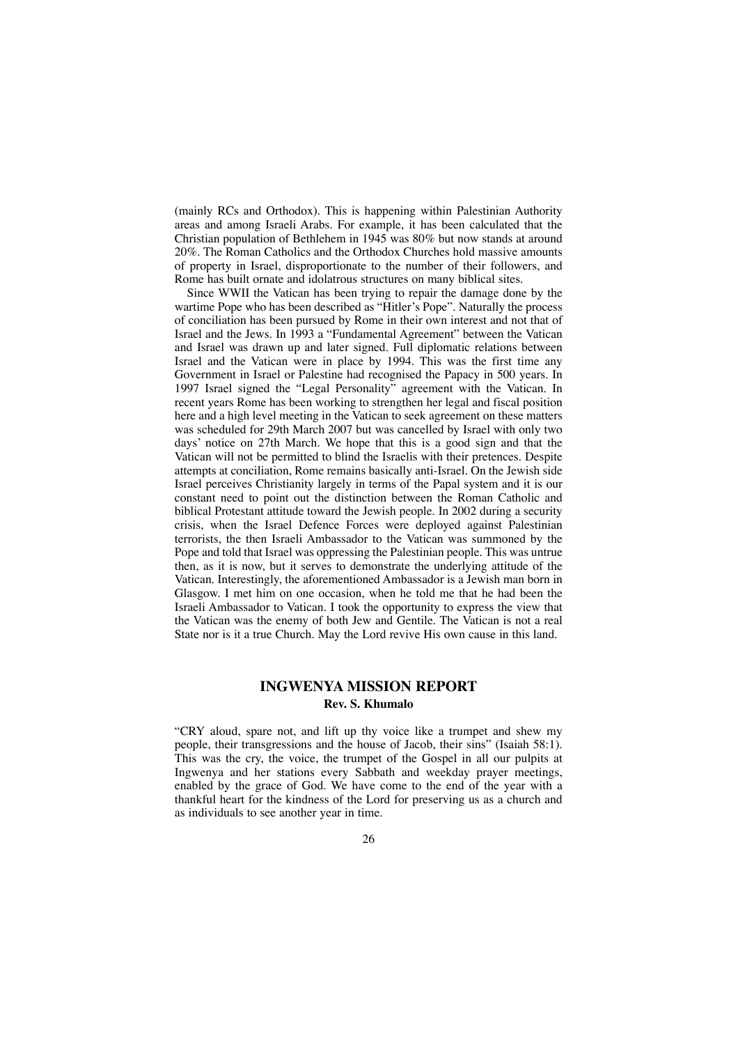(mainly RCs and Orthodox). This is happening within Palestinian Authority areas and among Israeli Arabs. For example, it has been calculated that the Christian population of Bethlehem in 1945 was 80% but now stands at around 20%. The Roman Catholics and the Orthodox Churches hold massive amounts of property in Israel, disproportionate to the number of their followers, and Rome has built ornate and idolatrous structures on many biblical sites.

Since WWII the Vatican has been trying to repair the damage done by the wartime Pope who has been described as "Hitler's Pope". Naturally the process of conciliation has been pursued by Rome in their own interest and not that of Israel and the Jews. In 1993 a "Fundamental Agreement" between the Vatican and Israel was drawn up and later signed. Full diplomatic relations between Israel and the Vatican were in place by 1994. This was the first time any Government in Israel or Palestine had recognised the Papacy in 500 years. In 1997 Israel signed the "Legal Personality" agreement with the Vatican. In recent years Rome has been working to strengthen her legal and fiscal position here and a high level meeting in the Vatican to seek agreement on these matters was scheduled for 29th March 2007 but was cancelled by Israel with only two days' notice on 27th March. We hope that this is a good sign and that the Vatican will not be permitted to blind the Israelis with their pretences. Despite attempts at conciliation, Rome remains basically anti-Israel. On the Jewish side Israel perceives Christianity largely in terms of the Papal system and it is our constant need to point out the distinction between the Roman Catholic and biblical Protestant attitude toward the Jewish people. In 2002 during a security crisis, when the Israel Defence Forces were deployed against Palestinian terrorists, the then Israeli Ambassador to the Vatican was summoned by the Pope and told that Israel was oppressing the Palestinian people. This was untrue then, as it is now, but it serves to demonstrate the underlying attitude of the Vatican. Interestingly, the aforementioned Ambassador is a Jewish man born in Glasgow. I met him on one occasion, when he told me that he had been the Israeli Ambassador to Vatican. I took the opportunity to express the view that the Vatican was the enemy of both Jew and Gentile. The Vatican is not a real State nor is it a true Church. May the Lord revive His own cause in this land.

## INGWENYA MISSION REPORT

**Rev. S. Khumalo**

"CRY aloud, spare not, and lift up thy voice like a trumpet and shew my people, their transgressions and the house of Jacob, their sins" (Isaiah 58:1). This was the cry, the voice, the trumpet of the Gospel in all our pulpits at Ingwenya and her stations every Sabbath and weekday prayer meetings, enabled by the grace of God. We have come to the end of the year with a thankful heart for the kindness of the Lord for preserving us as a church and as individuals to see another year in time.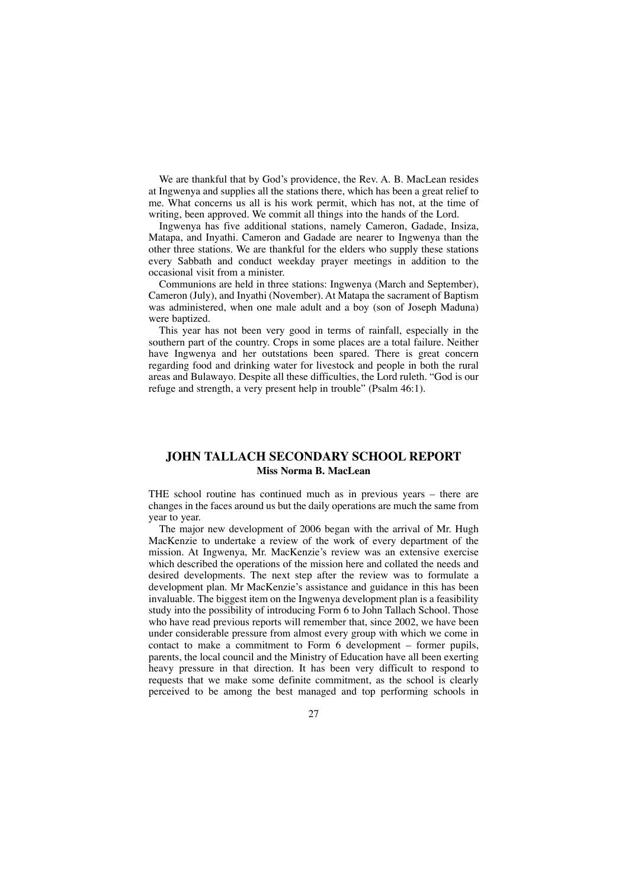We are thankful that by God's providence, the Rev. A. B. MacLean resides at Ingwenya and supplies all the stations there, which has been a great relief to me. What concerns us all is his work permit, which has not, at the time of writing, been approved. We commit all things into the hands of the Lord.

Ingwenya has five additional stations, namely Cameron, Gadade, Insiza, Matapa, and Inyathi. Cameron and Gadade are nearer to Ingwenya than the other three stations. We are thankful for the elders who supply these stations every Sabbath and conduct weekday prayer meetings in addition to the occasional visit from a minister.

Communions are held in three stations: Ingwenya (March and September), Cameron (July), and Inyathi (November). At Matapa the sacrament of Baptism was administered, when one male adult and a boy (son of Joseph Maduna) were baptized.

This year has not been very good in terms of rainfall, especially in the southern part of the country. Crops in some places are a total failure. Neither have Ingwenya and her outstations been spared. There is great concern regarding food and drinking water for livestock and people in both the rural areas and Bulawayo. Despite all these difficulties, the Lord ruleth. "God is our refuge and strength, a very present help in trouble" (Psalm 46:1).

## JOHN TALLACH SECONDARY SCHOOL REPORT

**Miss Norma B. MacLean**

THE school routine has continued much as in previous years – there are changes in the faces around us but the daily operations are much the same from year to year.

The major new development of 2006 began with the arrival of Mr. Hugh MacKenzie to undertake a review of the work of every department of the mission. At Ingwenya, Mr. MacKenzie's review was an extensive exercise which described the operations of the mission here and collated the needs and desired developments. The next step after the review was to formulate a development plan. Mr MacKenzie's assistance and guidance in this has been invaluable. The biggest item on the Ingwenya development plan is a feasibility study into the possibility of introducing Form 6 to John Tallach School. Those who have read previous reports will remember that, since 2002, we have been under considerable pressure from almost every group with which we come in contact to make a commitment to Form 6 development – former pupils, parents, the local council and the Ministry of Education have all been exerting heavy pressure in that direction. It has been very difficult to respond to requests that we make some definite commitment, as the school is clearly perceived to be among the best managed and top performing schools in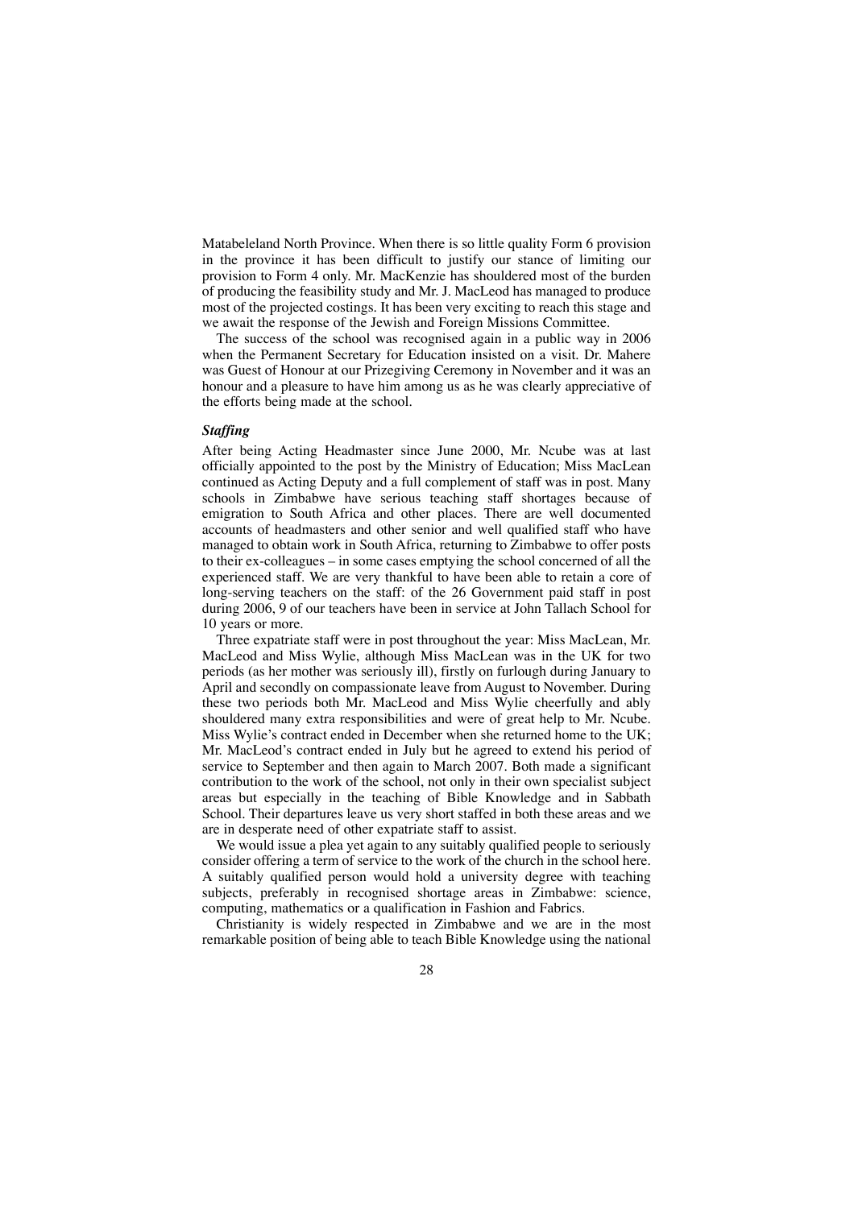Matabeleland North Province. When there is so little quality Form 6 provision in the province it has been difficult to justify our stance of limiting our provision to Form 4 only. Mr. MacKenzie has shouldered most of the burden of producing the feasibility study and Mr. J. MacLeod has managed to produce most of the projected costings. It has been very exciting to reach this stage and we await the response of the Jewish and Foreign Missions Committee.

The success of the school was recognised again in a public way in 2006 when the Permanent Secretary for Education insisted on a visit. Dr. Mahere was Guest of Honour at our Prizegiving Ceremony in November and it was an honour and a pleasure to have him among us as he was clearly appreciative of the efforts being made at the school.

***Staffing***

After being Acting Headmaster since June 2000, Mr. Ncube was at last officially appointed to the post by the Ministry of Education; Miss MacLean continued as Acting Deputy and a full complement of staff was in post. Many schools in Zimbabwe have serious teaching staff shortages because of emigration to South Africa and other places. There are well documented accounts of headmasters and other senior and well qualified staff who have managed to obtain work in South Africa, returning to Zimbabwe to offer posts to their ex-colleagues – in some cases emptying the school concerned of all the experienced staff. We are very thankful to have been able to retain a core of long-serving teachers on the staff: of the 26 Government paid staff in post during 2006, 9 of our teachers have been in service at John Tallach School for 10 years or more.

Three expatriate staff were in post throughout the year: Miss MacLean, Mr. MacLeod and Miss Wylie, although Miss MacLean was in the UK for two periods (as her mother was seriously ill), firstly on furlough during January to April and secondly on compassionate leave from August to November. During these two periods both Mr. MacLeod and Miss Wylie cheerfully and ably shouldered many extra responsibilities and were of great help to Mr. Ncube. Miss Wylie's contract ended in December when she returned home to the UK; Mr. MacLeod's contract ended in July but he agreed to extend his period of service to September and then again to March 2007. Both made a significant contribution to the work of the school, not only in their own specialist subject areas but especially in the teaching of Bible Knowledge and in Sabbath School. Their departures leave us very short staffed in both these areas and we are in desperate need of other expatriate staff to assist.

We would issue a plea yet again to any suitably qualified people to seriously consider offering a term of service to the work of the church in the school here. A suitably qualified person would hold a university degree with teaching subjects, preferably in recognised shortage areas in Zimbabwe: science, computing, mathematics or a qualification in Fashion and Fabrics.

Christianity is widely respected in Zimbabwe and we are in the most remarkable position of being able to teach Bible Knowledge using the national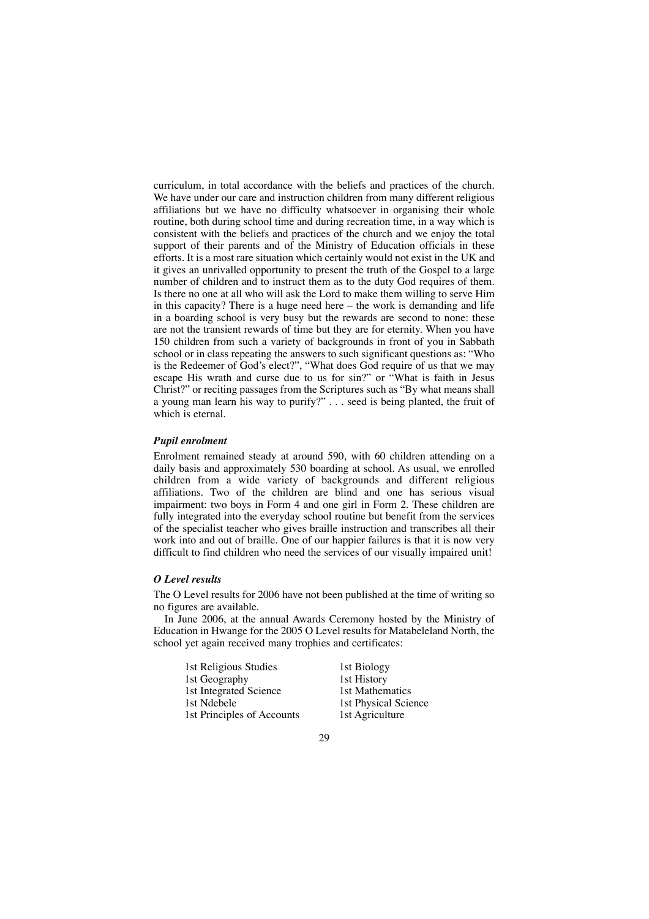curriculum, in total accordance with the beliefs and practices of the church. We have under our care and instruction children from many different religious affiliations but we have no difficulty whatsoever in organising their whole routine, both during school time and during recreation time, in a way which is consistent with the beliefs and practices of the church and we enjoy the total support of their parents and of the Ministry of Education officials in these efforts. It is a most rare situation which certainly would not exist in the UK and it gives an unrivalled opportunity to present the truth of the Gospel to a large number of children and to instruct them as to the duty God requires of them. Is there no one at all who will ask the Lord to make them willing to serve Him in this capacity? There is a huge need here – the work is demanding and life in a boarding school is very busy but the rewards are second to none: these are not the transient rewards of time but they are for eternity. When you have 150 children from such a variety of backgrounds in front of you in Sabbath school or in class repeating the answers to such significant questions as: "Who is the Redeemer of God's elect?", "What does God require of us that we may escape His wrath and curse due to us for sin?" or "What is faith in Jesus Christ?" or reciting passages from the Scriptures such as "By what means shall a young man learn his way to purify?" . . . seed is being planted, the fruit of which is eternal.

### *Pupil enrolment*

Enrolment remained steady at around 590, with 60 children attending on a daily basis and approximately 530 boarding at school. As usual, we enrolled children from a wide variety of backgrounds and different religious affiliations. Two of the children are blind and one has serious visual impairment: two boys in Form 4 and one girl in Form 2. These children are fully integrated into the everyday school routine but benefit from the services of the specialist teacher who gives braille instruction and transcribes all their work into and out of braille. One of our happier failures is that it is now very difficult to find children who need the services of our visually impaired unit!

### *O Level results*

The O Level results for 2006 have not been published at the time of writing so no figures are available.

In June 2006, at the annual Awards Ceremony hosted by the Ministry of Education in Hwange for the 2005 O Level results for Matabeleland North, the school yet again received many trophies and certificates:

1st Religious Studies
1st Biology
1st Geography
1st History
1st Integrated Science
1st Mathematics
1st Ndebele
1st Physical Science
1st Principles of Accounts
1st Agriculture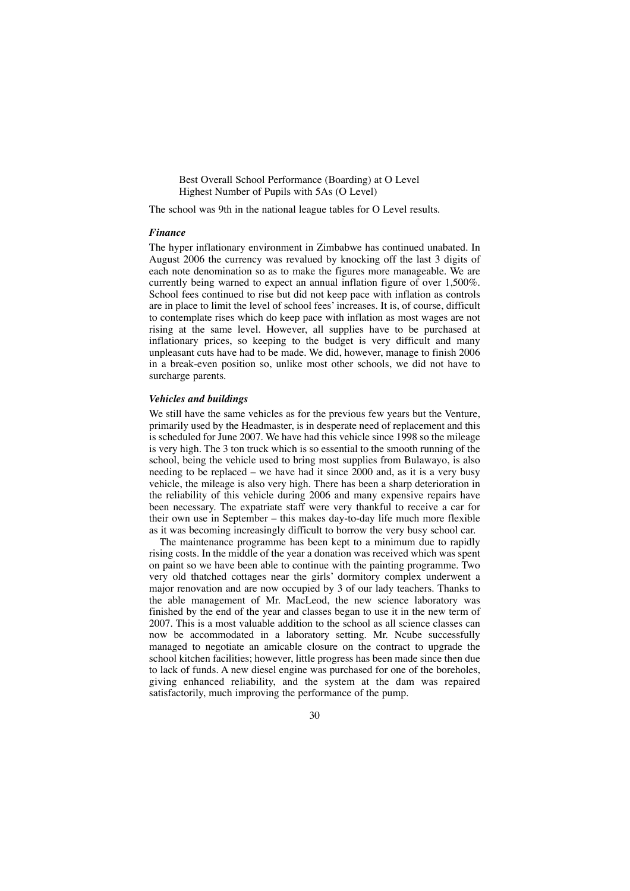Best Overall School Performance (Boarding) at O Level
Highest Number of Pupils with 5As (O Level)

The school was 9th in the national league tables for O Level results.

### *Finance*

The hyper inflationary environment in Zimbabwe has continued unabated. In August 2006 the currency was revalued by knocking off the last 3 digits of each note denomination so as to make the figures more manageable. We are currently being warned to expect an annual inflation figure of over 1,500%. School fees continued to rise but did not keep pace with inflation as controls are in place to limit the level of school fees' increases. It is, of course, difficult to contemplate rises which do keep pace with inflation as most wages are not rising at the same level. However, all supplies have to be purchased at inflationary prices, so keeping to the budget is very difficult and many unpleasant cuts have had to be made. We did, however, manage to finish 2006 in a break-even position so, unlike most other schools, we did not have to surcharge parents.

### *Vehicles and buildings*

We still have the same vehicles as for the previous few years but the Venture, primarily used by the Headmaster, is in desperate need of replacement and this is scheduled for June 2007. We have had this vehicle since 1998 so the mileage is very high. The 3 ton truck which is so essential to the smooth running of the school, being the vehicle used to bring most supplies from Bulawayo, is also needing to be replaced – we have had it since 2000 and, as it is a very busy vehicle, the mileage is also very high. There has been a sharp deterioration in the reliability of this vehicle during 2006 and many expensive repairs have been necessary. The expatriate staff were very thankful to receive a car for their own use in September – this makes day-to-day life much more flexible as it was becoming increasingly difficult to borrow the very busy school car.

The maintenance programme has been kept to a minimum due to rapidly rising costs. In the middle of the year a donation was received which was spent on paint so we have been able to continue with the painting programme. Two very old thatched cottages near the girls' dormitory complex underwent a major renovation and are now occupied by 3 of our lady teachers. Thanks to the able management of Mr. MacLeod, the new science laboratory was finished by the end of the year and classes began to use it in the new term of 2007. This is a most valuable addition to the school as all science classes can now be accommodated in a laboratory setting. Mr. Ncube successfully managed to negotiate an amicable closure on the contract to upgrade the school kitchen facilities; however, little progress has been made since then due to lack of funds. A new diesel engine was purchased for one of the boreholes, giving enhanced reliability, and the system at the dam was repaired satisfactorily, much improving the performance of the pump.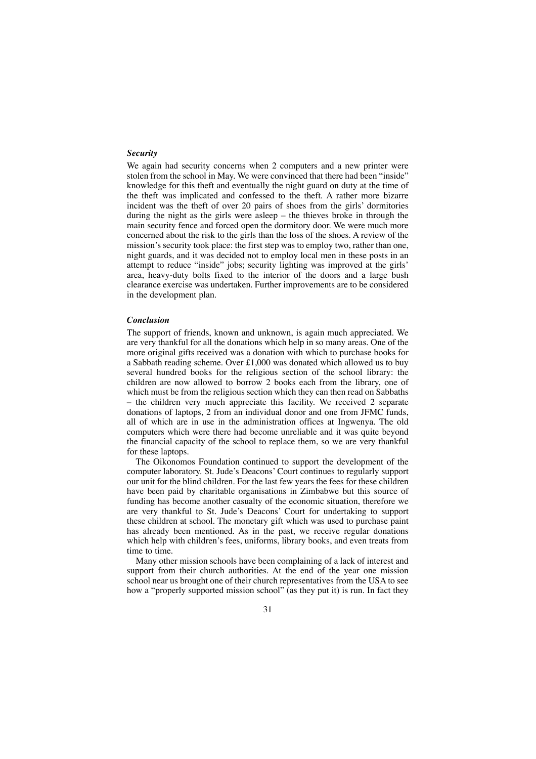### *Security*

We again had security concerns when 2 computers and a new printer were stolen from the school in May. We were convinced that there had been "inside" knowledge for this theft and eventually the night guard on duty at the time of the theft was implicated and confessed to the theft. A rather more bizarre incident was the theft of over 20 pairs of shoes from the girls' dormitories during the night as the girls were asleep – the thieves broke in through the main security fence and forced open the dormitory door. We were much more concerned about the risk to the girls than the loss of the shoes. A review of the mission's security took place: the first step was to employ two, rather than one, night guards, and it was decided not to employ local men in these posts in an attempt to reduce "inside" jobs; security lighting was improved at the girls' area, heavy-duty bolts fixed to the interior of the doors and a large bush clearance exercise was undertaken. Further improvements are to be considered in the development plan.

### *Conclusion*

The support of friends, known and unknown, is again much appreciated. We are very thankful for all the donations which help in so many areas. One of the more original gifts received was a donation with which to purchase books for a Sabbath reading scheme. Over £1,000 was donated which allowed us to buy several hundred books for the religious section of the school library: the children are now allowed to borrow 2 books each from the library, one of which must be from the religious section which they can then read on Sabbaths – the children very much appreciate this facility. We received 2 separate donations of laptops, 2 from an individual donor and one from JFMC funds, all of which are in use in the administration offices at Ingwenya. The old computers which were there had become unreliable and it was quite beyond the financial capacity of the school to replace them, so we are very thankful for these laptops.

The Oikonomos Foundation continued to support the development of the computer laboratory. St. Jude's Deacons' Court continues to regularly support our unit for the blind children. For the last few years the fees for these children have been paid by charitable organisations in Zimbabwe but this source of funding has become another casualty of the economic situation, therefore we are very thankful to St. Jude's Deacons' Court for undertaking to support these children at school. The monetary gift which was used to purchase paint has already been mentioned. As in the past, we receive regular donations which help with children's fees, uniforms, library books, and even treats from time to time.

Many other mission schools have been complaining of a lack of interest and support from their church authorities. At the end of the year one mission school near us brought one of their church representatives from the USA to see how a "properly supported mission school" (as they put it) is run. In fact they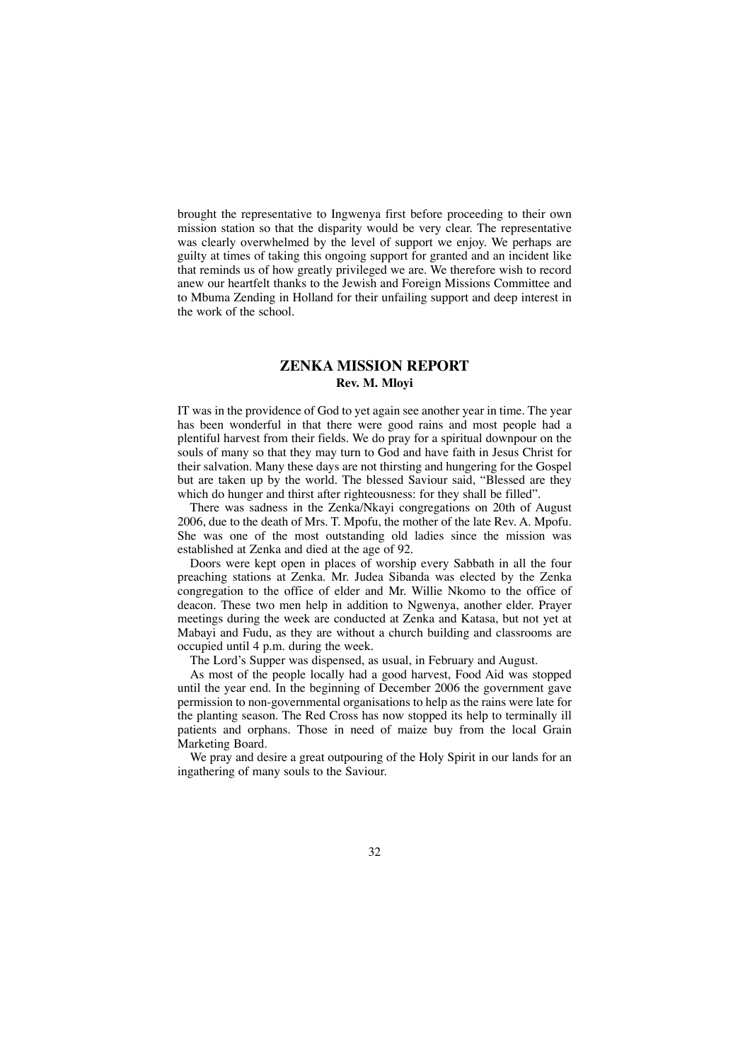brought the representative to Ingwenya first before proceeding to their own mission station so that the disparity would be very clear. The representative was clearly overwhelmed by the level of support we enjoy. We perhaps are guilty at times of taking this ongoing support for granted and an incident like that reminds us of how greatly privileged we are. We therefore wish to record anew our heartfelt thanks to the Jewish and Foreign Missions Committee and to Mbuma Zending in Holland for their unfailing support and deep interest in the work of the school.

## ZENKA MISSION REPORT

**Rev. M. Mloyi**

IT was in the providence of God to yet again see another year in time. The year has been wonderful in that there were good rains and most people had a plentiful harvest from their fields. We do pray for a spiritual downpour on the souls of many so that they may turn to God and have faith in Jesus Christ for their salvation. Many these days are not thirsting and hungering for the Gospel but are taken up by the world. The blessed Saviour said, "Blessed are they which do hunger and thirst after righteousness: for they shall be filled".

There was sadness in the Zenka/Nkayi congregations on 20th of August 2006, due to the death of Mrs. T. Mpofu, the mother of the late Rev. A. Mpofu. She was one of the most outstanding old ladies since the mission was established at Zenka and died at the age of 92.

Doors were kept open in places of worship every Sabbath in all the four preaching stations at Zenka. Mr. Judea Sibanda was elected by the Zenka congregation to the office of elder and Mr. Willie Nkomo to the office of deacon. These two men help in addition to Ngwenya, another elder. Prayer meetings during the week are conducted at Zenka and Katasa, but not yet at Mabayi and Fudu, as they are without a church building and classrooms are occupied until 4 p.m. during the week.

The Lord's Supper was dispensed, as usual, in February and August.

As most of the people locally had a good harvest, Food Aid was stopped until the year end. In the beginning of December 2006 the government gave permission to non-governmental organisations to help as the rains were late for the planting season. The Red Cross has now stopped its help to terminally ill patients and orphans. Those in need of maize buy from the local Grain Marketing Board.

We pray and desire a great outpouring of the Holy Spirit in our lands for an ingathering of many souls to the Saviour.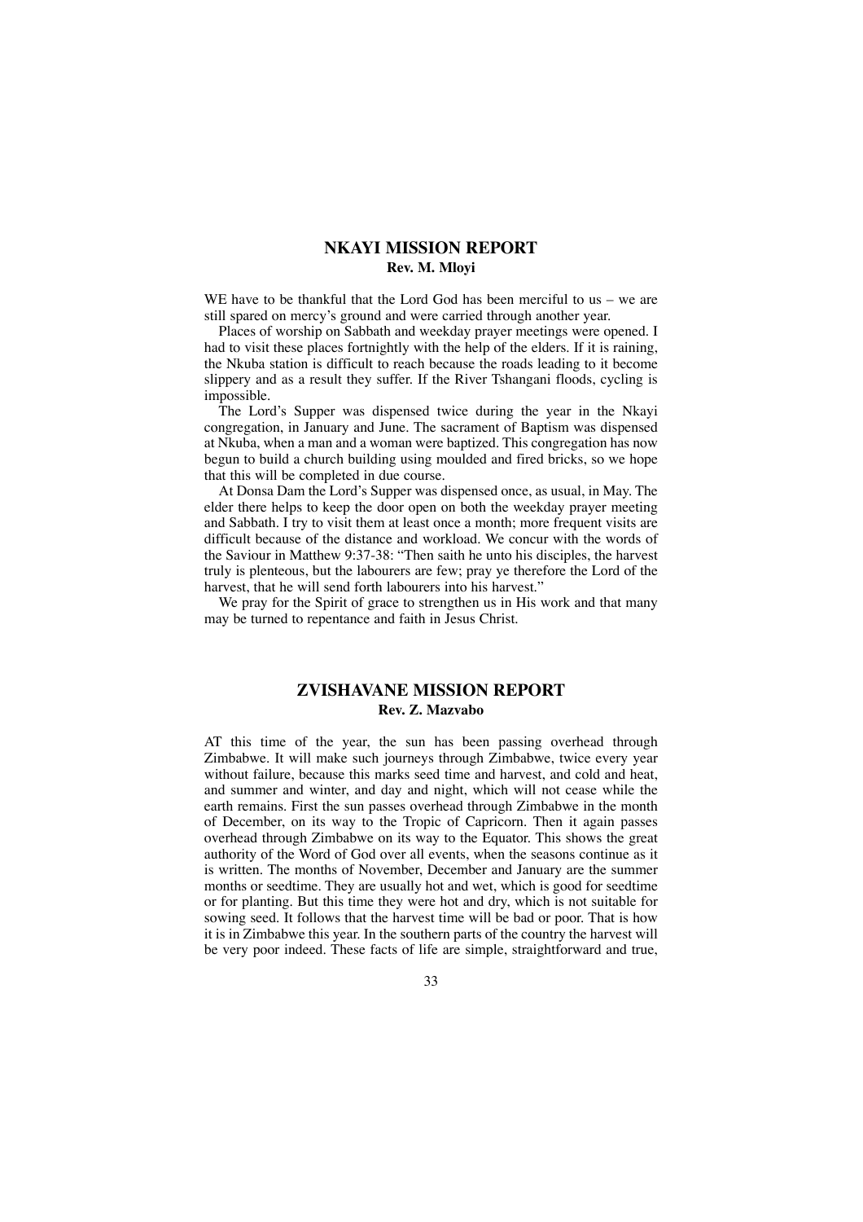## NKAYI MISSION REPORT

**Rev. M. Mloyi**

WE have to be thankful that the Lord God has been merciful to us – we are still spared on mercy's ground and were carried through another year.

Places of worship on Sabbath and weekday prayer meetings were opened. I had to visit these places fortnightly with the help of the elders. If it is raining, the Nkuba station is difficult to reach because the roads leading to it become slippery and as a result they suffer. If the River Tshangani floods, cycling is impossible.

The Lord's Supper was dispensed twice during the year in the Nkayi congregation, in January and June. The sacrament of Baptism was dispensed at Nkuba, when a man and a woman were baptized. This congregation has now begun to build a church building using moulded and fired bricks, so we hope that this will be completed in due course.

At Donsa Dam the Lord's Supper was dispensed once, as usual, in May. The elder there helps to keep the door open on both the weekday prayer meeting and Sabbath. I try to visit them at least once a month; more frequent visits are difficult because of the distance and workload. We concur with the words of the Saviour in Matthew 9:37-38: "Then saith he unto his disciples, the harvest truly is plenteous, but the labourers are few; pray ye therefore the Lord of the harvest, that he will send forth labourers into his harvest."

We pray for the Spirit of grace to strengthen us in His work and that many may be turned to repentance and faith in Jesus Christ.

## ZVISHAVANE MISSION REPORT

**Rev. Z. Mazvabo**

AT this time of the year, the sun has been passing overhead through Zimbabwe. It will make such journeys through Zimbabwe, twice every year without failure, because this marks seed time and harvest, and cold and heat, and summer and winter, and day and night, which will not cease while the earth remains. First the sun passes overhead through Zimbabwe in the month of December, on its way to the Tropic of Capricorn. Then it again passes overhead through Zimbabwe on its way to the Equator. This shows the great authority of the Word of God over all events, when the seasons continue as it is written. The months of November, December and January are the summer months or seedtime. They are usually hot and wet, which is good for seedtime or for planting. But this time they were hot and dry, which is not suitable for sowing seed. It follows that the harvest time will be bad or poor. That is how it is in Zimbabwe this year. In the southern parts of the country the harvest will be very poor indeed. These facts of life are simple, straightforward and true,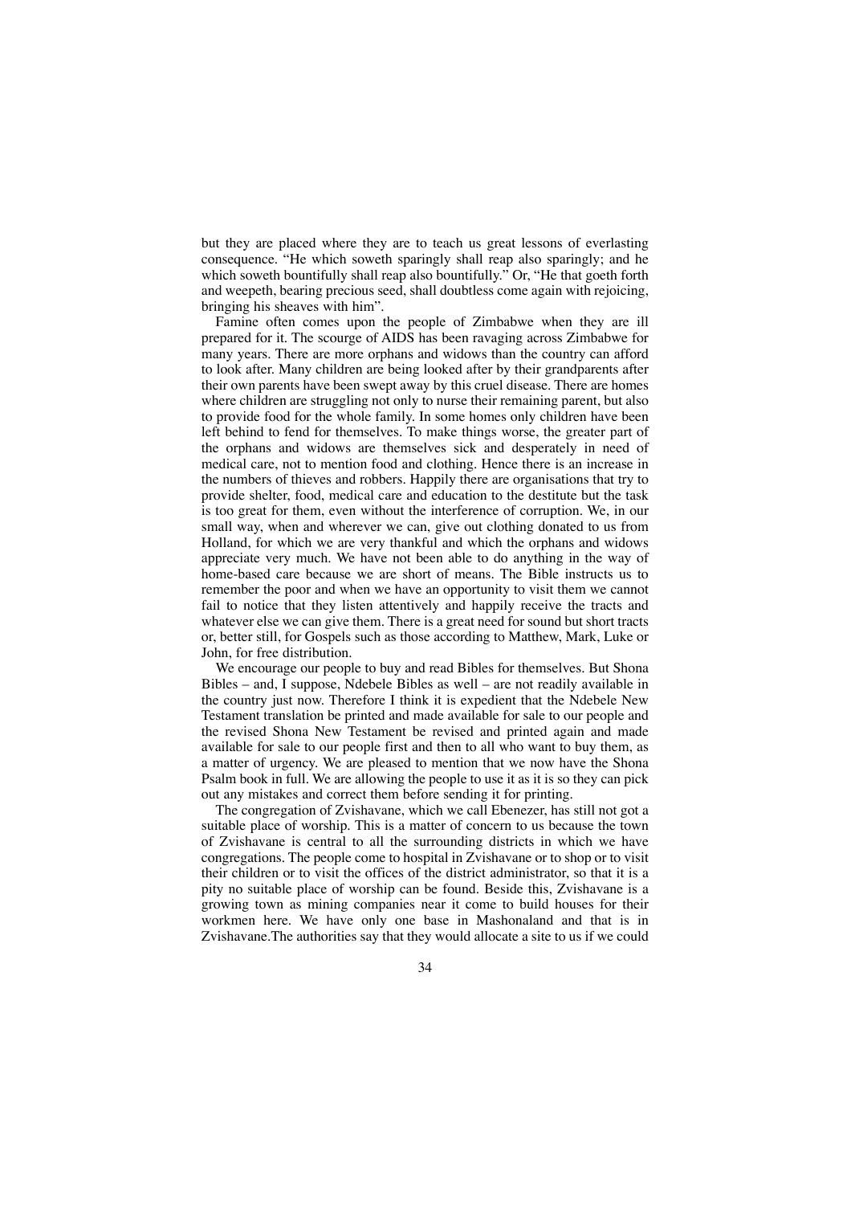but they are placed where they are to teach us great lessons of everlasting consequence. "He which soweth sparingly shall reap also sparingly; and he which soweth bountifully shall reap also bountifully." Or, "He that goeth forth and weepeth, bearing precious seed, shall doubtless come again with rejoicing, bringing his sheaves with him".

Famine often comes upon the people of Zimbabwe when they are ill prepared for it. The scourge of AIDS has been ravaging across Zimbabwe for many years. There are more orphans and widows than the country can afford to look after. Many children are being looked after by their grandparents after their own parents have been swept away by this cruel disease. There are homes where children are struggling not only to nurse their remaining parent, but also to provide food for the whole family. In some homes only children have been left behind to fend for themselves. To make things worse, the greater part of the orphans and widows are themselves sick and desperately in need of medical care, not to mention food and clothing. Hence there is an increase in the numbers of thieves and robbers. Happily there are organisations that try to provide shelter, food, medical care and education to the destitute but the task is too great for them, even without the interference of corruption. We, in our small way, when and wherever we can, give out clothing donated to us from Holland, for which we are very thankful and which the orphans and widows appreciate very much. We have not been able to do anything in the way of home-based care because we are short of means. The Bible instructs us to remember the poor and when we have an opportunity to visit them we cannot fail to notice that they listen attentively and happily receive the tracts and whatever else we can give them. There is a great need for sound but short tracts or, better still, for Gospels such as those according to Matthew, Mark, Luke or John, for free distribution.

We encourage our people to buy and read Bibles for themselves. But Shona Bibles – and, I suppose, Ndebele Bibles as well – are not readily available in the country just now. Therefore I think it is expedient that the Ndebele New Testament translation be printed and made available for sale to our people and the revised Shona New Testament be revised and printed again and made available for sale to our people first and then to all who want to buy them, as a matter of urgency. We are pleased to mention that we now have the Shona Psalm book in full. We are allowing the people to use it as it is so they can pick out any mistakes and correct them before sending it for printing.

The congregation of Zvishavane, which we call Ebenezer, has still not got a suitable place of worship. This is a matter of concern to us because the town of Zvishavane is central to all the surrounding districts in which we have congregations. The people come to hospital in Zvishavane or to shop or to visit their children or to visit the offices of the district administrator, so that it is a pity no suitable place of worship can be found. Beside this, Zvishavane is a growing town as mining companies near it come to build houses for their workmen here. We have only one base in Mashonaland and that is in Zvishavane.The authorities say that they would allocate a site to us if we could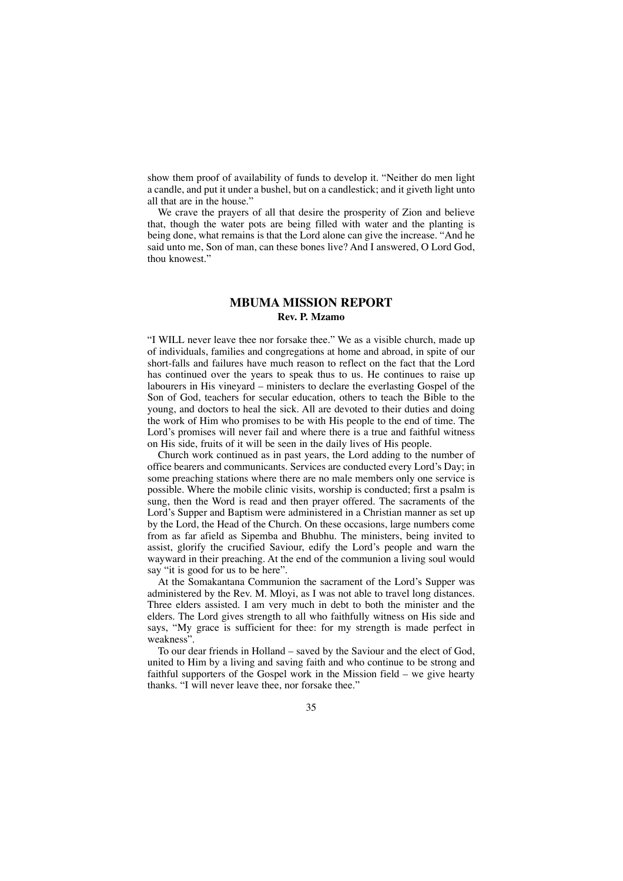show them proof of availability of funds to develop it. "Neither do men light a candle, and put it under a bushel, but on a candlestick; and it giveth light unto all that are in the house."

We crave the prayers of all that desire the prosperity of Zion and believe that, though the water pots are being filled with water and the planting is being done, what remains is that the Lord alone can give the increase. "And he said unto me, Son of man, can these bones live? And I answered, O Lord God, thou knowest."

## MBUMA MISSION REPORT

**Rev. P. Mzamo**

"I WILL never leave thee nor forsake thee." We as a visible church, made up of individuals, families and congregations at home and abroad, in spite of our short-falls and failures have much reason to reflect on the fact that the Lord has continued over the years to speak thus to us. He continues to raise up labourers in His vineyard – ministers to declare the everlasting Gospel of the Son of God, teachers for secular education, others to teach the Bible to the young, and doctors to heal the sick. All are devoted to their duties and doing the work of Him who promises to be with His people to the end of time. The Lord's promises will never fail and where there is a true and faithful witness on His side, fruits of it will be seen in the daily lives of His people.

Church work continued as in past years, the Lord adding to the number of office bearers and communicants. Services are conducted every Lord's Day; in some preaching stations where there are no male members only one service is possible. Where the mobile clinic visits, worship is conducted; first a psalm is sung, then the Word is read and then prayer offered. The sacraments of the Lord's Supper and Baptism were administered in a Christian manner as set up by the Lord, the Head of the Church. On these occasions, large numbers come from as far afield as Sipemba and Bhubhu. The ministers, being invited to assist, glorify the crucified Saviour, edify the Lord's people and warn the wayward in their preaching. At the end of the communion a living soul would say "it is good for us to be here".

At the Somakantana Communion the sacrament of the Lord's Supper was administered by the Rev. M. Mloyi, as I was not able to travel long distances. Three elders assisted. I am very much in debt to both the minister and the elders. The Lord gives strength to all who faithfully witness on His side and says, "My grace is sufficient for thee: for my strength is made perfect in weakness".

To our dear friends in Holland – saved by the Saviour and the elect of God, united to Him by a living and saving faith and who continue to be strong and faithful supporters of the Gospel work in the Mission field – we give hearty thanks. "I will never leave thee, nor forsake thee."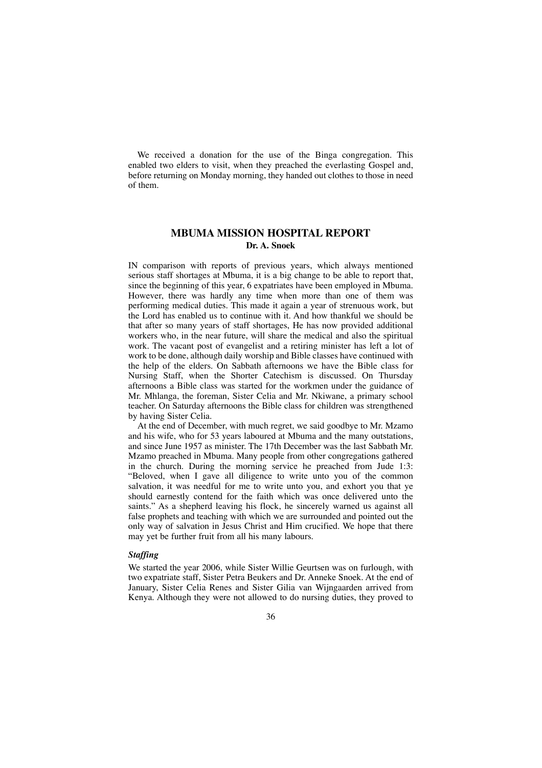We received a donation for the use of the Binga congregation. This enabled two elders to visit, when they preached the everlasting Gospel and, before returning on Monday morning, they handed out clothes to those in need of them.

## MBUMA MISSION HOSPITAL REPORT

**Dr. A. Snoek**

IN comparison with reports of previous years, which always mentioned serious staff shortages at Mbuma, it is a big change to be able to report that, since the beginning of this year, 6 expatriates have been employed in Mbuma. However, there was hardly any time when more than one of them was performing medical duties. This made it again a year of strenuous work, but the Lord has enabled us to continue with it. And how thankful we should be that after so many years of staff shortages, He has now provided additional workers who, in the near future, will share the medical and also the spiritual work. The vacant post of evangelist and a retiring minister has left a lot of work to be done, although daily worship and Bible classes have continued with the help of the elders. On Sabbath afternoons we have the Bible class for Nursing Staff, when the Shorter Catechism is discussed. On Thursday afternoons a Bible class was started for the workmen under the guidance of Mr. Mhlanga, the foreman, Sister Celia and Mr. Nkiwane, a primary school teacher. On Saturday afternoons the Bible class for children was strengthened by having Sister Celia.

At the end of December, with much regret, we said goodbye to Mr. Mzamo and his wife, who for 53 years laboured at Mbuma and the many outstations, and since June 1957 as minister. The 17th December was the last Sabbath Mr. Mzamo preached in Mbuma. Many people from other congregations gathered in the church. During the morning service he preached from Jude 1:3: "Beloved, when I gave all diligence to write unto you of the common salvation, it was needful for me to write unto you, and exhort you that ye should earnestly contend for the faith which was once delivered unto the saints." As a shepherd leaving his flock, he sincerely warned us against all false prophets and teaching with which we are surrounded and pointed out the only way of salvation in Jesus Christ and Him crucified. We hope that there may yet be further fruit from all his many labours.

### *Staffing*

We started the year 2006, while Sister Willie Geurtsen was on furlough, with two expatriate staff, Sister Petra Beukers and Dr. Anneke Snoek. At the end of January, Sister Celia Renes and Sister Gilia van Wijngaarden arrived from Kenya. Although they were not allowed to do nursing duties, they proved to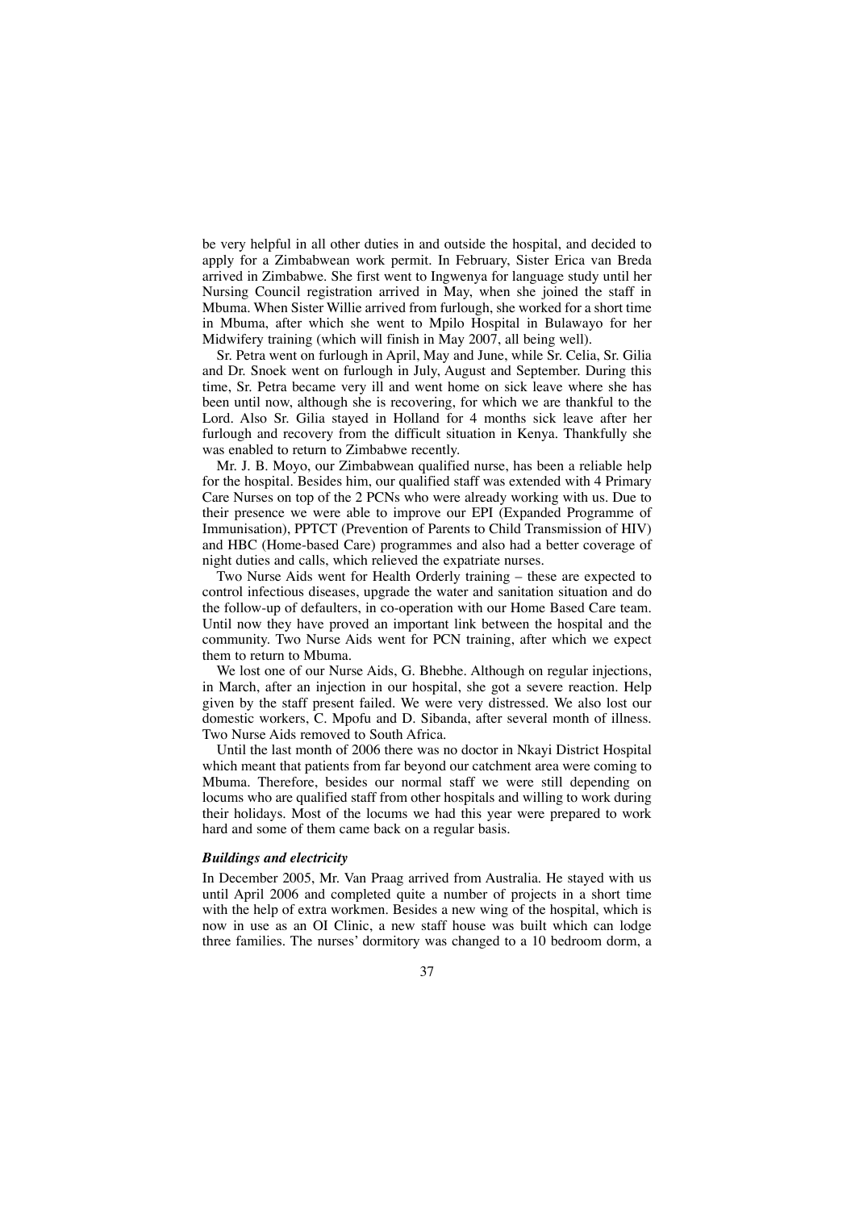be very helpful in all other duties in and outside the hospital, and decided to apply for a Zimbabwean work permit. In February, Sister Erica van Breda arrived in Zimbabwe. She first went to Ingwenya for language study until her Nursing Council registration arrived in May, when she joined the staff in Mbuma. When Sister Willie arrived from furlough, she worked for a short time in Mbuma, after which she went to Mpilo Hospital in Bulawayo for her Midwifery training (which will finish in May 2007, all being well).

Sr. Petra went on furlough in April, May and June, while Sr. Celia, Sr. Gilia and Dr. Snoek went on furlough in July, August and September. During this time, Sr. Petra became very ill and went home on sick leave where she has been until now, although she is recovering, for which we are thankful to the Lord. Also Sr. Gilia stayed in Holland for 4 months sick leave after her furlough and recovery from the difficult situation in Kenya. Thankfully she was enabled to return to Zimbabwe recently.

Mr. J. B. Moyo, our Zimbabwean qualified nurse, has been a reliable help for the hospital. Besides him, our qualified staff was extended with 4 Primary Care Nurses on top of the 2 PCNs who were already working with us. Due to their presence we were able to improve our EPI (Expanded Programme of Immunisation), PPTCT (Prevention of Parents to Child Transmission of HIV) and HBC (Home-based Care) programmes and also had a better coverage of night duties and calls, which relieved the expatriate nurses.

Two Nurse Aids went for Health Orderly training – these are expected to control infectious diseases, upgrade the water and sanitation situation and do the follow-up of defaulters, in co-operation with our Home Based Care team. Until now they have proved an important link between the hospital and the community. Two Nurse Aids went for PCN training, after which we expect them to return to Mbuma.

We lost one of our Nurse Aids, G. Bhebhe. Although on regular injections, in March, after an injection in our hospital, she got a severe reaction. Help given by the staff present failed. We were very distressed. We also lost our domestic workers, C. Mpofu and D. Sibanda, after several month of illness. Two Nurse Aids removed to South Africa.

Until the last month of 2006 there was no doctor in Nkayi District Hospital which meant that patients from far beyond our catchment area were coming to Mbuma. Therefore, besides our normal staff we were still depending on locums who are qualified staff from other hospitals and willing to work during their holidays. Most of the locums we had this year were prepared to work hard and some of them came back on a regular basis.

### *Buildings and electricity*

In December 2005, Mr. Van Praag arrived from Australia. He stayed with us until April 2006 and completed quite a number of projects in a short time with the help of extra workmen. Besides a new wing of the hospital, which is now in use as an OI Clinic, a new staff house was built which can lodge three families. The nurses' dormitory was changed to a 10 bedroom dorm, a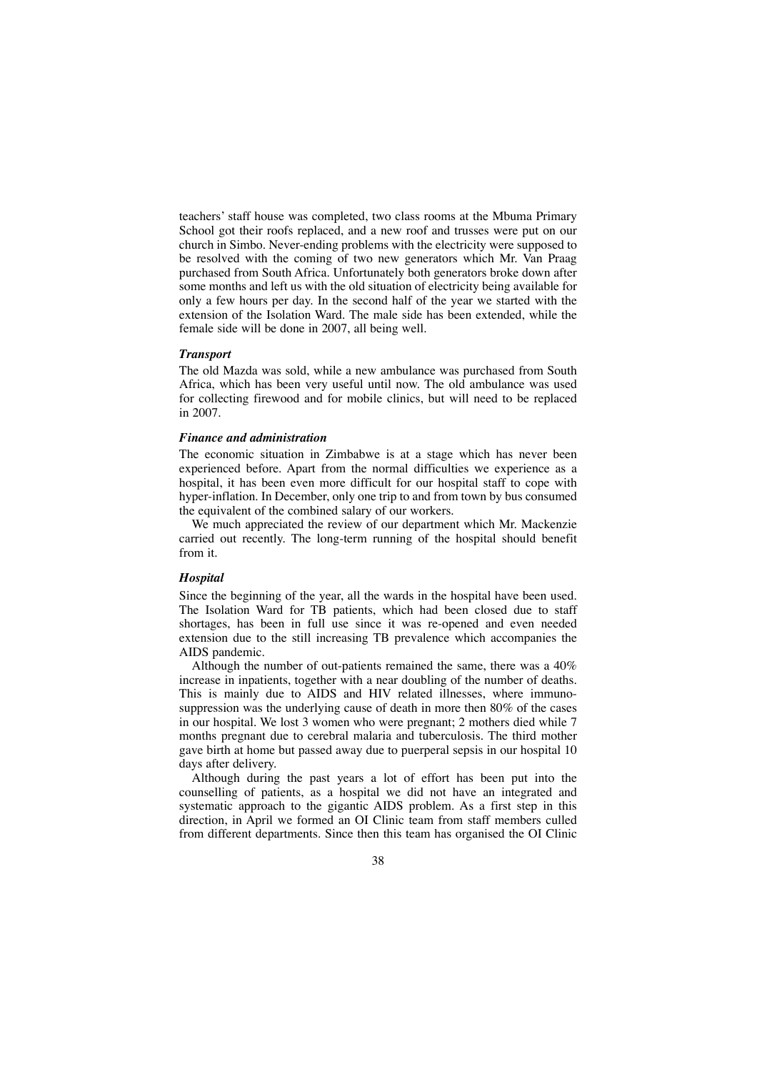teachers' staff house was completed, two class rooms at the Mbuma Primary School got their roofs replaced, and a new roof and trusses were put on our church in Simbo. Never-ending problems with the electricity were supposed to be resolved with the coming of two new generators which Mr. Van Praag purchased from South Africa. Unfortunately both generators broke down after some months and left us with the old situation of electricity being available for only a few hours per day. In the second half of the year we started with the extension of the Isolation Ward. The male side has been extended, while the female side will be done in 2007, all being well.

### *Transport*

The old Mazda was sold, while a new ambulance was purchased from South Africa, which has been very useful until now. The old ambulance was used for collecting firewood and for mobile clinics, but will need to be replaced in 2007.

### *Finance and administration*

The economic situation in Zimbabwe is at a stage which has never been experienced before. Apart from the normal difficulties we experience as a hospital, it has been even more difficult for our hospital staff to cope with hyper-inflation. In December, only one trip to and from town by bus consumed the equivalent of the combined salary of our workers.

We much appreciated the review of our department which Mr. Mackenzie carried out recently. The long-term running of the hospital should benefit from it.

### *Hospital*

Since the beginning of the year, all the wards in the hospital have been used. The Isolation Ward for TB patients, which had been closed due to staff shortages, has been in full use since it was re-opened and even needed extension due to the still increasing TB prevalence which accompanies the AIDS pandemic.

Although the number of out-patients remained the same, there was a 40% increase in inpatients, together with a near doubling of the number of deaths. This is mainly due to AIDS and HIV related illnesses, where immuno-suppression was the underlying cause of death in more then 80% of the cases in our hospital. We lost 3 women who were pregnant; 2 mothers died while 7 months pregnant due to cerebral malaria and tuberculosis. The third mother gave birth at home but passed away due to puerperal sepsis in our hospital 10 days after delivery.

Although during the past years a lot of effort has been put into the counselling of patients, as a hospital we did not have an integrated and systematic approach to the gigantic AIDS problem. As a first step in this direction, in April we formed an OI Clinic team from staff members culled from different departments. Since then this team has organised the OI Clinic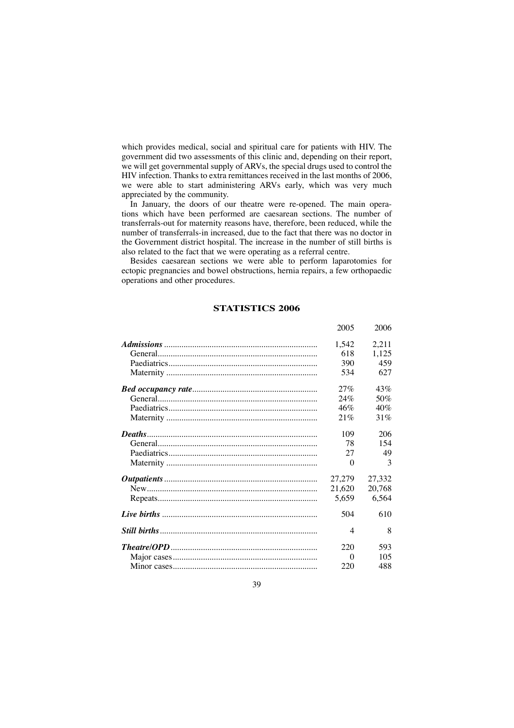which provides medical, social and spiritual care for patients with HIV. The government did two assessments of this clinic and, depending on their report, we will get governmental supply of ARVs, the special drugs used to control the HIV infection. Thanks to extra remittances received in the last months of 2006, we were able to start administering ARVs early, which was very much appreciated by the community.

In January, the doors of our theatre were re-opened. The main operations which have been performed are caesarean sections. The number of transferrals-out for maternity reasons have, therefore, been reduced, while the number of transferrals-in increased, due to the fact that there was no doctor in the Government district hospital. The increase in the number of still births is also related to the fact that we were operating as a referral centre.

Besides caesarean sections we were able to perform laparotomies for ectopic pregnancies and bowel obstructions, hernia repairs, a few orthopaedic operations and other procedures.

## STATISTICS 2006

| | 2005 | 2006 |
|---|---|---|
| ***Admissions*** | 1,542 | 2,211 |
| General | 618 | 1,125 |
| Paediatrics | 390 | 459 |
| Maternity | 534 | 627 |
| ***Bed occupancy rate*** | 27% | 43% |
| General | 24% | 50% |
| Paediatrics | 46% | 40% |
| Maternity | 21% | 31% |
| ***Deaths*** | 109 | 206 |
| General | 78 | 154 |
| Paediatrics | 27 | 49 |
| Maternity | 0 | 3 |
| ***Outpatients*** | 27,279 | 27,332 |
| New | 21,620 | 20,768 |
| Repeats | 5,659 | 6,564 |
| ***Live births*** | 504 | 610 |
| ***Still births*** | 4 | 8 |
| ***Theatre/OPD*** | 220 | 593 |
| Major cases | 0 | 105 |
| Minor cases | 220 | 488 |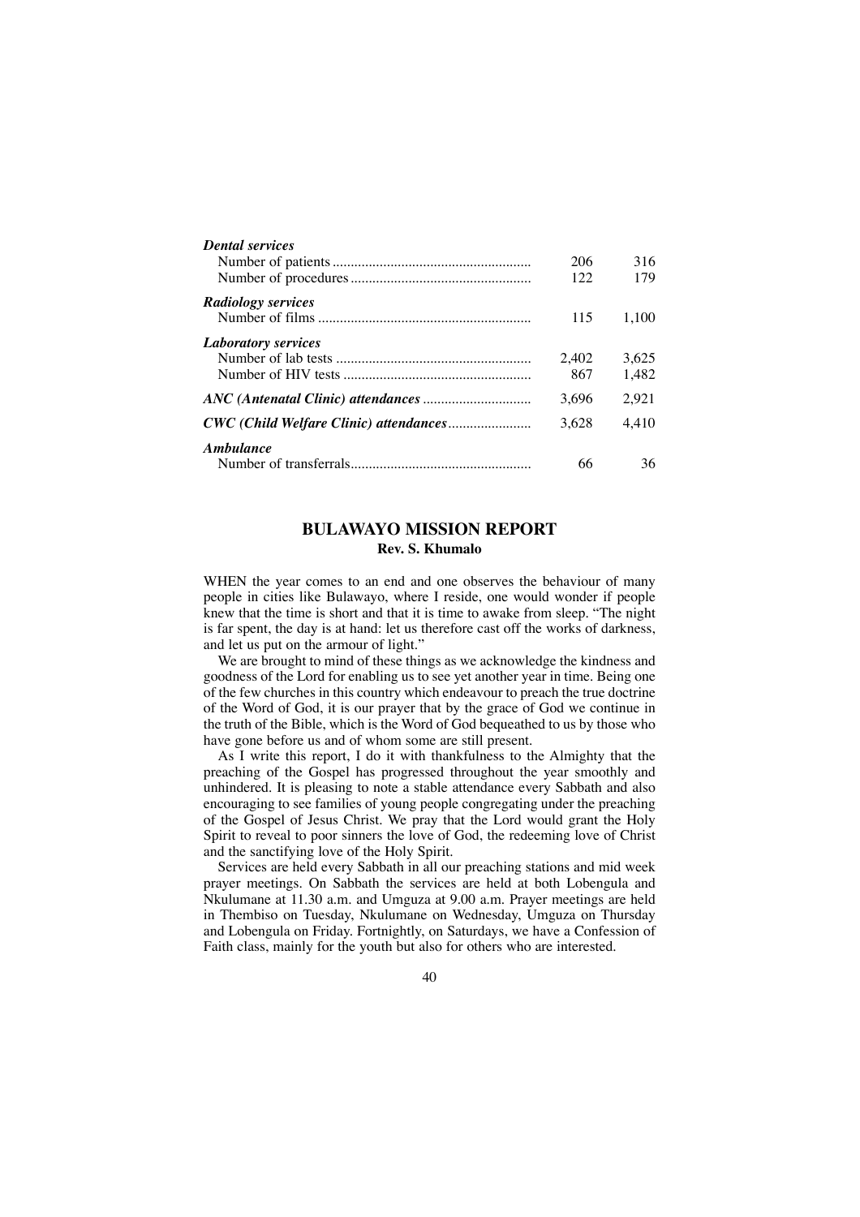| | | |
|---|---|---|
| ***Dental services*** | | |
| Number of patients | 206 | 316 |
| Number of procedures | 122 | 179 |
| ***Radiology services*** | | |
| Number of films | 115 | 1,100 |
| ***Laboratory services*** | | |
| Number of lab tests | 2,402 | 3,625 |
| Number of HIV tests | 867 | 1,482 |
| ***ANC (Antenatal Clinic) attendances*** | 3,696 | 2,921 |
| ***CWC (Child Welfare Clinic) attendances*** | 3,628 | 4,410 |
| ***Ambulance*** | | |
| Number of transferrals | 66 | 36 |

## BULAWAYO MISSION REPORT

**Rev. S. Khumalo**

WHEN the year comes to an end and one observes the behaviour of many people in cities like Bulawayo, where I reside, one would wonder if people knew that the time is short and that it is time to awake from sleep. "The night is far spent, the day is at hand: let us therefore cast off the works of darkness, and let us put on the armour of light."

We are brought to mind of these things as we acknowledge the kindness and goodness of the Lord for enabling us to see yet another year in time. Being one of the few churches in this country which endeavour to preach the true doctrine of the Word of God, it is our prayer that by the grace of God we continue in the truth of the Bible, which is the Word of God bequeathed to us by those who have gone before us and of whom some are still present.

As I write this report, I do it with thankfulness to the Almighty that the preaching of the Gospel has progressed throughout the year smoothly and unhindered. It is pleasing to note a stable attendance every Sabbath and also encouraging to see families of young people congregating under the preaching of the Gospel of Jesus Christ. We pray that the Lord would grant the Holy Spirit to reveal to poor sinners the love of God, the redeeming love of Christ and the sanctifying love of the Holy Spirit.

Services are held every Sabbath in all our preaching stations and mid week prayer meetings. On Sabbath the services are held at both Lobengula and Nkulumane at 11.30 a.m. and Umguza at 9.00 a.m. Prayer meetings are held in Thembiso on Tuesday, Nkulumane on Wednesday, Umguza on Thursday and Lobengula on Friday. Fortnightly, on Saturdays, we have a Confession of Faith class, mainly for the youth but also for others who are interested.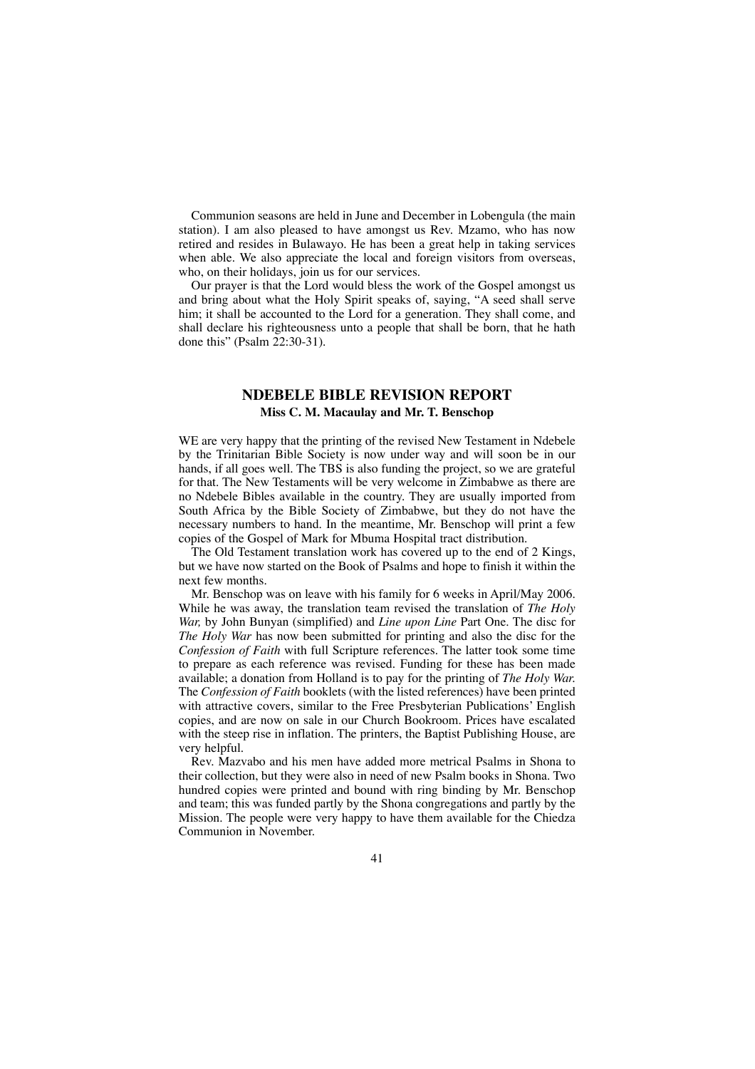Communion seasons are held in June and December in Lobengula (the main station). I am also pleased to have amongst us Rev. Mzamo, who has now retired and resides in Bulawayo. He has been a great help in taking services when able. We also appreciate the local and foreign visitors from overseas, who, on their holidays, join us for our services.

Our prayer is that the Lord would bless the work of the Gospel amongst us and bring about what the Holy Spirit speaks of, saying, "A seed shall serve him; it shall be accounted to the Lord for a generation. They shall come, and shall declare his righteousness unto a people that shall be born, that he hath done this" (Psalm 22:30-31).

## NDEBELE BIBLE REVISION REPORT

**Miss C. M. Macaulay and Mr. T. Benschop**

WE are very happy that the printing of the revised New Testament in Ndebele by the Trinitarian Bible Society is now under way and will soon be in our hands, if all goes well. The TBS is also funding the project, so we are grateful for that. The New Testaments will be very welcome in Zimbabwe as there are no Ndebele Bibles available in the country. They are usually imported from South Africa by the Bible Society of Zimbabwe, but they do not have the necessary numbers to hand. In the meantime, Mr. Benschop will print a few copies of the Gospel of Mark for Mbuma Hospital tract distribution.

The Old Testament translation work has covered up to the end of 2 Kings, but we have now started on the Book of Psalms and hope to finish it within the next few months.

Mr. Benschop was on leave with his family for 6 weeks in April/May 2006. While he was away, the translation team revised the translation of *The Holy War,* by John Bunyan (simplified) and *Line upon Line* Part One. The disc for *The Holy War* has now been submitted for printing and also the disc for the *Confession of Faith* with full Scripture references. The latter took some time to prepare as each reference was revised. Funding for these has been made available; a donation from Holland is to pay for the printing of *The Holy War.* The *Confession of Faith* booklets (with the listed references) have been printed with attractive covers, similar to the Free Presbyterian Publications' English copies, and are now on sale in our Church Bookroom. Prices have escalated with the steep rise in inflation. The printers, the Baptist Publishing House, are very helpful.

Rev. Mazvabo and his men have added more metrical Psalms in Shona to their collection, but they were also in need of new Psalm books in Shona. Two hundred copies were printed and bound with ring binding by Mr. Benschop and team; this was funded partly by the Shona congregations and partly by the Mission. The people were very happy to have them available for the Chiedza Communion in November.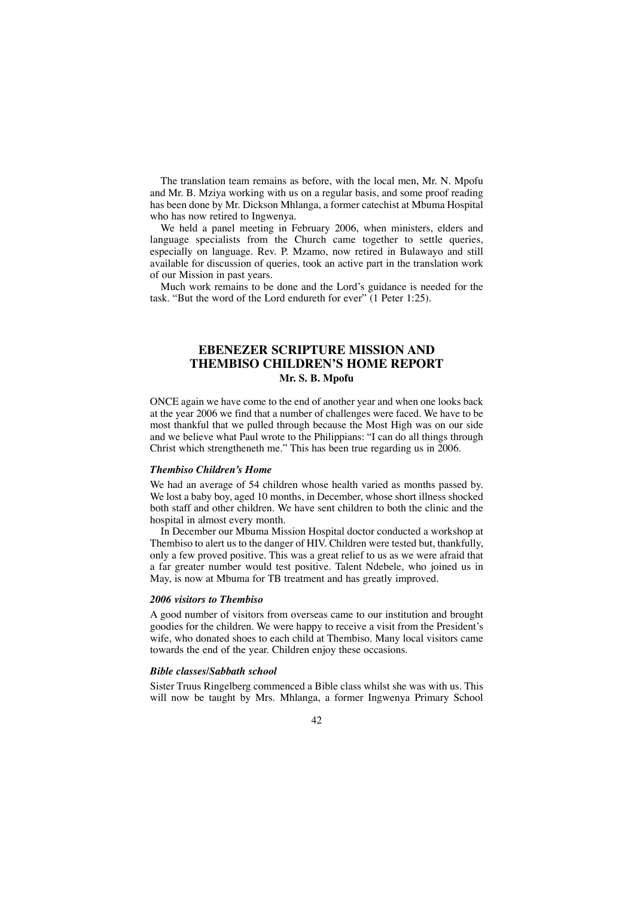The translation team remains as before, with the local men, Mr. N. Mpofu and Mr. B. Mziya working with us on a regular basis, and some proof reading has been done by Mr. Dickson Mhlanga, a former catechist at Mbuma Hospital who has now retired to Ingwenya.

We held a panel meeting in February 2006, when ministers, elders and language specialists from the Church came together to settle queries, especially on language. Rev. P. Mzamo, now retired in Bulawayo and still available for discussion of queries, took an active part in the translation work of our Mission in past years.

Much work remains to be done and the Lord's guidance is needed for the task. "But the word of the Lord endureth for ever" (1 Peter 1:25).

## EBENEZER SCRIPTURE MISSION AND THEMBISO CHILDREN'S HOME REPORT

**Mr. S. B. Mpofu**

ONCE again we have come to the end of another year and when one looks back at the year 2006 we find that a number of challenges were faced. We have to be most thankful that we pulled through because the Most High was on our side and we believe what Paul wrote to the Philippians: "I can do all things through Christ which strengtheneth me." This has been true regarding us in 2006.

### *Thembiso Children's Home*

We had an average of 54 children whose health varied as months passed by. We lost a baby boy, aged 10 months, in December, whose short illness shocked both staff and other children. We have sent children to both the clinic and the hospital in almost every month.

In December our Mbuma Mission Hospital doctor conducted a workshop at Thembiso to alert us to the danger of HIV. Children were tested but, thankfully, only a few proved positive. This was a great relief to us as we were afraid that a far greater number would test positive. Talent Ndebele, who joined us in May, is now at Mbuma for TB treatment and has greatly improved.

### *2006 visitors to Thembiso*

A good number of visitors from overseas came to our institution and brought goodies for the children. We were happy to receive a visit from the President's wife, who donated shoes to each child at Thembiso. Many local visitors came towards the end of the year. Children enjoy these occasions.

### *Bible classes/Sabbath school*

Sister Truus Ringelberg commenced a Bible class whilst she was with us. This will now be taught by Mrs. Mhlanga, a former Ingwenya Primary School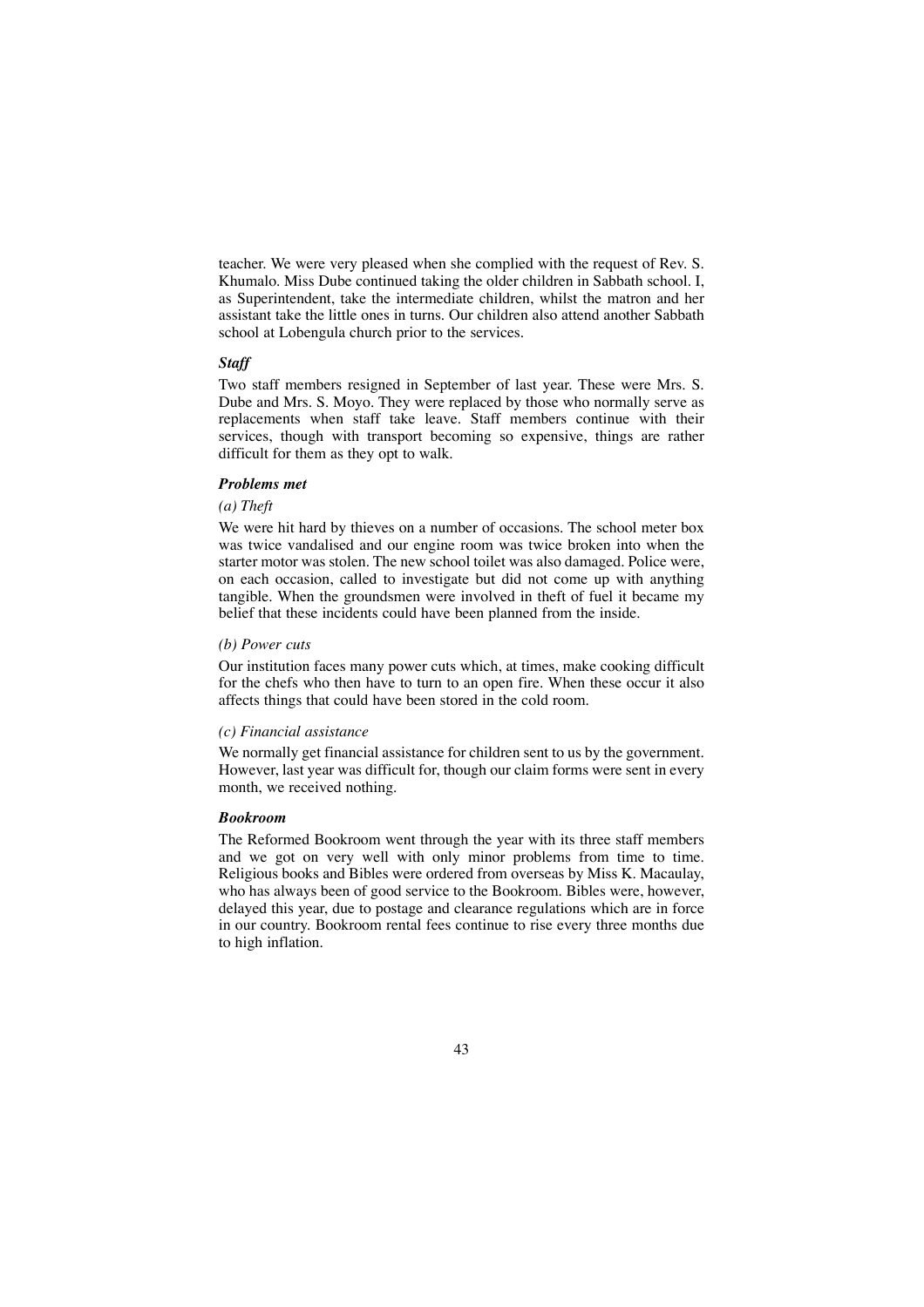teacher. We were very pleased when she complied with the request of Rev. S. Khumalo. Miss Dube continued taking the older children in Sabbath school. I, as Superintendent, take the intermediate children, whilst the matron and her assistant take the little ones in turns. Our children also attend another Sabbath school at Lobengula church prior to the services.

### *Staff*

Two staff members resigned in September of last year. These were Mrs. S. Dube and Mrs. S. Moyo. They were replaced by those who normally serve as replacements when staff take leave. Staff members continue with their services, though with transport becoming so expensive, things are rather difficult for them as they opt to walk.

### *Problems met*

*(a) Theft*

We were hit hard by thieves on a number of occasions. The school meter box was twice vandalised and our engine room was twice broken into when the starter motor was stolen. The new school toilet was also damaged. Police were, on each occasion, called to investigate but did not come up with anything tangible. When the groundsmen were involved in theft of fuel it became my belief that these incidents could have been planned from the inside.

*(b) Power cuts*

Our institution faces many power cuts which, at times, make cooking difficult for the chefs who then have to turn to an open fire. When these occur it also affects things that could have been stored in the cold room.

*(c) Financial assistance*

We normally get financial assistance for children sent to us by the government. However, last year was difficult for, though our claim forms were sent in every month, we received nothing.

### *Bookroom*

The Reformed Bookroom went through the year with its three staff members and we got on very well with only minor problems from time to time. Religious books and Bibles were ordered from overseas by Miss K. Macaulay, who has always been of good service to the Bookroom. Bibles were, however, delayed this year, due to postage and clearance regulations which are in force in our country. Bookroom rental fees continue to rise every three months due to high inflation.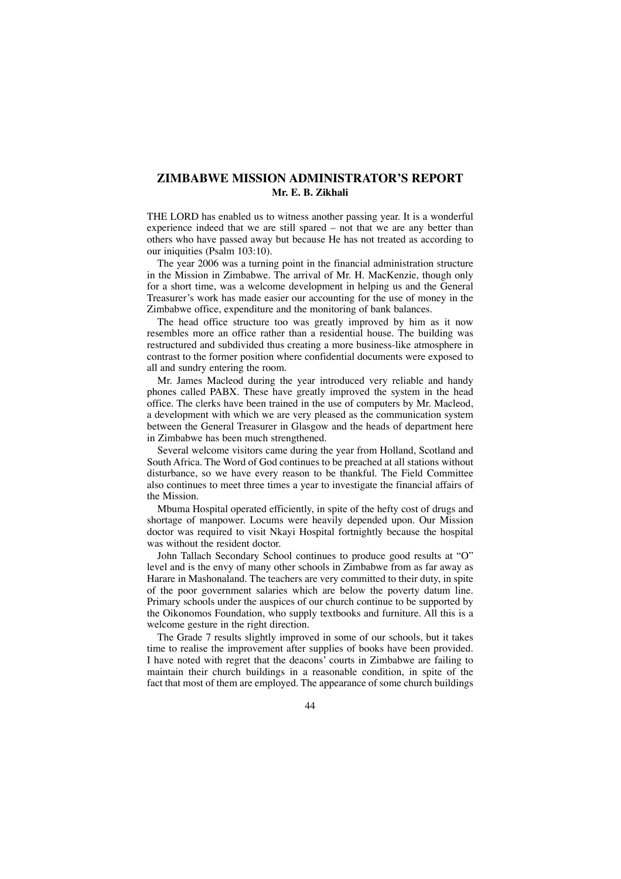## ZIMBABWE MISSION ADMINISTRATOR'S REPORT

**Mr. E. B. Zikhali**

THE LORD has enabled us to witness another passing year. It is a wonderful experience indeed that we are still spared – not that we are any better than others who have passed away but because He has not treated as according to our iniquities (Psalm 103:10).

The year 2006 was a turning point in the financial administration structure in the Mission in Zimbabwe. The arrival of Mr. H. MacKenzie, though only for a short time, was a welcome development in helping us and the General Treasurer's work has made easier our accounting for the use of money in the Zimbabwe office, expenditure and the monitoring of bank balances.

The head office structure too was greatly improved by him as it now resembles more an office rather than a residential house. The building was restructured and subdivided thus creating a more business-like atmosphere in contrast to the former position where confidential documents were exposed to all and sundry entering the room.

Mr. James Macleod during the year introduced very reliable and handy phones called PABX. These have greatly improved the system in the head office. The clerks have been trained in the use of computers by Mr. Macleod, a development with which we are very pleased as the communication system between the General Treasurer in Glasgow and the heads of department here in Zimbabwe has been much strengthened.

Several welcome visitors came during the year from Holland, Scotland and South Africa. The Word of God continues to be preached at all stations without disturbance, so we have every reason to be thankful. The Field Committee also continues to meet three times a year to investigate the financial affairs of the Mission.

Mbuma Hospital operated efficiently, in spite of the hefty cost of drugs and shortage of manpower. Locums were heavily depended upon. Our Mission doctor was required to visit Nkayi Hospital fortnightly because the hospital was without the resident doctor.

John Tallach Secondary School continues to produce good results at "O" level and is the envy of many other schools in Zimbabwe from as far away as Harare in Mashonaland. The teachers are very committed to their duty, in spite of the poor government salaries which are below the poverty datum line. Primary schools under the auspices of our church continue to be supported by the Oikonomos Foundation, who supply textbooks and furniture. All this is a welcome gesture in the right direction.

The Grade 7 results slightly improved in some of our schools, but it takes time to realise the improvement after supplies of books have been provided. I have noted with regret that the deacons' courts in Zimbabwe are failing to maintain their church buildings in a reasonable condition, in spite of the fact that most of them are employed. The appearance of some church buildings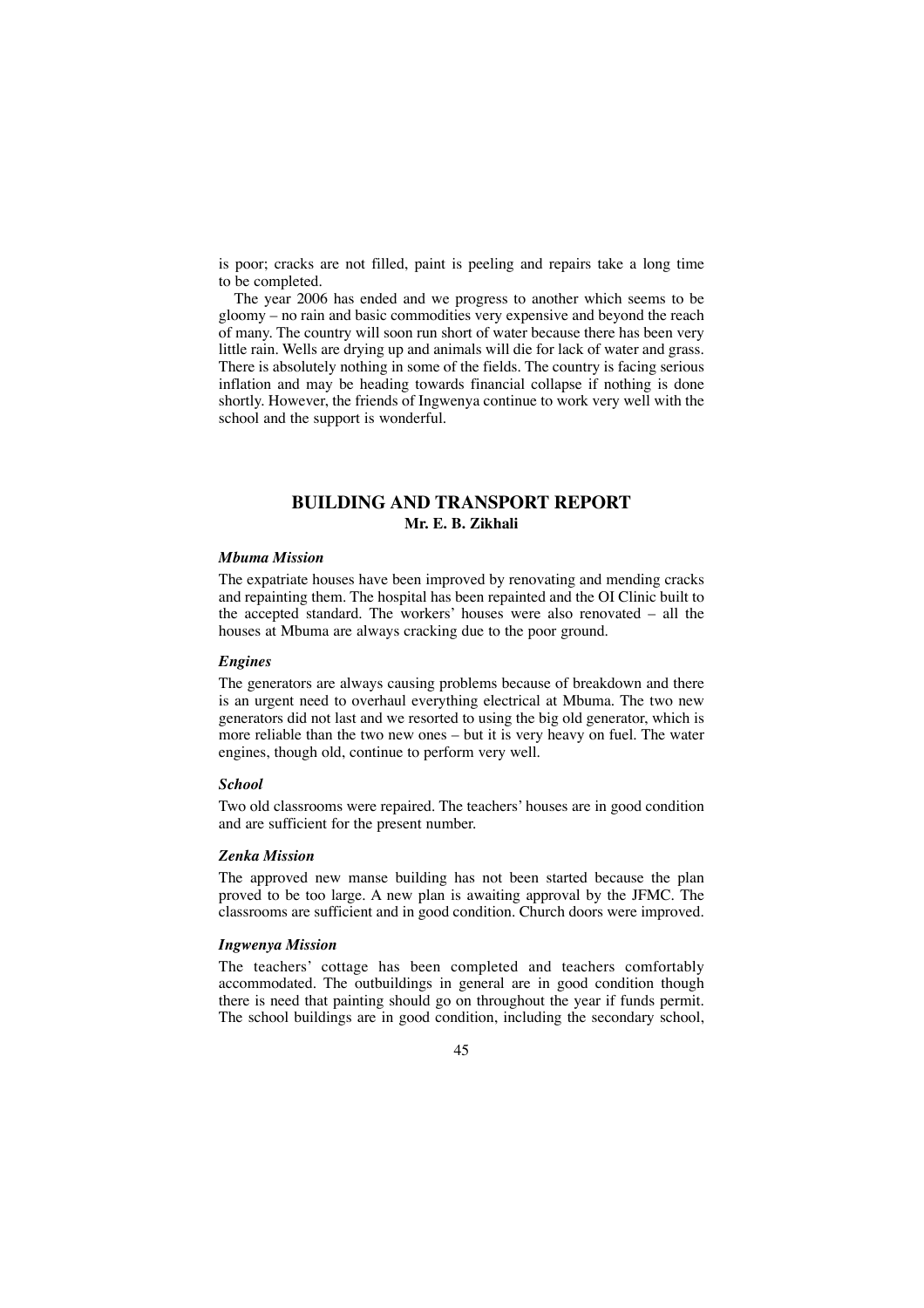is poor; cracks are not filled, paint is peeling and repairs take a long time to be completed.

The year 2006 has ended and we progress to another which seems to be gloomy – no rain and basic commodities very expensive and beyond the reach of many. The country will soon run short of water because there has been very little rain. Wells are drying up and animals will die for lack of water and grass. There is absolutely nothing in some of the fields. The country is facing serious inflation and may be heading towards financial collapse if nothing is done shortly. However, the friends of Ingwenya continue to work very well with the school and the support is wonderful.

## BUILDING AND TRANSPORT REPORT

**Mr. E. B. Zikhali**

### *Mbuma Mission*

The expatriate houses have been improved by renovating and mending cracks and repainting them. The hospital has been repainted and the OI Clinic built to the accepted standard. The workers' houses were also renovated – all the houses at Mbuma are always cracking due to the poor ground.

### *Engines*

The generators are always causing problems because of breakdown and there is an urgent need to overhaul everything electrical at Mbuma. The two new generators did not last and we resorted to using the big old generator, which is more reliable than the two new ones – but it is very heavy on fuel. The water engines, though old, continue to perform very well.

### *School*

Two old classrooms were repaired. The teachers' houses are in good condition and are sufficient for the present number.

### *Zenka Mission*

The approved new manse building has not been started because the plan proved to be too large. A new plan is awaiting approval by the JFMC. The classrooms are sufficient and in good condition. Church doors were improved.

### *Ingwenya Mission*

The teachers' cottage has been completed and teachers comfortably accommodated. The outbuildings in general are in good condition though there is need that painting should go on throughout the year if funds permit. The school buildings are in good condition, including the secondary school,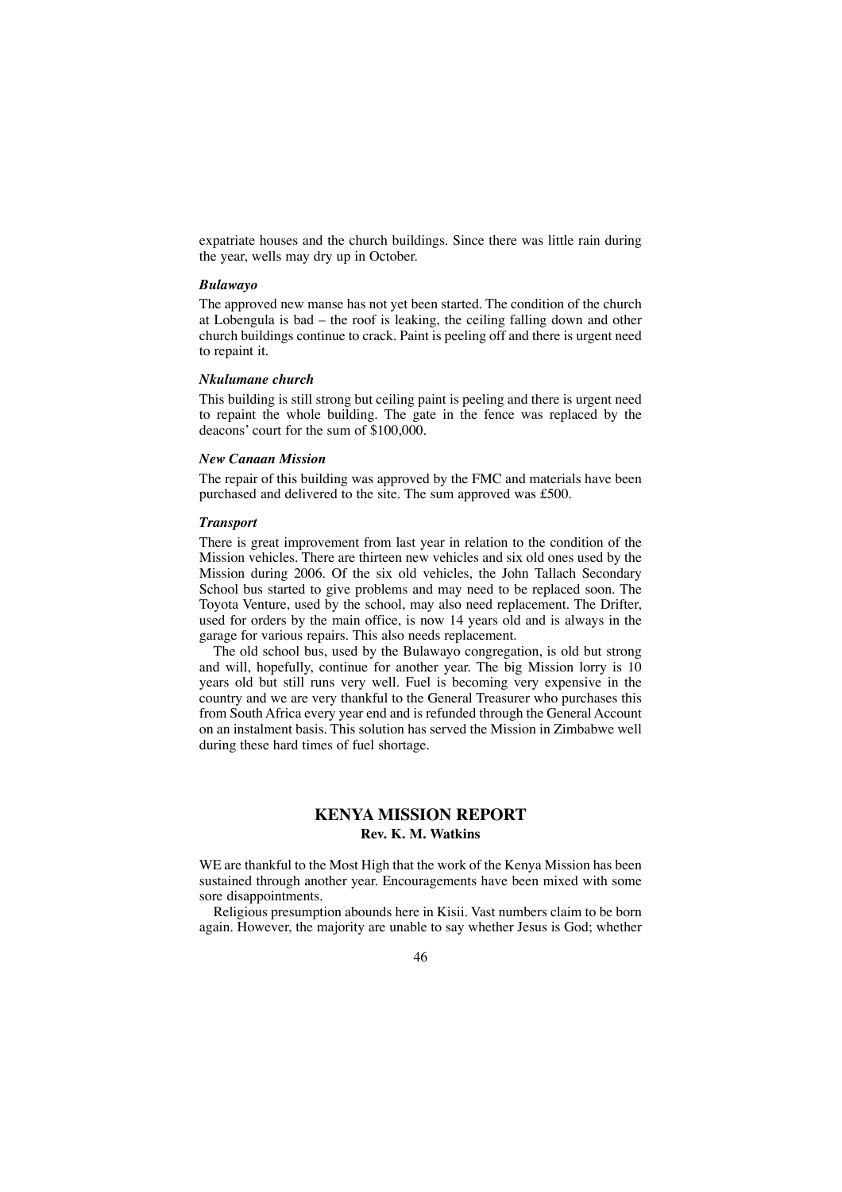expatriate houses and the church buildings. Since there was little rain during the year, wells may dry up in October.

### *Bulawayo*

The approved new manse has not yet been started. The condition of the church at Lobengula is bad – the roof is leaking, the ceiling falling down and other church buildings continue to crack. Paint is peeling off and there is urgent need to repaint it.

### *Nkulumane church*

This building is still strong but ceiling paint is peeling and there is urgent need to repaint the whole building. The gate in the fence was replaced by the deacons' court for the sum of $100,000.

### *New Canaan Mission*

The repair of this building was approved by the FMC and materials have been purchased and delivered to the site. The sum approved was £500.

### *Transport*

There is great improvement from last year in relation to the condition of the Mission vehicles. There are thirteen new vehicles and six old ones used by the Mission during 2006. Of the six old vehicles, the John Tallach Secondary School bus started to give problems and may need to be replaced soon. The Toyota Venture, used by the school, may also need replacement. The Drifter, used for orders by the main office, is now 14 years old and is always in the garage for various repairs. This also needs replacement.

The old school bus, used by the Bulawayo congregation, is old but strong and will, hopefully, continue for another year. The big Mission lorry is 10 years old but still runs very well. Fuel is becoming very expensive in the country and we are very thankful to the General Treasurer who purchases this from South Africa every year end and is refunded through the General Account on an instalment basis. This solution has served the Mission in Zimbabwe well during these hard times of fuel shortage.

## KENYA MISSION REPORT

**Rev. K. M. Watkins**

WE are thankful to the Most High that the work of the Kenya Mission has been sustained through another year. Encouragements have been mixed with some sore disappointments.

Religious presumption abounds here in Kisii. Vast numbers claim to be born again. However, the majority are unable to say whether Jesus is God; whether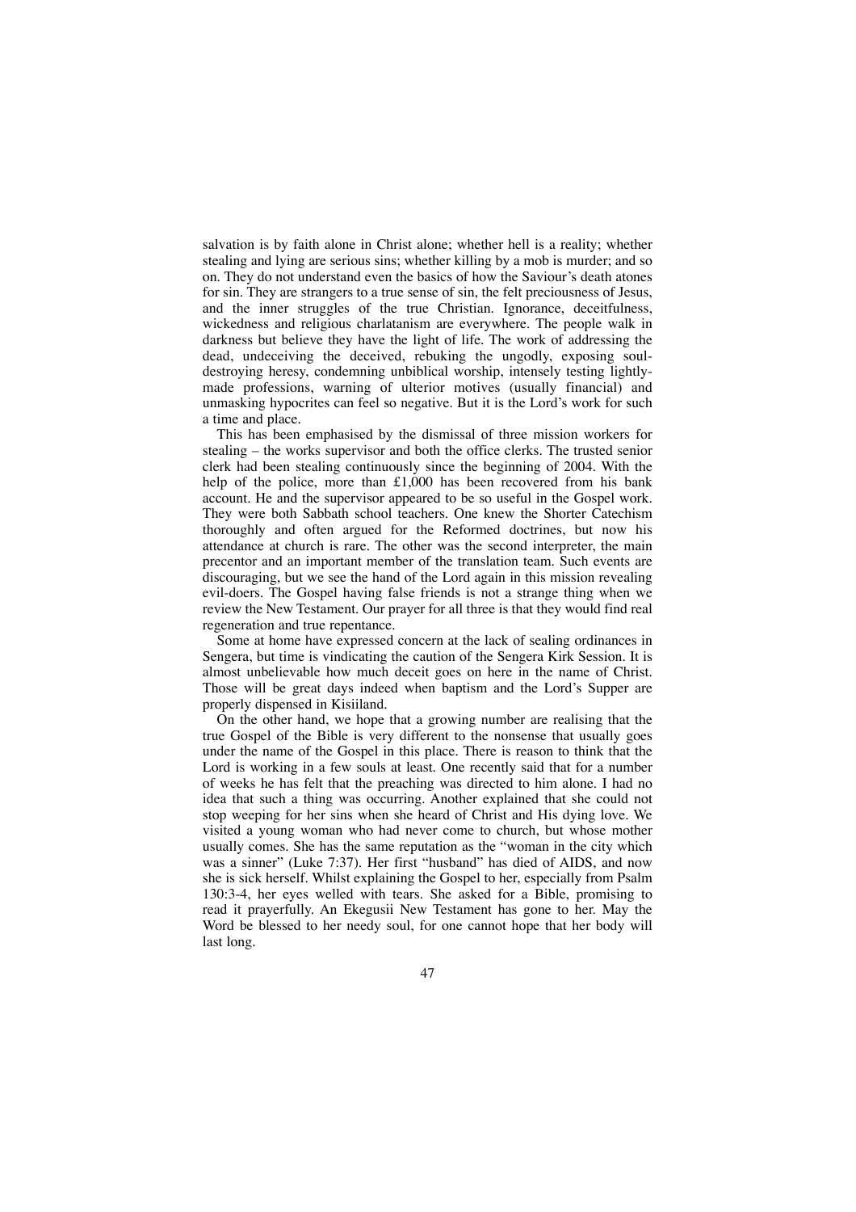salvation is by faith alone in Christ alone; whether hell is a reality; whether stealing and lying are serious sins; whether killing by a mob is murder; and so on. They do not understand even the basics of how the Saviour's death atones for sin. They are strangers to a true sense of sin, the felt preciousness of Jesus, and the inner struggles of the true Christian. Ignorance, deceitfulness, wickedness and religious charlatanism are everywhere. The people walk in darkness but believe they have the light of life. The work of addressing the dead, undeceiving the deceived, rebuking the ungodly, exposing soul-destroying heresy, condemning unbiblical worship, intensely testing lightly-made professions, warning of ulterior motives (usually financial) and unmasking hypocrites can feel so negative. But it is the Lord's work for such a time and place.

This has been emphasised by the dismissal of three mission workers for stealing – the works supervisor and both the office clerks. The trusted senior clerk had been stealing continuously since the beginning of 2004. With the help of the police, more than £1,000 has been recovered from his bank account. He and the supervisor appeared to be so useful in the Gospel work. They were both Sabbath school teachers. One knew the Shorter Catechism thoroughly and often argued for the Reformed doctrines, but now his attendance at church is rare. The other was the second interpreter, the main precentor and an important member of the translation team. Such events are discouraging, but we see the hand of the Lord again in this mission revealing evil-doers. The Gospel having false friends is not a strange thing when we review the New Testament. Our prayer for all three is that they would find real regeneration and true repentance.

Some at home have expressed concern at the lack of sealing ordinances in Sengera, but time is vindicating the caution of the Sengera Kirk Session. It is almost unbelievable how much deceit goes on here in the name of Christ. Those will be great days indeed when baptism and the Lord's Supper are properly dispensed in Kisiiland.

On the other hand, we hope that a growing number are realising that the true Gospel of the Bible is very different to the nonsense that usually goes under the name of the Gospel in this place. There is reason to think that the Lord is working in a few souls at least. One recently said that for a number of weeks he has felt that the preaching was directed to him alone. I had no idea that such a thing was occurring. Another explained that she could not stop weeping for her sins when she heard of Christ and His dying love. We visited a young woman who had never come to church, but whose mother usually comes. She has the same reputation as the "woman in the city which was a sinner" (Luke 7:37). Her first "husband" has died of AIDS, and now she is sick herself. Whilst explaining the Gospel to her, especially from Psalm 130:3-4, her eyes welled with tears. She asked for a Bible, promising to read it prayerfully. An Ekegusii New Testament has gone to her. May the Word be blessed to her needy soul, for one cannot hope that her body will last long.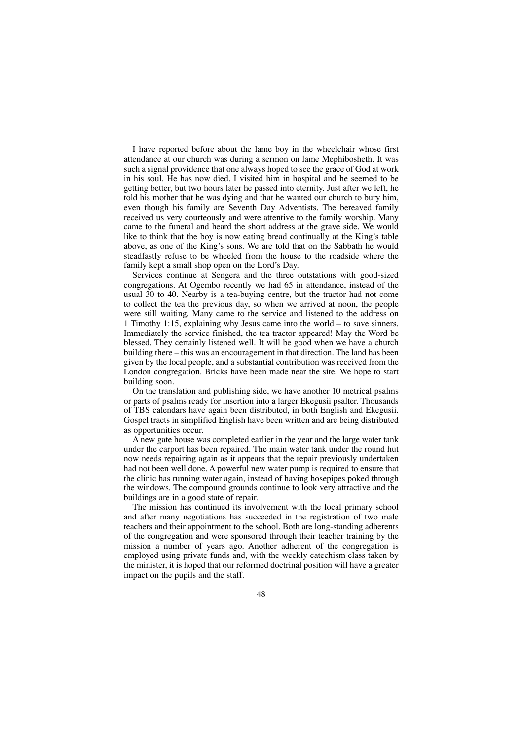I have reported before about the lame boy in the wheelchair whose first attendance at our church was during a sermon on lame Mephibosheth. It was such a signal providence that one always hoped to see the grace of God at work in his soul. He has now died. I visited him in hospital and he seemed to be getting better, but two hours later he passed into eternity. Just after we left, he told his mother that he was dying and that he wanted our church to bury him, even though his family are Seventh Day Adventists. The bereaved family received us very courteously and were attentive to the family worship. Many came to the funeral and heard the short address at the grave side. We would like to think that the boy is now eating bread continually at the King's table above, as one of the King's sons. We are told that on the Sabbath he would steadfastly refuse to be wheeled from the house to the roadside where the family kept a small shop open on the Lord's Day.

Services continue at Sengera and the three outstations with good-sized congregations. At Ogembo recently we had 65 in attendance, instead of the usual 30 to 40. Nearby is a tea-buying centre, but the tractor had not come to collect the tea the previous day, so when we arrived at noon, the people were still waiting. Many came to the service and listened to the address on 1 Timothy 1:15, explaining why Jesus came into the world – to save sinners. Immediately the service finished, the tea tractor appeared! May the Word be blessed. They certainly listened well. It will be good when we have a church building there – this was an encouragement in that direction. The land has been given by the local people, and a substantial contribution was received from the London congregation. Bricks have been made near the site. We hope to start building soon.

On the translation and publishing side, we have another 10 metrical psalms or parts of psalms ready for insertion into a larger Ekegusii psalter. Thousands of TBS calendars have again been distributed, in both English and Ekegusii. Gospel tracts in simplified English have been written and are being distributed as opportunities occur.

A new gate house was completed earlier in the year and the large water tank under the carport has been repaired. The main water tank under the round hut now needs repairing again as it appears that the repair previously undertaken had not been well done. A powerful new water pump is required to ensure that the clinic has running water again, instead of having hosepipes poked through the windows. The compound grounds continue to look very attractive and the buildings are in a good state of repair.

The mission has continued its involvement with the local primary school and after many negotiations has succeeded in the registration of two male teachers and their appointment to the school. Both are long-standing adherents of the congregation and were sponsored through their teacher training by the mission a number of years ago. Another adherent of the congregation is employed using private funds and, with the weekly catechism class taken by the minister, it is hoped that our reformed doctrinal position will have a greater impact on the pupils and the staff.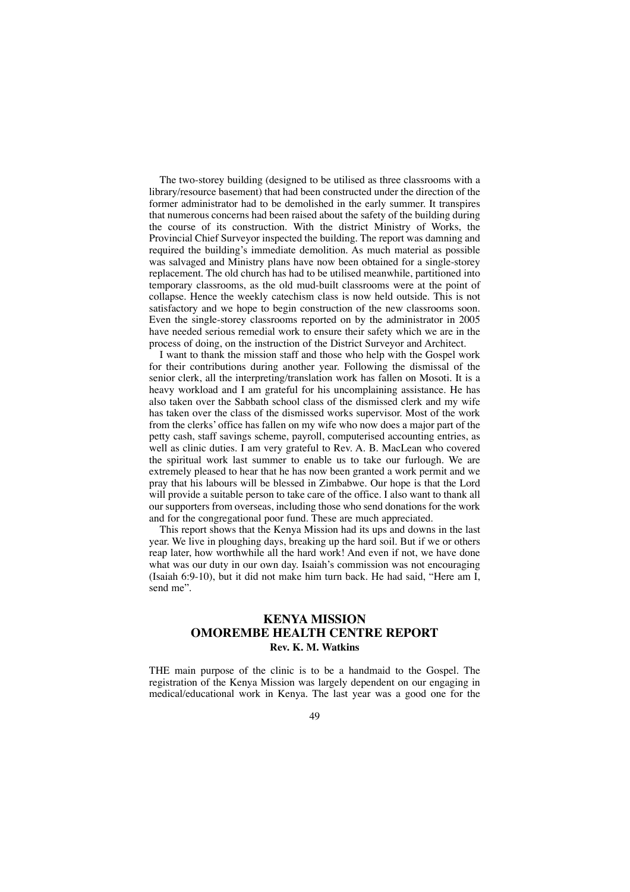The two-storey building (designed to be utilised as three classrooms with a library/resource basement) that had been constructed under the direction of the former administrator had to be demolished in the early summer. It transpires that numerous concerns had been raised about the safety of the building during the course of its construction. With the district Ministry of Works, the Provincial Chief Surveyor inspected the building. The report was damning and required the building's immediate demolition. As much material as possible was salvaged and Ministry plans have now been obtained for a single-storey replacement. The old church has had to be utilised meanwhile, partitioned into temporary classrooms, as the old mud-built classrooms were at the point of collapse. Hence the weekly catechism class is now held outside. This is not satisfactory and we hope to begin construction of the new classrooms soon. Even the single-storey classrooms reported on by the administrator in 2005 have needed serious remedial work to ensure their safety which we are in the process of doing, on the instruction of the District Surveyor and Architect.

I want to thank the mission staff and those who help with the Gospel work for their contributions during another year. Following the dismissal of the senior clerk, all the interpreting/translation work has fallen on Mosoti. It is a heavy workload and I am grateful for his uncomplaining assistance. He has also taken over the Sabbath school class of the dismissed clerk and my wife has taken over the class of the dismissed works supervisor. Most of the work from the clerks' office has fallen on my wife who now does a major part of the petty cash, staff savings scheme, payroll, computerised accounting entries, as well as clinic duties. I am very grateful to Rev. A. B. MacLean who covered the spiritual work last summer to enable us to take our furlough. We are extremely pleased to hear that he has now been granted a work permit and we pray that his labours will be blessed in Zimbabwe. Our hope is that the Lord will provide a suitable person to take care of the office. I also want to thank all our supporters from overseas, including those who send donations for the work and for the congregational poor fund. These are much appreciated.

This report shows that the Kenya Mission had its ups and downs in the last year. We live in ploughing days, breaking up the hard soil. But if we or others reap later, how worthwhile all the hard work! And even if not, we have done what was our duty in our own day. Isaiah's commission was not encouraging (Isaiah 6:9-10), but it did not make him turn back. He had said, "Here am I, send me".

## KENYA MISSION
## OMOREMBE HEALTH CENTRE REPORT
**Rev. K. M. Watkins**

THE main purpose of the clinic is to be a handmaid to the Gospel. The registration of the Kenya Mission was largely dependent on our engaging in medical/educational work in Kenya. The last year was a good one for the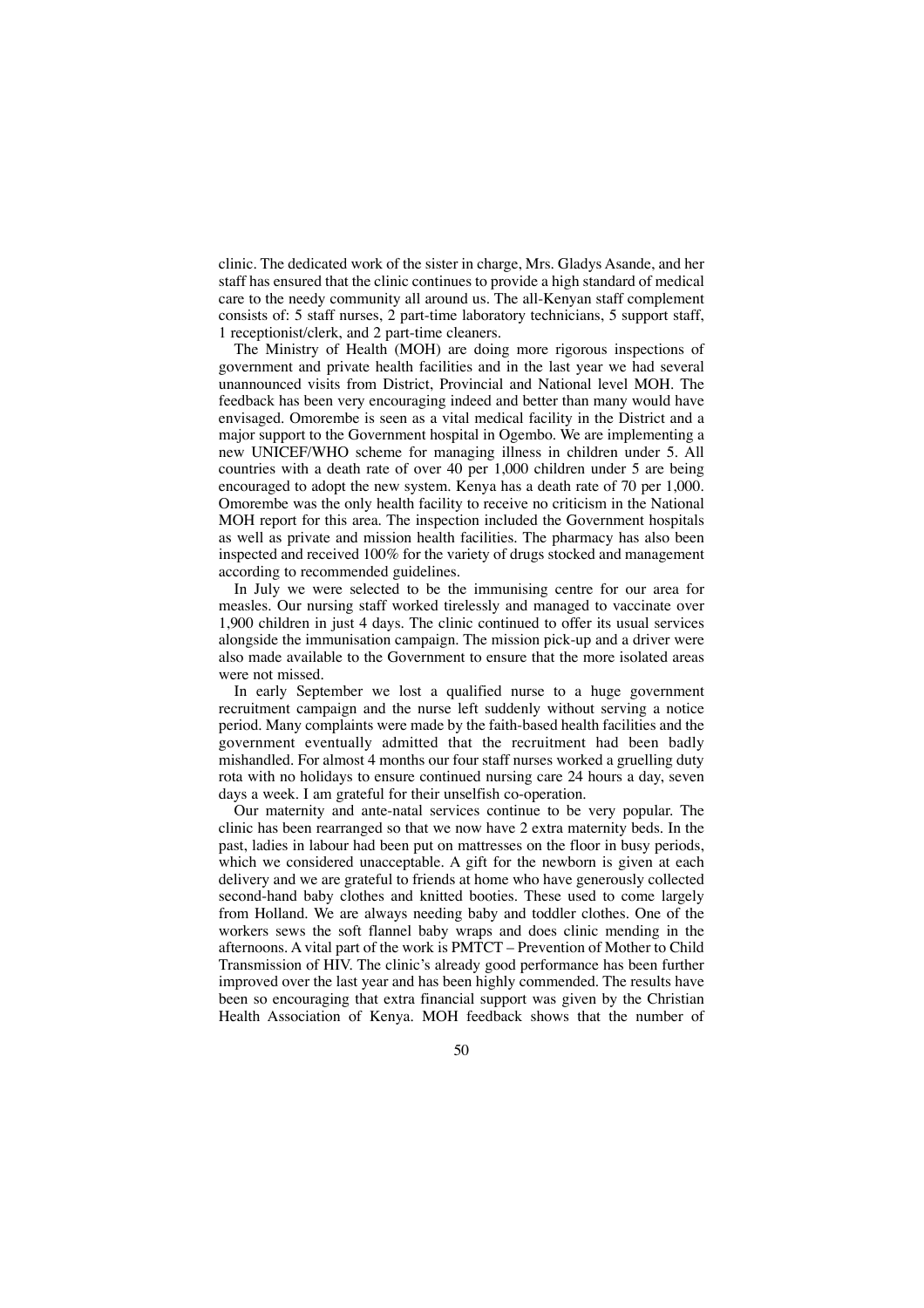clinic. The dedicated work of the sister in charge, Mrs. Gladys Asande, and her staff has ensured that the clinic continues to provide a high standard of medical care to the needy community all around us. The all-Kenyan staff complement consists of: 5 staff nurses, 2 part-time laboratory technicians, 5 support staff, 1 receptionist/clerk, and 2 part-time cleaners.

The Ministry of Health (MOH) are doing more rigorous inspections of government and private health facilities and in the last year we had several unannounced visits from District, Provincial and National level MOH. The feedback has been very encouraging indeed and better than many would have envisaged. Omorembe is seen as a vital medical facility in the District and a major support to the Government hospital in Ogembo. We are implementing a new UNICEF/WHO scheme for managing illness in children under 5. All countries with a death rate of over 40 per 1,000 children under 5 are being encouraged to adopt the new system. Kenya has a death rate of 70 per 1,000. Omorembe was the only health facility to receive no criticism in the National MOH report for this area. The inspection included the Government hospitals as well as private and mission health facilities. The pharmacy has also been inspected and received 100% for the variety of drugs stocked and management according to recommended guidelines.

In July we were selected to be the immunising centre for our area for measles. Our nursing staff worked tirelessly and managed to vaccinate over 1,900 children in just 4 days. The clinic continued to offer its usual services alongside the immunisation campaign. The mission pick-up and a driver were also made available to the Government to ensure that the more isolated areas were not missed.

In early September we lost a qualified nurse to a huge government recruitment campaign and the nurse left suddenly without serving a notice period. Many complaints were made by the faith-based health facilities and the government eventually admitted that the recruitment had been badly mishandled. For almost 4 months our four staff nurses worked a gruelling duty rota with no holidays to ensure continued nursing care 24 hours a day, seven days a week. I am grateful for their unselfish co-operation.

Our maternity and ante-natal services continue to be very popular. The clinic has been rearranged so that we now have 2 extra maternity beds. In the past, ladies in labour had been put on mattresses on the floor in busy periods, which we considered unacceptable. A gift for the newborn is given at each delivery and we are grateful to friends at home who have generously collected second-hand baby clothes and knitted booties. These used to come largely from Holland. We are always needing baby and toddler clothes. One of the workers sews the soft flannel baby wraps and does clinic mending in the afternoons. A vital part of the work is PMTCT – Prevention of Mother to Child Transmission of HIV. The clinic's already good performance has been further improved over the last year and has been highly commended. The results have been so encouraging that extra financial support was given by the Christian Health Association of Kenya. MOH feedback shows that the number of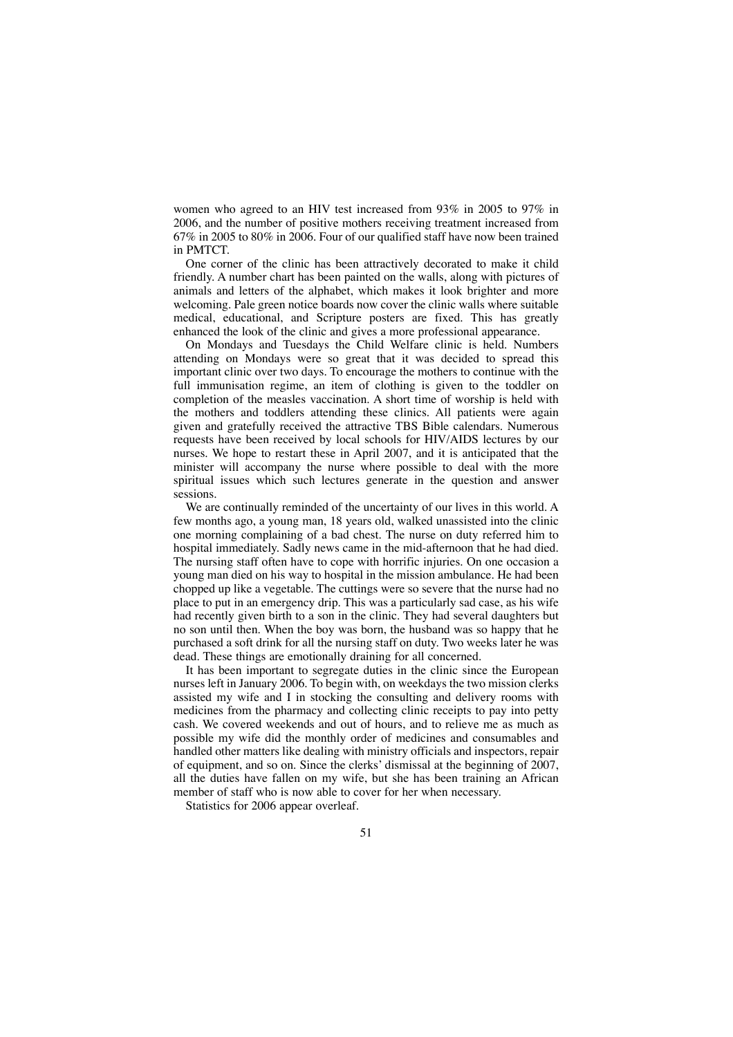women who agreed to an HIV test increased from 93% in 2005 to 97% in 2006, and the number of positive mothers receiving treatment increased from 67% in 2005 to 80% in 2006. Four of our qualified staff have now been trained in PMTCT.

One corner of the clinic has been attractively decorated to make it child friendly. A number chart has been painted on the walls, along with pictures of animals and letters of the alphabet, which makes it look brighter and more welcoming. Pale green notice boards now cover the clinic walls where suitable medical, educational, and Scripture posters are fixed. This has greatly enhanced the look of the clinic and gives a more professional appearance.

On Mondays and Tuesdays the Child Welfare clinic is held. Numbers attending on Mondays were so great that it was decided to spread this important clinic over two days. To encourage the mothers to continue with the full immunisation regime, an item of clothing is given to the toddler on completion of the measles vaccination. A short time of worship is held with the mothers and toddlers attending these clinics. All patients were again given and gratefully received the attractive TBS Bible calendars. Numerous requests have been received by local schools for HIV/AIDS lectures by our nurses. We hope to restart these in April 2007, and it is anticipated that the minister will accompany the nurse where possible to deal with the more spiritual issues which such lectures generate in the question and answer sessions.

We are continually reminded of the uncertainty of our lives in this world. A few months ago, a young man, 18 years old, walked unassisted into the clinic one morning complaining of a bad chest. The nurse on duty referred him to hospital immediately. Sadly news came in the mid-afternoon that he had died. The nursing staff often have to cope with horrific injuries. On one occasion a young man died on his way to hospital in the mission ambulance. He had been chopped up like a vegetable. The cuttings were so severe that the nurse had no place to put in an emergency drip. This was a particularly sad case, as his wife had recently given birth to a son in the clinic. They had several daughters but no son until then. When the boy was born, the husband was so happy that he purchased a soft drink for all the nursing staff on duty. Two weeks later he was dead. These things are emotionally draining for all concerned.

It has been important to segregate duties in the clinic since the European nurses left in January 2006. To begin with, on weekdays the two mission clerks assisted my wife and I in stocking the consulting and delivery rooms with medicines from the pharmacy and collecting clinic receipts to pay into petty cash. We covered weekends and out of hours, and to relieve me as much as possible my wife did the monthly order of medicines and consumables and handled other matters like dealing with ministry officials and inspectors, repair of equipment, and so on. Since the clerks' dismissal at the beginning of 2007, all the duties have fallen on my wife, but she has been training an African member of staff who is now able to cover for her when necessary.

Statistics for 2006 appear overleaf.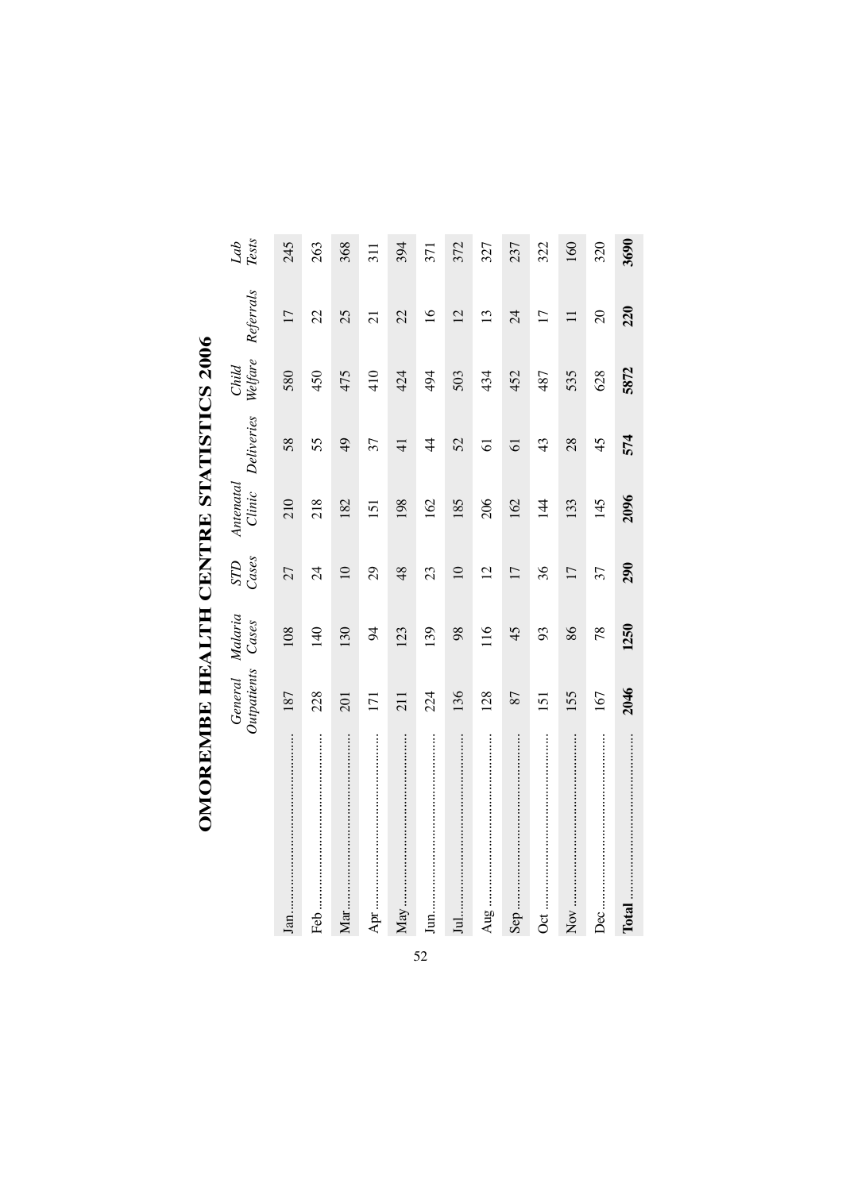# OMOREMBE HEALTH CENTRE STATISTICS 2006

| | *General Outpatients* | *Malaria Cases* | *STD Cases* | *Antenatal Clinic* | *Deliveries* | *Child Welfare* | *Referrals* | *Lab Tests* |
|---|---|---|---|---|---|---|---|---|
| Jan | 187 | 108 | 27 | 210 | 58 | 580 | 17 | 245 |
| Feb | 228 | 140 | 24 | 218 | 55 | 450 | 22 | 263 |
| Mar | 201 | 130 | 10 | 182 | 49 | 475 | 25 | 368 |
| Apr | 171 | 94 | 29 | 151 | 37 | 410 | 21 | 311 |
| May | 211 | 123 | 48 | 198 | 41 | 424 | 22 | 394 |
| Jun | 224 | 139 | 23 | 162 | 44 | 494 | 16 | 371 |
| Jul | 136 | 98 | 10 | 185 | 52 | 503 | 12 | 372 |
| Aug | 128 | 116 | 12 | 206 | 61 | 434 | 13 | 327 |
| Sep | 87 | 45 | 17 | 162 | 61 | 452 | 24 | 237 |
| Oct | 151 | 93 | 36 | 144 | 43 | 487 | 17 | 322 |
| Nov | 155 | 86 | 17 | 133 | 28 | 535 | 11 | 160 |
| Dec | 167 | 78 | 37 | 145 | 45 | 628 | 20 | 320 |
| **Total** | **2046** | **1250** | **290** | **2096** | **574** | **5872** | **220** | **3690** |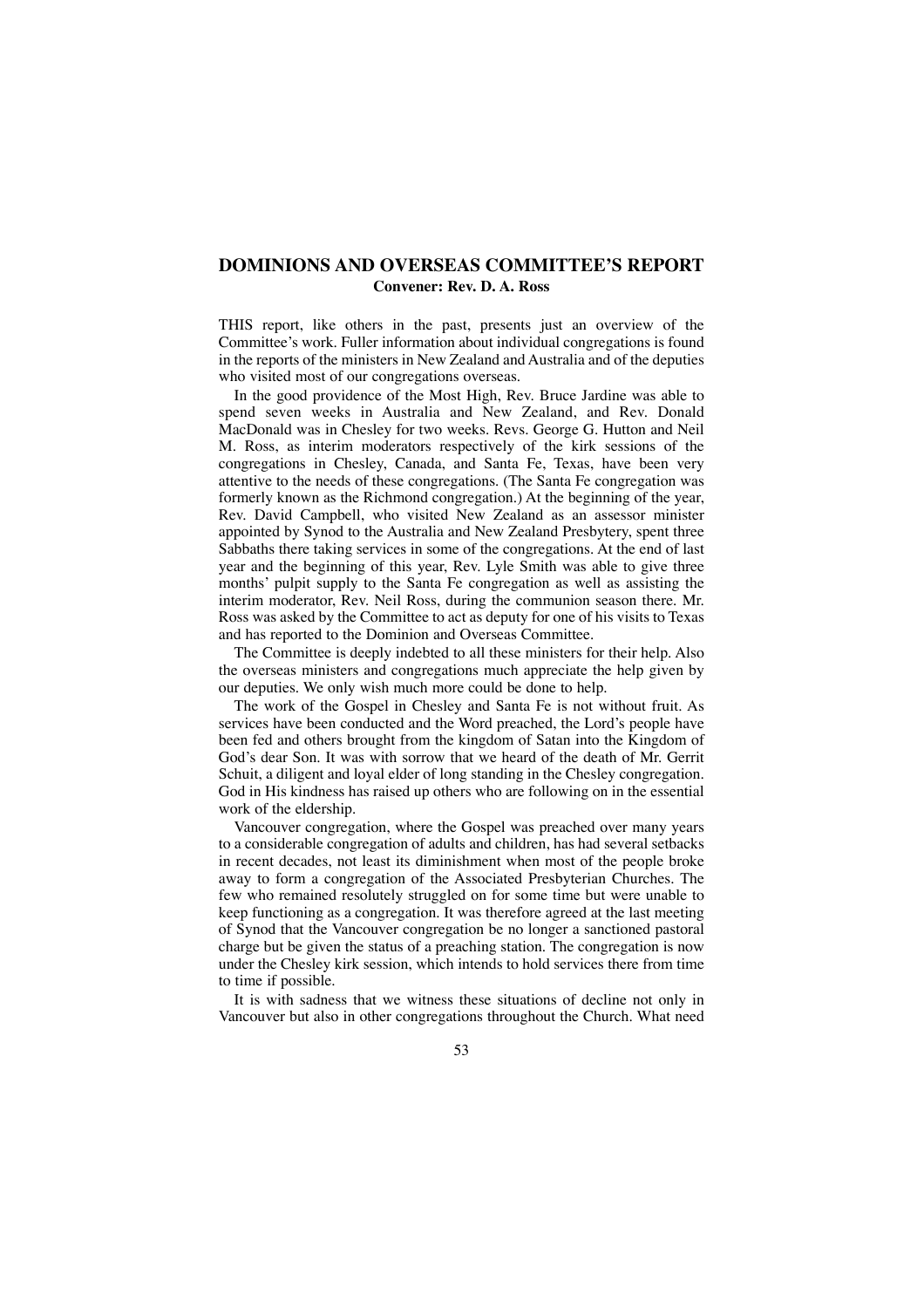## DOMINIONS AND OVERSEAS COMMITTEE'S REPORT

**Convener: Rev. D. A. Ross**

THIS report, like others in the past, presents just an overview of the Committee's work. Fuller information about individual congregations is found in the reports of the ministers in New Zealand and Australia and of the deputies who visited most of our congregations overseas.

In the good providence of the Most High, Rev. Bruce Jardine was able to spend seven weeks in Australia and New Zealand, and Rev. Donald MacDonald was in Chesley for two weeks. Revs. George G. Hutton and Neil M. Ross, as interim moderators respectively of the kirk sessions of the congregations in Chesley, Canada, and Santa Fe, Texas, have been very attentive to the needs of these congregations. (The Santa Fe congregation was formerly known as the Richmond congregation.) At the beginning of the year, Rev. David Campbell, who visited New Zealand as an assessor minister appointed by Synod to the Australia and New Zealand Presbytery, spent three Sabbaths there taking services in some of the congregations. At the end of last year and the beginning of this year, Rev. Lyle Smith was able to give three months' pulpit supply to the Santa Fe congregation as well as assisting the interim moderator, Rev. Neil Ross, during the communion season there. Mr. Ross was asked by the Committee to act as deputy for one of his visits to Texas and has reported to the Dominion and Overseas Committee.

The Committee is deeply indebted to all these ministers for their help. Also the overseas ministers and congregations much appreciate the help given by our deputies. We only wish much more could be done to help.

The work of the Gospel in Chesley and Santa Fe is not without fruit. As services have been conducted and the Word preached, the Lord's people have been fed and others brought from the kingdom of Satan into the Kingdom of God's dear Son. It was with sorrow that we heard of the death of Mr. Gerrit Schuit, a diligent and loyal elder of long standing in the Chesley congregation. God in His kindness has raised up others who are following on in the essential work of the eldership.

Vancouver congregation, where the Gospel was preached over many years to a considerable congregation of adults and children, has had several setbacks in recent decades, not least its diminishment when most of the people broke away to form a congregation of the Associated Presbyterian Churches. The few who remained resolutely struggled on for some time but were unable to keep functioning as a congregation. It was therefore agreed at the last meeting of Synod that the Vancouver congregation be no longer a sanctioned pastoral charge but be given the status of a preaching station. The congregation is now under the Chesley kirk session, which intends to hold services there from time to time if possible.

It is with sadness that we witness these situations of decline not only in Vancouver but also in other congregations throughout the Church. What need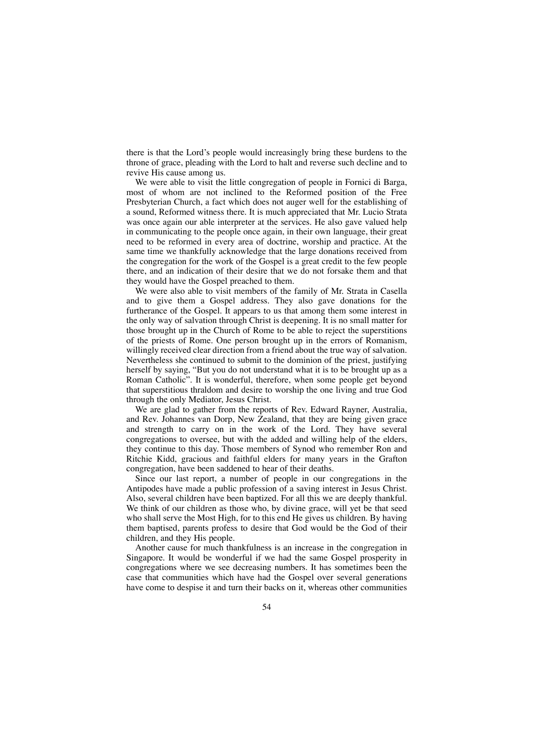there is that the Lord's people would increasingly bring these burdens to the throne of grace, pleading with the Lord to halt and reverse such decline and to revive His cause among us.

We were able to visit the little congregation of people in Fornici di Barga, most of whom are not inclined to the Reformed position of the Free Presbyterian Church, a fact which does not auger well for the establishing of a sound, Reformed witness there. It is much appreciated that Mr. Lucio Strata was once again our able interpreter at the services. He also gave valued help in communicating to the people once again, in their own language, their great need to be reformed in every area of doctrine, worship and practice. At the same time we thankfully acknowledge that the large donations received from the congregation for the work of the Gospel is a great credit to the few people there, and an indication of their desire that we do not forsake them and that they would have the Gospel preached to them.

We were also able to visit members of the family of Mr. Strata in Casella and to give them a Gospel address. They also gave donations for the furtherance of the Gospel. It appears to us that among them some interest in the only way of salvation through Christ is deepening. It is no small matter for those brought up in the Church of Rome to be able to reject the superstitions of the priests of Rome. One person brought up in the errors of Romanism, willingly received clear direction from a friend about the true way of salvation. Nevertheless she continued to submit to the dominion of the priest, justifying herself by saying, "But you do not understand what it is to be brought up as a Roman Catholic". It is wonderful, therefore, when some people get beyond that superstitious thraldom and desire to worship the one living and true God through the only Mediator, Jesus Christ.

We are glad to gather from the reports of Rev. Edward Rayner, Australia, and Rev. Johannes van Dorp, New Zealand, that they are being given grace and strength to carry on in the work of the Lord. They have several congregations to oversee, but with the added and willing help of the elders, they continue to this day. Those members of Synod who remember Ron and Ritchie Kidd, gracious and faithful elders for many years in the Grafton congregation, have been saddened to hear of their deaths.

Since our last report, a number of people in our congregations in the Antipodes have made a public profession of a saving interest in Jesus Christ. Also, several children have been baptized. For all this we are deeply thankful. We think of our children as those who, by divine grace, will yet be that seed who shall serve the Most High, for to this end He gives us children. By having them baptised, parents profess to desire that God would be the God of their children, and they His people.

Another cause for much thankfulness is an increase in the congregation in Singapore. It would be wonderful if we had the same Gospel prosperity in congregations where we see decreasing numbers. It has sometimes been the case that communities which have had the Gospel over several generations have come to despise it and turn their backs on it, whereas other communities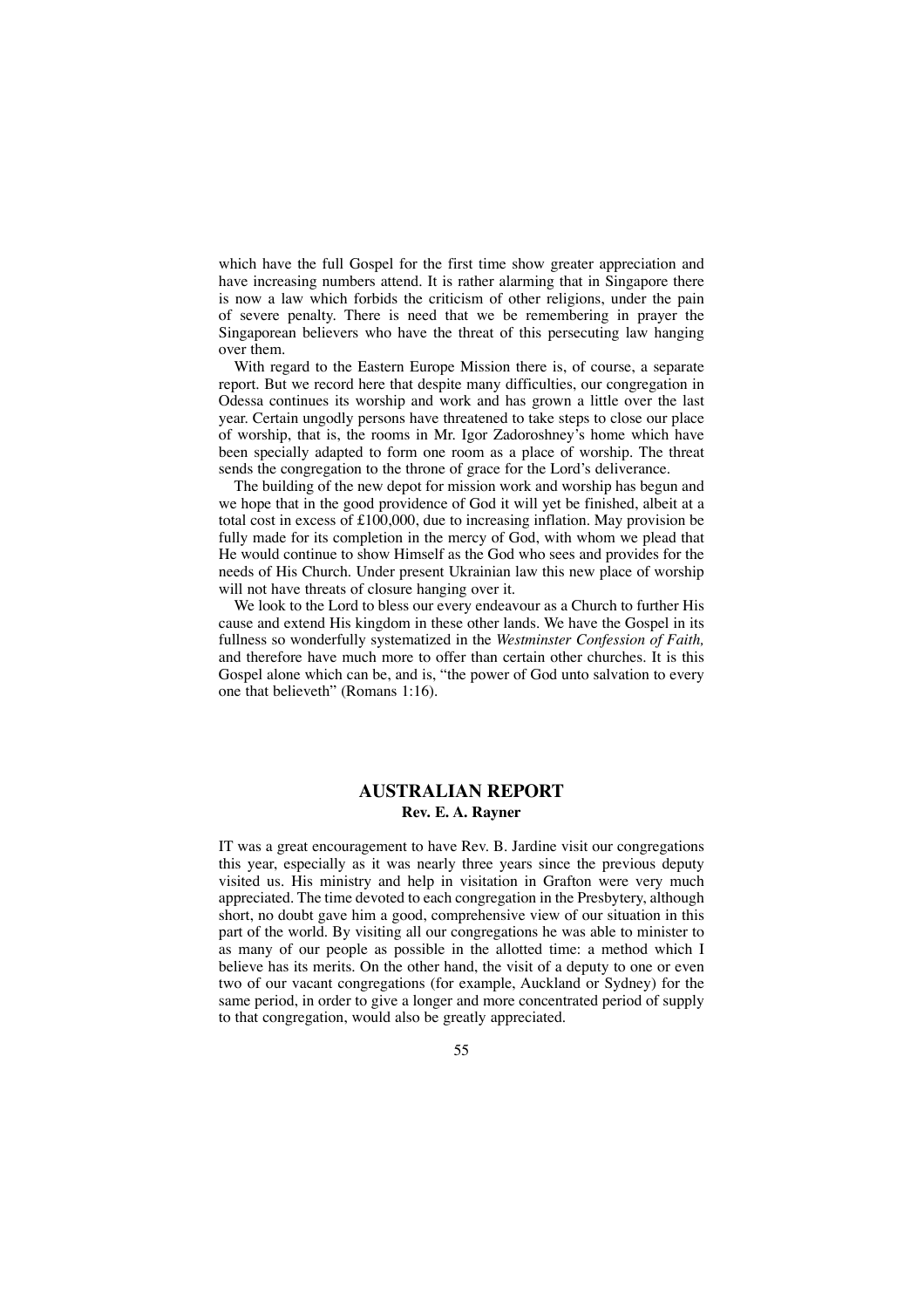which have the full Gospel for the first time show greater appreciation and have increasing numbers attend. It is rather alarming that in Singapore there is now a law which forbids the criticism of other religions, under the pain of severe penalty. There is need that we be remembering in prayer the Singaporean believers who have the threat of this persecuting law hanging over them.

With regard to the Eastern Europe Mission there is, of course, a separate report. But we record here that despite many difficulties, our congregation in Odessa continues its worship and work and has grown a little over the last year. Certain ungodly persons have threatened to take steps to close our place of worship, that is, the rooms in Mr. Igor Zadoroshney's home which have been specially adapted to form one room as a place of worship. The threat sends the congregation to the throne of grace for the Lord's deliverance.

The building of the new depot for mission work and worship has begun and we hope that in the good providence of God it will yet be finished, albeit at a total cost in excess of £100,000, due to increasing inflation. May provision be fully made for its completion in the mercy of God, with whom we plead that He would continue to show Himself as the God who sees and provides for the needs of His Church. Under present Ukrainian law this new place of worship will not have threats of closure hanging over it.

We look to the Lord to bless our every endeavour as a Church to further His cause and extend His kingdom in these other lands. We have the Gospel in its fullness so wonderfully systematized in the *Westminster Confession of Faith,* and therefore have much more to offer than certain other churches. It is this Gospel alone which can be, and is, "the power of God unto salvation to every one that believeth" (Romans 1:16).

## AUSTRALIAN REPORT

**Rev. E. A. Rayner**

IT was a great encouragement to have Rev. B. Jardine visit our congregations this year, especially as it was nearly three years since the previous deputy visited us. His ministry and help in visitation in Grafton were very much appreciated. The time devoted to each congregation in the Presbytery, although short, no doubt gave him a good, comprehensive view of our situation in this part of the world. By visiting all our congregations he was able to minister to as many of our people as possible in the allotted time: a method which I believe has its merits. On the other hand, the visit of a deputy to one or even two of our vacant congregations (for example, Auckland or Sydney) for the same period, in order to give a longer and more concentrated period of supply to that congregation, would also be greatly appreciated.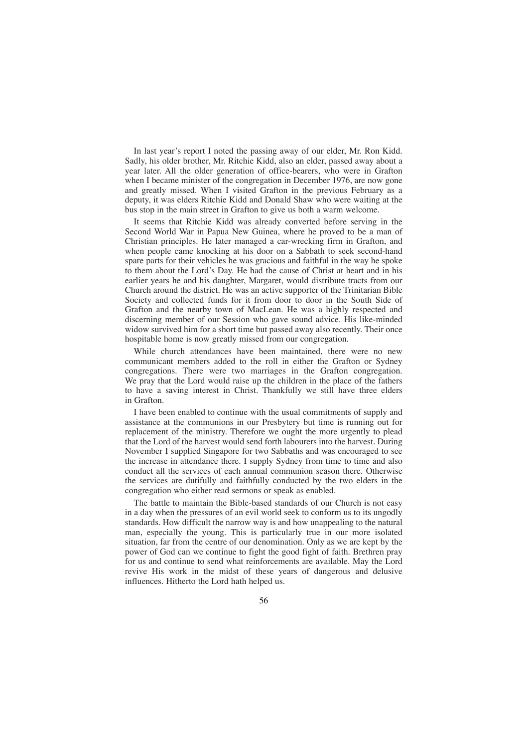In last year's report I noted the passing away of our elder, Mr. Ron Kidd. Sadly, his older brother, Mr. Ritchie Kidd, also an elder, passed away about a year later. All the older generation of office-bearers, who were in Grafton when I became minister of the congregation in December 1976, are now gone and greatly missed. When I visited Grafton in the previous February as a deputy, it was elders Ritchie Kidd and Donald Shaw who were waiting at the bus stop in the main street in Grafton to give us both a warm welcome.

It seems that Ritchie Kidd was already converted before serving in the Second World War in Papua New Guinea, where he proved to be a man of Christian principles. He later managed a car-wrecking firm in Grafton, and when people came knocking at his door on a Sabbath to seek second-hand spare parts for their vehicles he was gracious and faithful in the way he spoke to them about the Lord's Day. He had the cause of Christ at heart and in his earlier years he and his daughter, Margaret, would distribute tracts from our Church around the district. He was an active supporter of the Trinitarian Bible Society and collected funds for it from door to door in the South Side of Grafton and the nearby town of MacLean. He was a highly respected and discerning member of our Session who gave sound advice. His like-minded widow survived him for a short time but passed away also recently. Their once hospitable home is now greatly missed from our congregation.

While church attendances have been maintained, there were no new communicant members added to the roll in either the Grafton or Sydney congregations. There were two marriages in the Grafton congregation. We pray that the Lord would raise up the children in the place of the fathers to have a saving interest in Christ. Thankfully we still have three elders in Grafton.

I have been enabled to continue with the usual commitments of supply and assistance at the communions in our Presbytery but time is running out for replacement of the ministry. Therefore we ought the more urgently to plead that the Lord of the harvest would send forth labourers into the harvest. During November I supplied Singapore for two Sabbaths and was encouraged to see the increase in attendance there. I supply Sydney from time to time and also conduct all the services of each annual communion season there. Otherwise the services are dutifully and faithfully conducted by the two elders in the congregation who either read sermons or speak as enabled.

The battle to maintain the Bible-based standards of our Church is not easy in a day when the pressures of an evil world seek to conform us to its ungodly standards. How difficult the narrow way is and how unappealing to the natural man, especially the young. This is particularly true in our more isolated situation, far from the centre of our denomination. Only as we are kept by the power of God can we continue to fight the good fight of faith. Brethren pray for us and continue to send what reinforcements are available. May the Lord revive His work in the midst of these years of dangerous and delusive influences. Hitherto the Lord hath helped us.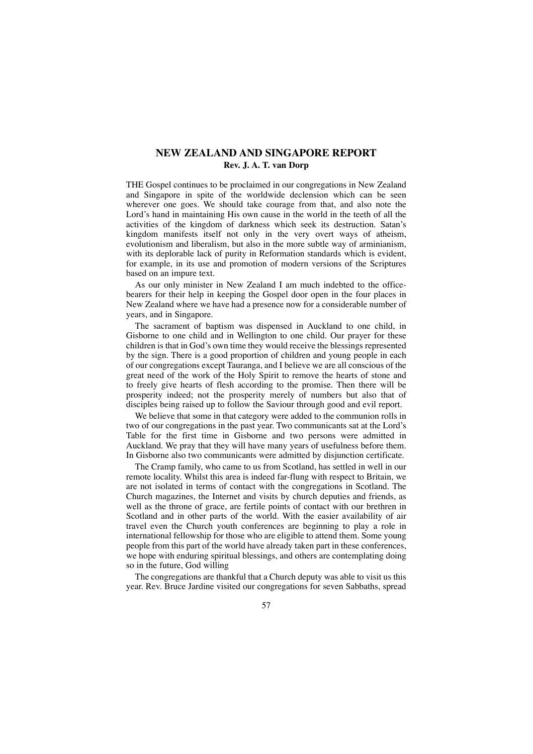## NEW ZEALAND AND SINGAPORE REPORT

**Rev. J. A. T. van Dorp**

THE Gospel continues to be proclaimed in our congregations in New Zealand and Singapore in spite of the worldwide declension which can be seen wherever one goes. We should take courage from that, and also note the Lord's hand in maintaining His own cause in the world in the teeth of all the activities of the kingdom of darkness which seek its destruction. Satan's kingdom manifests itself not only in the very overt ways of atheism, evolutionism and liberalism, but also in the more subtle way of arminianism, with its deplorable lack of purity in Reformation standards which is evident, for example, in its use and promotion of modern versions of the Scriptures based on an impure text.

As our only minister in New Zealand I am much indebted to the office-bearers for their help in keeping the Gospel door open in the four places in New Zealand where we have had a presence now for a considerable number of years, and in Singapore.

The sacrament of baptism was dispensed in Auckland to one child, in Gisborne to one child and in Wellington to one child. Our prayer for these children is that in God's own time they would receive the blessings represented by the sign. There is a good proportion of children and young people in each of our congregations except Tauranga, and I believe we are all conscious of the great need of the work of the Holy Spirit to remove the hearts of stone and to freely give hearts of flesh according to the promise. Then there will be prosperity indeed; not the prosperity merely of numbers but also that of disciples being raised up to follow the Saviour through good and evil report.

We believe that some in that category were added to the communion rolls in two of our congregations in the past year. Two communicants sat at the Lord's Table for the first time in Gisborne and two persons were admitted in Auckland. We pray that they will have many years of usefulness before them. In Gisborne also two communicants were admitted by disjunction certificate.

The Cramp family, who came to us from Scotland, has settled in well in our remote locality. Whilst this area is indeed far-flung with respect to Britain, we are not isolated in terms of contact with the congregations in Scotland. The Church magazines, the Internet and visits by church deputies and friends, as well as the throne of grace, are fertile points of contact with our brethren in Scotland and in other parts of the world. With the easier availability of air travel even the Church youth conferences are beginning to play a role in international fellowship for those who are eligible to attend them. Some young people from this part of the world have already taken part in these conferences, we hope with enduring spiritual blessings, and others are contemplating doing so in the future, God willing

The congregations are thankful that a Church deputy was able to visit us this year. Rev. Bruce Jardine visited our congregations for seven Sabbaths, spread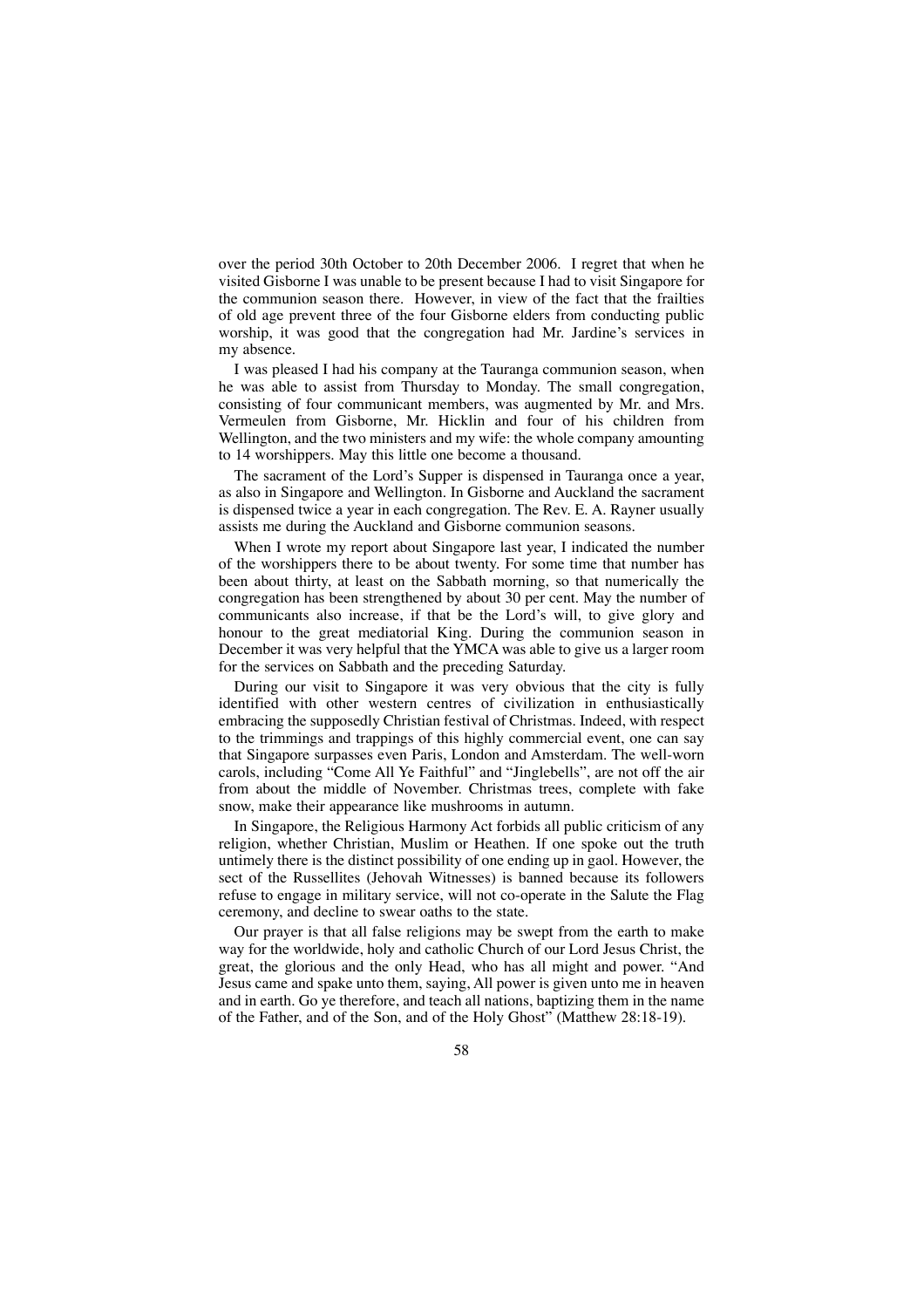over the period 30th October to 20th December 2006. I regret that when he visited Gisborne I was unable to be present because I had to visit Singapore for the communion season there. However, in view of the fact that the frailties of old age prevent three of the four Gisborne elders from conducting public worship, it was good that the congregation had Mr. Jardine's services in my absence.

I was pleased I had his company at the Tauranga communion season, when he was able to assist from Thursday to Monday. The small congregation, consisting of four communicant members, was augmented by Mr. and Mrs. Vermeulen from Gisborne, Mr. Hicklin and four of his children from Wellington, and the two ministers and my wife: the whole company amounting to 14 worshippers. May this little one become a thousand.

The sacrament of the Lord's Supper is dispensed in Tauranga once a year, as also in Singapore and Wellington. In Gisborne and Auckland the sacrament is dispensed twice a year in each congregation. The Rev. E. A. Rayner usually assists me during the Auckland and Gisborne communion seasons.

When I wrote my report about Singapore last year, I indicated the number of the worshippers there to be about twenty. For some time that number has been about thirty, at least on the Sabbath morning, so that numerically the congregation has been strengthened by about 30 per cent. May the number of communicants also increase, if that be the Lord's will, to give glory and honour to the great mediatorial King. During the communion season in December it was very helpful that the YMCA was able to give us a larger room for the services on Sabbath and the preceding Saturday.

During our visit to Singapore it was very obvious that the city is fully identified with other western centres of civilization in enthusiastically embracing the supposedly Christian festival of Christmas. Indeed, with respect to the trimmings and trappings of this highly commercial event, one can say that Singapore surpasses even Paris, London and Amsterdam. The well-worn carols, including "Come All Ye Faithful" and "Jinglebells", are not off the air from about the middle of November. Christmas trees, complete with fake snow, make their appearance like mushrooms in autumn.

In Singapore, the Religious Harmony Act forbids all public criticism of any religion, whether Christian, Muslim or Heathen. If one spoke out the truth untimely there is the distinct possibility of one ending up in gaol. However, the sect of the Russellites (Jehovah Witnesses) is banned because its followers refuse to engage in military service, will not co-operate in the Salute the Flag ceremony, and decline to swear oaths to the state.

Our prayer is that all false religions may be swept from the earth to make way for the worldwide, holy and catholic Church of our Lord Jesus Christ, the great, the glorious and the only Head, who has all might and power. "And Jesus came and spake unto them, saying, All power is given unto me in heaven and in earth. Go ye therefore, and teach all nations, baptizing them in the name of the Father, and of the Son, and of the Holy Ghost" (Matthew 28:18-19).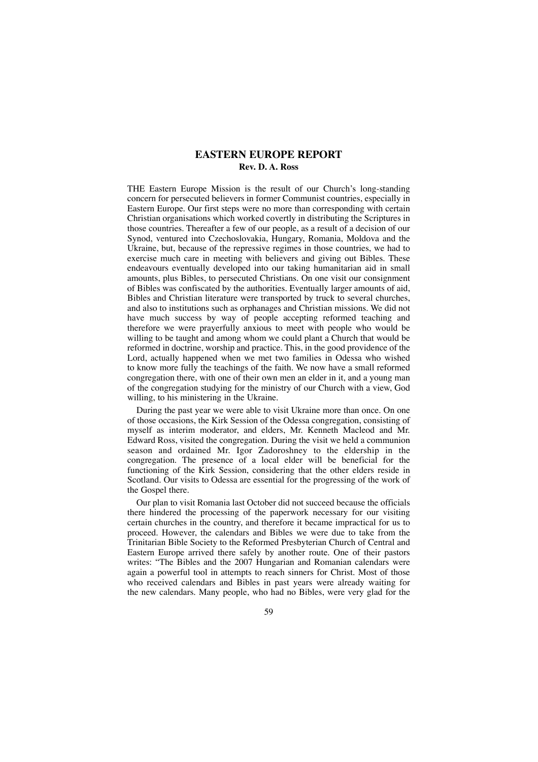## EASTERN EUROPE REPORT

**Rev. D. A. Ross**

THE Eastern Europe Mission is the result of our Church's long-standing concern for persecuted believers in former Communist countries, especially in Eastern Europe. Our first steps were no more than corresponding with certain Christian organisations which worked covertly in distributing the Scriptures in those countries. Thereafter a few of our people, as a result of a decision of our Synod, ventured into Czechoslovakia, Hungary, Romania, Moldova and the Ukraine, but, because of the repressive regimes in those countries, we had to exercise much care in meeting with believers and giving out Bibles. These endeavours eventually developed into our taking humanitarian aid in small amounts, plus Bibles, to persecuted Christians. On one visit our consignment of Bibles was confiscated by the authorities. Eventually larger amounts of aid, Bibles and Christian literature were transported by truck to several churches, and also to institutions such as orphanages and Christian missions. We did not have much success by way of people accepting reformed teaching and therefore we were prayerfully anxious to meet with people who would be willing to be taught and among whom we could plant a Church that would be reformed in doctrine, worship and practice. This, in the good providence of the Lord, actually happened when we met two families in Odessa who wished to know more fully the teachings of the faith. We now have a small reformed congregation there, with one of their own men an elder in it, and a young man of the congregation studying for the ministry of our Church with a view, God willing, to his ministering in the Ukraine.

During the past year we were able to visit Ukraine more than once. On one of those occasions, the Kirk Session of the Odessa congregation, consisting of myself as interim moderator, and elders, Mr. Kenneth Macleod and Mr. Edward Ross, visited the congregation. During the visit we held a communion season and ordained Mr. Igor Zadoroshney to the eldership in the congregation. The presence of a local elder will be beneficial for the functioning of the Kirk Session, considering that the other elders reside in Scotland. Our visits to Odessa are essential for the progressing of the work of the Gospel there.

Our plan to visit Romania last October did not succeed because the officials there hindered the processing of the paperwork necessary for our visiting certain churches in the country, and therefore it became impractical for us to proceed. However, the calendars and Bibles we were due to take from the Trinitarian Bible Society to the Reformed Presbyterian Church of Central and Eastern Europe arrived there safely by another route. One of their pastors writes: "The Bibles and the 2007 Hungarian and Romanian calendars were again a powerful tool in attempts to reach sinners for Christ. Most of those who received calendars and Bibles in past years were already waiting for the new calendars. Many people, who had no Bibles, were very glad for the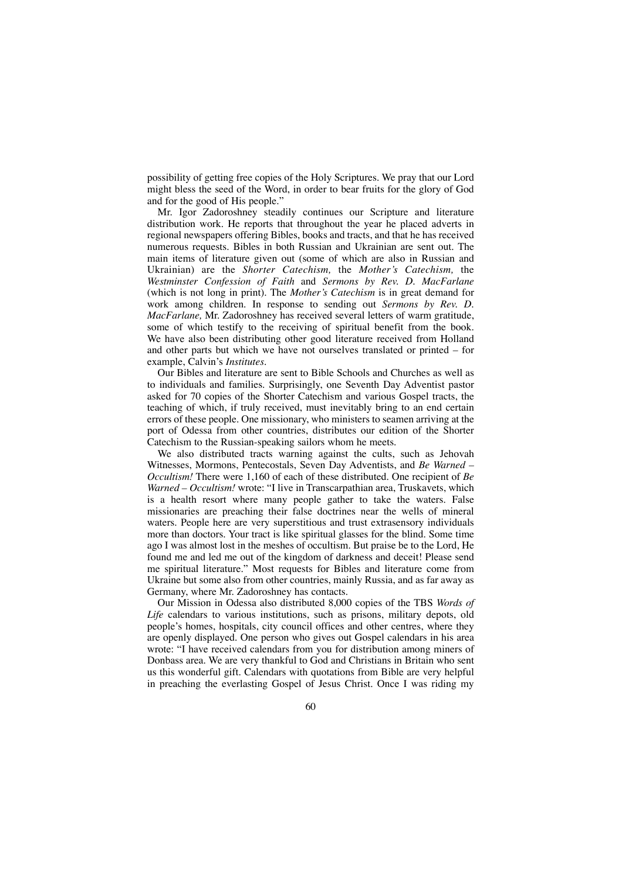possibility of getting free copies of the Holy Scriptures. We pray that our Lord might bless the seed of the Word, in order to bear fruits for the glory of God and for the good of His people."

Mr. Igor Zadoroshney steadily continues our Scripture and literature distribution work. He reports that throughout the year he placed adverts in regional newspapers offering Bibles, books and tracts, and that he has received numerous requests. Bibles in both Russian and Ukrainian are sent out. The main items of literature given out (some of which are also in Russian and Ukrainian) are the *Shorter Catechism,* the *Mother's Catechism,* the *Westminster Confession of Faith* and *Sermons by Rev. D. MacFarlane* (which is not long in print). The *Mother's Catechism* is in great demand for work among children. In response to sending out *Sermons by Rev. D. MacFarlane,* Mr. Zadoroshney has received several letters of warm gratitude, some of which testify to the receiving of spiritual benefit from the book. We have also been distributing other good literature received from Holland and other parts but which we have not ourselves translated or printed – for example, Calvin's *Institutes.*

Our Bibles and literature are sent to Bible Schools and Churches as well as to individuals and families. Surprisingly, one Seventh Day Adventist pastor asked for 70 copies of the Shorter Catechism and various Gospel tracts, the teaching of which, if truly received, must inevitably bring to an end certain errors of these people. One missionary, who ministers to seamen arriving at the port of Odessa from other countries, distributes our edition of the Shorter Catechism to the Russian-speaking sailors whom he meets.

We also distributed tracts warning against the cults, such as Jehovah Witnesses, Mormons, Pentecostals, Seven Day Adventists, and *Be Warned – Occultism!* There were 1,160 of each of these distributed. One recipient of *Be Warned – Occultism!* wrote: "I live in Transcarpathian area, Truskavets, which is a health resort where many people gather to take the waters. False missionaries are preaching their false doctrines near the wells of mineral waters. People here are very superstitious and trust extrasensory individuals more than doctors. Your tract is like spiritual glasses for the blind. Some time ago I was almost lost in the meshes of occultism. But praise be to the Lord, He found me and led me out of the kingdom of darkness and deceit! Please send me spiritual literature." Most requests for Bibles and literature come from Ukraine but some also from other countries, mainly Russia, and as far away as Germany, where Mr. Zadoroshney has contacts.

Our Mission in Odessa also distributed 8,000 copies of the TBS *Words of Life* calendars to various institutions, such as prisons, military depots, old people's homes, hospitals, city council offices and other centres, where they are openly displayed. One person who gives out Gospel calendars in his area wrote: "I have received calendars from you for distribution among miners of Donbass area. We are very thankful to God and Christians in Britain who sent us this wonderful gift. Calendars with quotations from Bible are very helpful in preaching the everlasting Gospel of Jesus Christ. Once I was riding my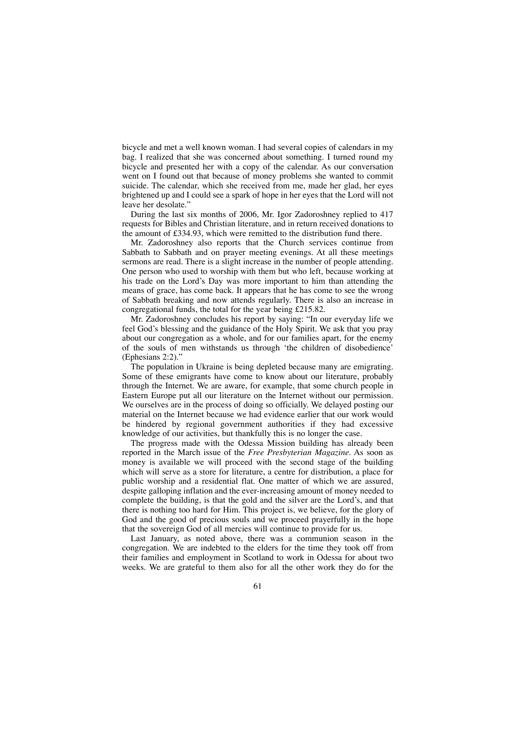bicycle and met a well known woman. I had several copies of calendars in my bag. I realized that she was concerned about something. I turned round my bicycle and presented her with a copy of the calendar. As our conversation went on I found out that because of money problems she wanted to commit suicide. The calendar, which she received from me, made her glad, her eyes brightened up and I could see a spark of hope in her eyes that the Lord will not leave her desolate."

During the last six months of 2006, Mr. Igor Zadoroshney replied to 417 requests for Bibles and Christian literature, and in return received donations to the amount of £334.93, which were remitted to the distribution fund there.

Mr. Zadoroshney also reports that the Church services continue from Sabbath to Sabbath and on prayer meeting evenings. At all these meetings sermons are read. There is a slight increase in the number of people attending. One person who used to worship with them but who left, because working at his trade on the Lord's Day was more important to him than attending the means of grace, has come back. It appears that he has come to see the wrong of Sabbath breaking and now attends regularly. There is also an increase in congregational funds, the total for the year being £215.82.

Mr. Zadoroshney concludes his report by saying: "In our everyday life we feel God's blessing and the guidance of the Holy Spirit. We ask that you pray about our congregation as a whole, and for our families apart, for the enemy of the souls of men withstands us through 'the children of disobedience' (Ephesians 2:2)."

The population in Ukraine is being depleted because many are emigrating. Some of these emigrants have come to know about our literature, probably through the Internet. We are aware, for example, that some church people in Eastern Europe put all our literature on the Internet without our permission. We ourselves are in the process of doing so officially. We delayed posting our material on the Internet because we had evidence earlier that our work would be hindered by regional government authorities if they had excessive knowledge of our activities, but thankfully this is no longer the case.

The progress made with the Odessa Mission building has already been reported in the March issue of the *Free Presbyterian Magazine*. As soon as money is available we will proceed with the second stage of the building which will serve as a store for literature, a centre for distribution, a place for public worship and a residential flat. One matter of which we are assured, despite galloping inflation and the ever-increasing amount of money needed to complete the building, is that the gold and the silver are the Lord's, and that there is nothing too hard for Him. This project is, we believe, for the glory of God and the good of precious souls and we proceed prayerfully in the hope that the sovereign God of all mercies will continue to provide for us.

Last January, as noted above, there was a communion season in the congregation. We are indebted to the elders for the time they took off from their families and employment in Scotland to work in Odessa for about two weeks. We are grateful to them also for all the other work they do for the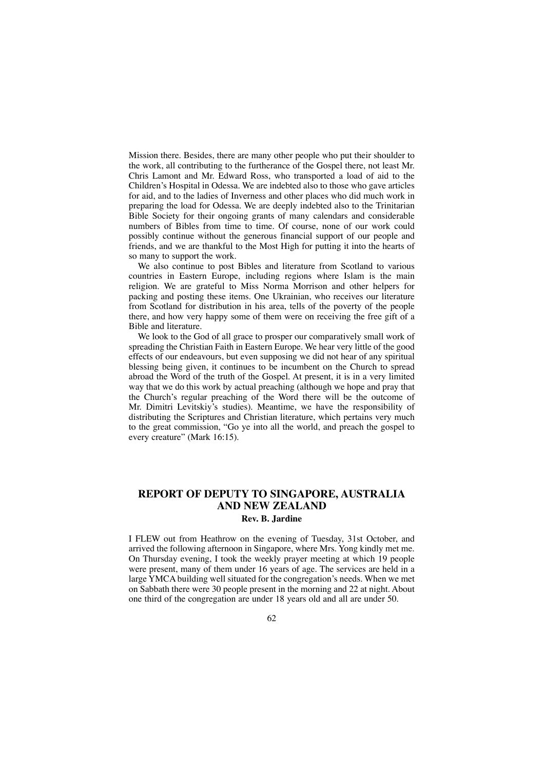Mission there. Besides, there are many other people who put their shoulder to the work, all contributing to the furtherance of the Gospel there, not least Mr. Chris Lamont and Mr. Edward Ross, who transported a load of aid to the Children's Hospital in Odessa. We are indebted also to those who gave articles for aid, and to the ladies of Inverness and other places who did much work in preparing the load for Odessa. We are deeply indebted also to the Trinitarian Bible Society for their ongoing grants of many calendars and considerable numbers of Bibles from time to time. Of course, none of our work could possibly continue without the generous financial support of our people and friends, and we are thankful to the Most High for putting it into the hearts of so many to support the work.

We also continue to post Bibles and literature from Scotland to various countries in Eastern Europe, including regions where Islam is the main religion. We are grateful to Miss Norma Morrison and other helpers for packing and posting these items. One Ukrainian, who receives our literature from Scotland for distribution in his area, tells of the poverty of the people there, and how very happy some of them were on receiving the free gift of a Bible and literature.

We look to the God of all grace to prosper our comparatively small work of spreading the Christian Faith in Eastern Europe. We hear very little of the good effects of our endeavours, but even supposing we did not hear of any spiritual blessing being given, it continues to be incumbent on the Church to spread abroad the Word of the truth of the Gospel. At present, it is in a very limited way that we do this work by actual preaching (although we hope and pray that the Church's regular preaching of the Word there will be the outcome of Mr. Dimitri Levitskiy's studies). Meantime, we have the responsibility of distributing the Scriptures and Christian literature, which pertains very much to the great commission, "Go ye into all the world, and preach the gospel to every creature" (Mark 16:15).

## REPORT OF DEPUTY TO SINGAPORE, AUSTRALIA AND NEW ZEALAND

**Rev. B. Jardine**

I FLEW out from Heathrow on the evening of Tuesday, 31st October, and arrived the following afternoon in Singapore, where Mrs. Yong kindly met me. On Thursday evening, I took the weekly prayer meeting at which 19 people were present, many of them under 16 years of age. The services are held in a large YMCA building well situated for the congregation's needs. When we met on Sabbath there were 30 people present in the morning and 22 at night. About one third of the congregation are under 18 years old and all are under 50.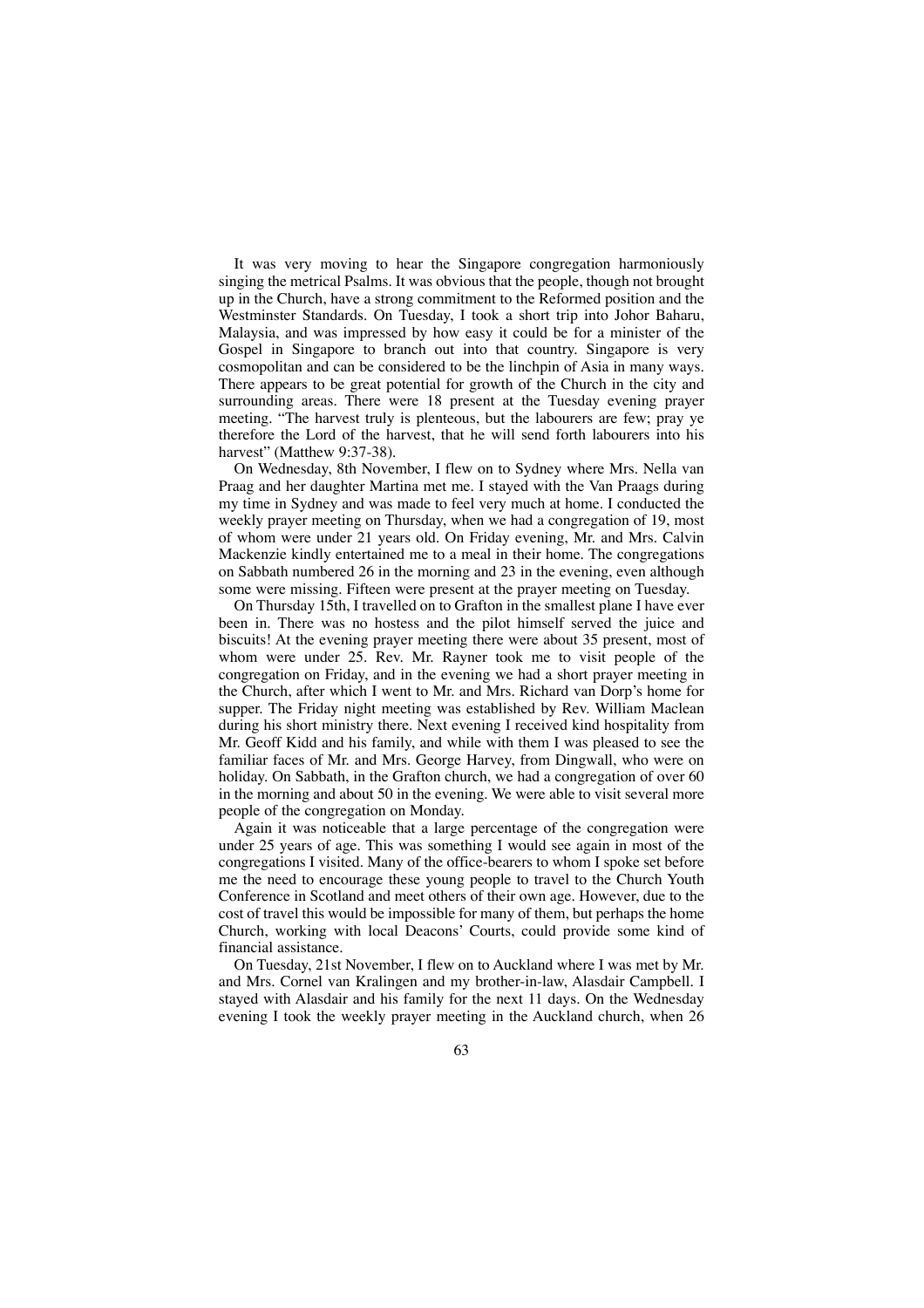It was very moving to hear the Singapore congregation harmoniously singing the metrical Psalms. It was obvious that the people, though not brought up in the Church, have a strong commitment to the Reformed position and the Westminster Standards. On Tuesday, I took a short trip into Johor Baharu, Malaysia, and was impressed by how easy it could be for a minister of the Gospel in Singapore to branch out into that country. Singapore is very cosmopolitan and can be considered to be the linchpin of Asia in many ways. There appears to be great potential for growth of the Church in the city and surrounding areas. There were 18 present at the Tuesday evening prayer meeting. "The harvest truly is plenteous, but the labourers are few; pray ye therefore the Lord of the harvest, that he will send forth labourers into his harvest" (Matthew 9:37-38).

On Wednesday, 8th November, I flew on to Sydney where Mrs. Nella van Praag and her daughter Martina met me. I stayed with the Van Praags during my time in Sydney and was made to feel very much at home. I conducted the weekly prayer meeting on Thursday, when we had a congregation of 19, most of whom were under 21 years old. On Friday evening, Mr. and Mrs. Calvin Mackenzie kindly entertained me to a meal in their home. The congregations on Sabbath numbered 26 in the morning and 23 in the evening, even although some were missing. Fifteen were present at the prayer meeting on Tuesday.

On Thursday 15th, I travelled on to Grafton in the smallest plane I have ever been in. There was no hostess and the pilot himself served the juice and biscuits! At the evening prayer meeting there were about 35 present, most of whom were under 25. Rev. Mr. Rayner took me to visit people of the congregation on Friday, and in the evening we had a short prayer meeting in the Church, after which I went to Mr. and Mrs. Richard van Dorp's home for supper. The Friday night meeting was established by Rev. William Maclean during his short ministry there. Next evening I received kind hospitality from Mr. Geoff Kidd and his family, and while with them I was pleased to see the familiar faces of Mr. and Mrs. George Harvey, from Dingwall, who were on holiday. On Sabbath, in the Grafton church, we had a congregation of over 60 in the morning and about 50 in the evening. We were able to visit several more people of the congregation on Monday.

Again it was noticeable that a large percentage of the congregation were under 25 years of age. This was something I would see again in most of the congregations I visited. Many of the office-bearers to whom I spoke set before me the need to encourage these young people to travel to the Church Youth Conference in Scotland and meet others of their own age. However, due to the cost of travel this would be impossible for many of them, but perhaps the home Church, working with local Deacons' Courts, could provide some kind of financial assistance.

On Tuesday, 21st November, I flew on to Auckland where I was met by Mr. and Mrs. Cornel van Kralingen and my brother-in-law, Alasdair Campbell. I stayed with Alasdair and his family for the next 11 days. On the Wednesday evening I took the weekly prayer meeting in the Auckland church, when 26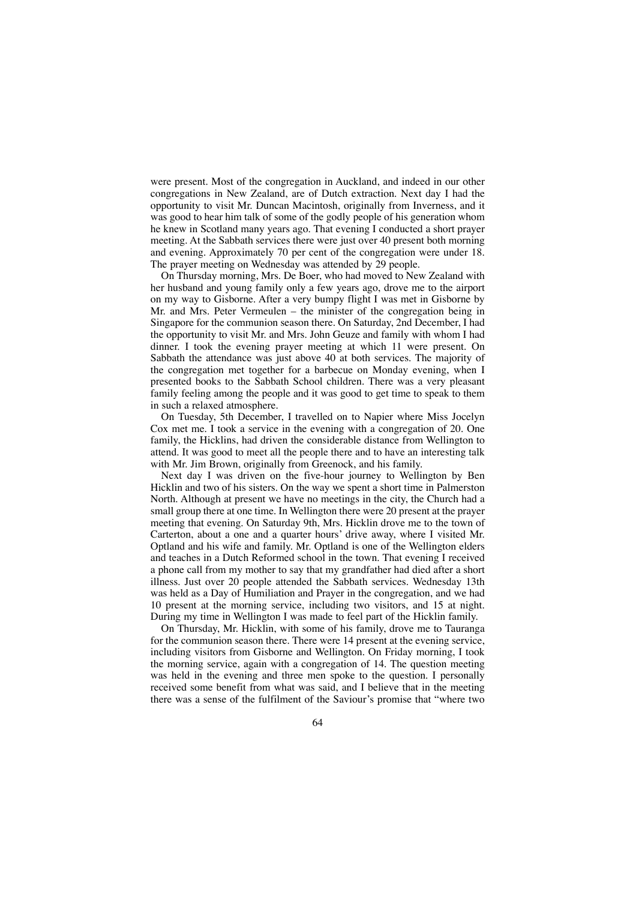were present. Most of the congregation in Auckland, and indeed in our other congregations in New Zealand, are of Dutch extraction. Next day I had the opportunity to visit Mr. Duncan Macintosh, originally from Inverness, and it was good to hear him talk of some of the godly people of his generation whom he knew in Scotland many years ago. That evening I conducted a short prayer meeting. At the Sabbath services there were just over 40 present both morning and evening. Approximately 70 per cent of the congregation were under 18. The prayer meeting on Wednesday was attended by 29 people.

On Thursday morning, Mrs. De Boer, who had moved to New Zealand with her husband and young family only a few years ago, drove me to the airport on my way to Gisborne. After a very bumpy flight I was met in Gisborne by Mr. and Mrs. Peter Vermeulen – the minister of the congregation being in Singapore for the communion season there. On Saturday, 2nd December, I had the opportunity to visit Mr. and Mrs. John Geuze and family with whom I had dinner. I took the evening prayer meeting at which 11 were present. On Sabbath the attendance was just above 40 at both services. The majority of the congregation met together for a barbecue on Monday evening, when I presented books to the Sabbath School children. There was a very pleasant family feeling among the people and it was good to get time to speak to them in such a relaxed atmosphere.

On Tuesday, 5th December, I travelled on to Napier where Miss Jocelyn Cox met me. I took a service in the evening with a congregation of 20. One family, the Hicklins, had driven the considerable distance from Wellington to attend. It was good to meet all the people there and to have an interesting talk with Mr. Jim Brown, originally from Greenock, and his family.

Next day I was driven on the five-hour journey to Wellington by Ben Hicklin and two of his sisters. On the way we spent a short time in Palmerston North. Although at present we have no meetings in the city, the Church had a small group there at one time. In Wellington there were 20 present at the prayer meeting that evening. On Saturday 9th, Mrs. Hicklin drove me to the town of Carterton, about a one and a quarter hours' drive away, where I visited Mr. Optland and his wife and family. Mr. Optland is one of the Wellington elders and teaches in a Dutch Reformed school in the town. That evening I received a phone call from my mother to say that my grandfather had died after a short illness. Just over 20 people attended the Sabbath services. Wednesday 13th was held as a Day of Humiliation and Prayer in the congregation, and we had 10 present at the morning service, including two visitors, and 15 at night. During my time in Wellington I was made to feel part of the Hicklin family.

On Thursday, Mr. Hicklin, with some of his family, drove me to Tauranga for the communion season there. There were 14 present at the evening service, including visitors from Gisborne and Wellington. On Friday morning, I took the morning service, again with a congregation of 14. The question meeting was held in the evening and three men spoke to the question. I personally received some benefit from what was said, and I believe that in the meeting there was a sense of the fulfilment of the Saviour's promise that "where two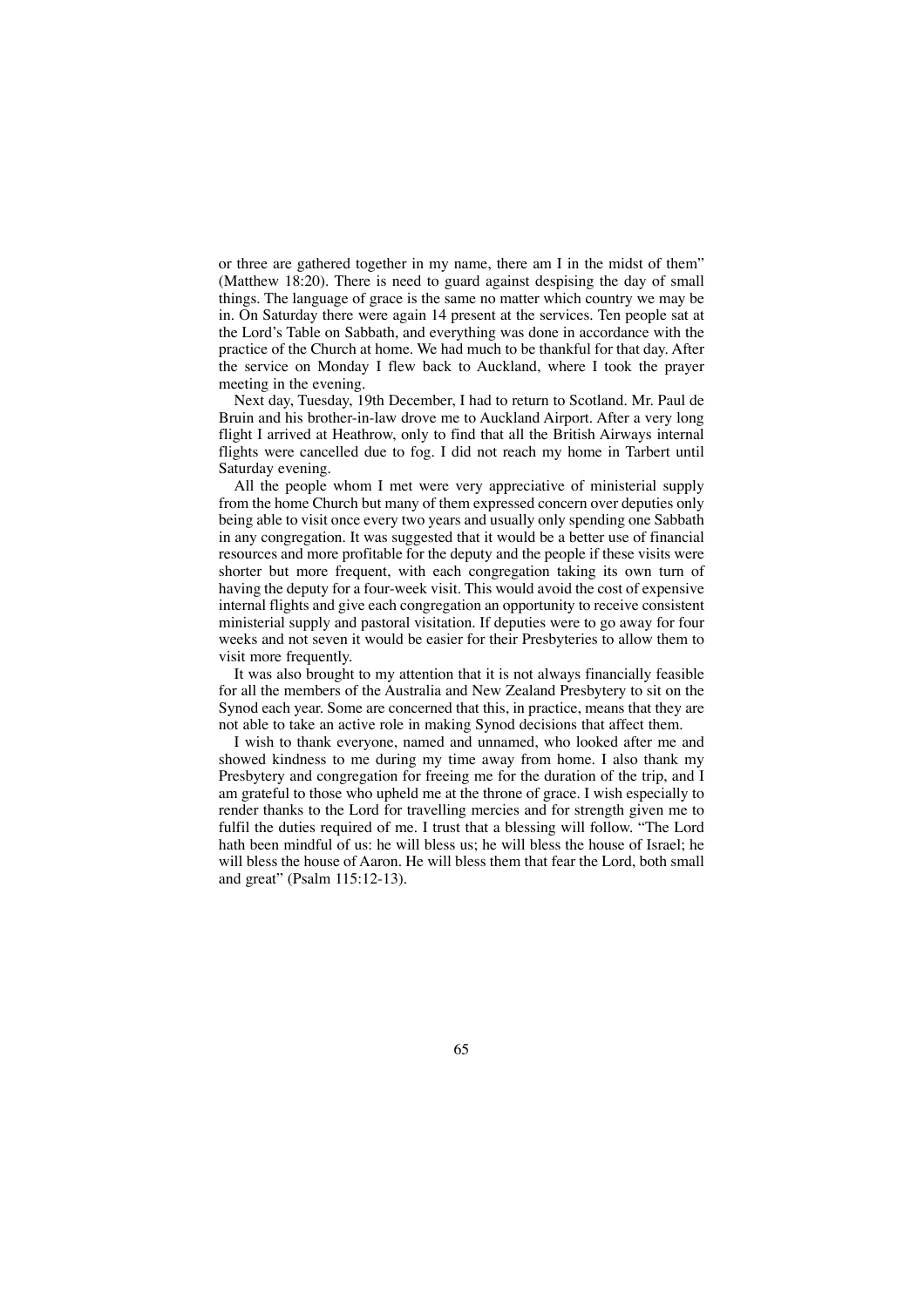or three are gathered together in my name, there am I in the midst of them" (Matthew 18:20). There is need to guard against despising the day of small things. The language of grace is the same no matter which country we may be in. On Saturday there were again 14 present at the services. Ten people sat at the Lord's Table on Sabbath, and everything was done in accordance with the practice of the Church at home. We had much to be thankful for that day. After the service on Monday I flew back to Auckland, where I took the prayer meeting in the evening.

Next day, Tuesday, 19th December, I had to return to Scotland. Mr. Paul de Bruin and his brother-in-law drove me to Auckland Airport. After a very long flight I arrived at Heathrow, only to find that all the British Airways internal flights were cancelled due to fog. I did not reach my home in Tarbert until Saturday evening.

All the people whom I met were very appreciative of ministerial supply from the home Church but many of them expressed concern over deputies only being able to visit once every two years and usually only spending one Sabbath in any congregation. It was suggested that it would be a better use of financial resources and more profitable for the deputy and the people if these visits were shorter but more frequent, with each congregation taking its own turn of having the deputy for a four-week visit. This would avoid the cost of expensive internal flights and give each congregation an opportunity to receive consistent ministerial supply and pastoral visitation. If deputies were to go away for four weeks and not seven it would be easier for their Presbyteries to allow them to visit more frequently.

It was also brought to my attention that it is not always financially feasible for all the members of the Australia and New Zealand Presbytery to sit on the Synod each year. Some are concerned that this, in practice, means that they are not able to take an active role in making Synod decisions that affect them.

I wish to thank everyone, named and unnamed, who looked after me and showed kindness to me during my time away from home. I also thank my Presbytery and congregation for freeing me for the duration of the trip, and I am grateful to those who upheld me at the throne of grace. I wish especially to render thanks to the Lord for travelling mercies and for strength given me to fulfil the duties required of me. I trust that a blessing will follow. "The Lord hath been mindful of us: he will bless us; he will bless the house of Israel; he will bless the house of Aaron. He will bless them that fear the Lord, both small and great" (Psalm 115:12-13).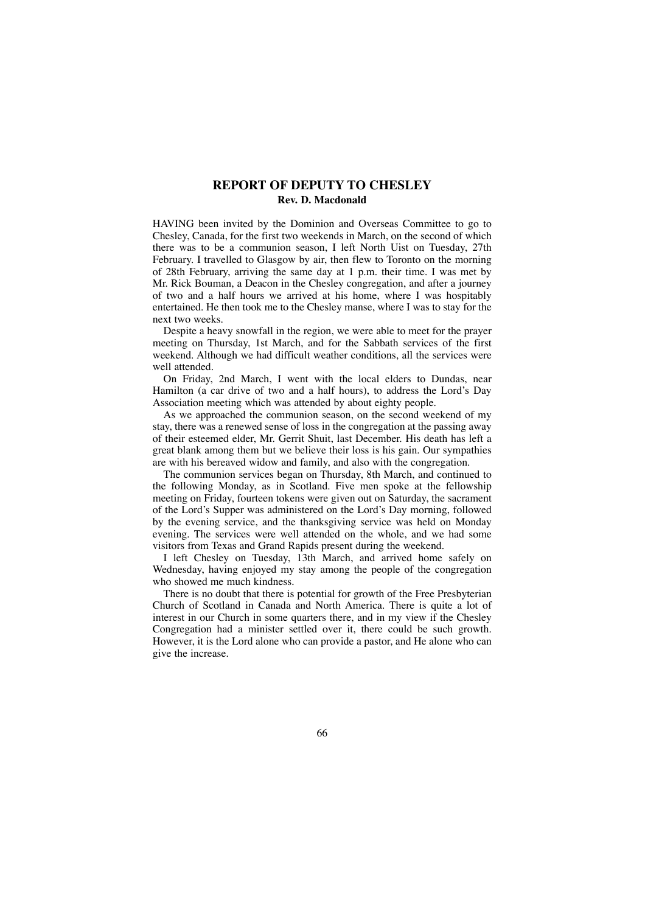## REPORT OF DEPUTY TO CHESLEY

**Rev. D. Macdonald**

HAVING been invited by the Dominion and Overseas Committee to go to Chesley, Canada, for the first two weekends in March, on the second of which there was to be a communion season, I left North Uist on Tuesday, 27th February. I travelled to Glasgow by air, then flew to Toronto on the morning of 28th February, arriving the same day at 1 p.m. their time. I was met by Mr. Rick Bouman, a Deacon in the Chesley congregation, and after a journey of two and a half hours we arrived at his home, where I was hospitably entertained. He then took me to the Chesley manse, where I was to stay for the next two weeks.

Despite a heavy snowfall in the region, we were able to meet for the prayer meeting on Thursday, 1st March, and for the Sabbath services of the first weekend. Although we had difficult weather conditions, all the services were well attended.

On Friday, 2nd March, I went with the local elders to Dundas, near Hamilton (a car drive of two and a half hours), to address the Lord's Day Association meeting which was attended by about eighty people.

As we approached the communion season, on the second weekend of my stay, there was a renewed sense of loss in the congregation at the passing away of their esteemed elder, Mr. Gerrit Shuit, last December. His death has left a great blank among them but we believe their loss is his gain. Our sympathies are with his bereaved widow and family, and also with the congregation.

The communion services began on Thursday, 8th March, and continued to the following Monday, as in Scotland. Five men spoke at the fellowship meeting on Friday, fourteen tokens were given out on Saturday, the sacrament of the Lord's Supper was administered on the Lord's Day morning, followed by the evening service, and the thanksgiving service was held on Monday evening. The services were well attended on the whole, and we had some visitors from Texas and Grand Rapids present during the weekend.

I left Chesley on Tuesday, 13th March, and arrived home safely on Wednesday, having enjoyed my stay among the people of the congregation who showed me much kindness.

There is no doubt that there is potential for growth of the Free Presbyterian Church of Scotland in Canada and North America. There is quite a lot of interest in our Church in some quarters there, and in my view if the Chesley Congregation had a minister settled over it, there could be such growth. However, it is the Lord alone who can provide a pastor, and He alone who can give the increase.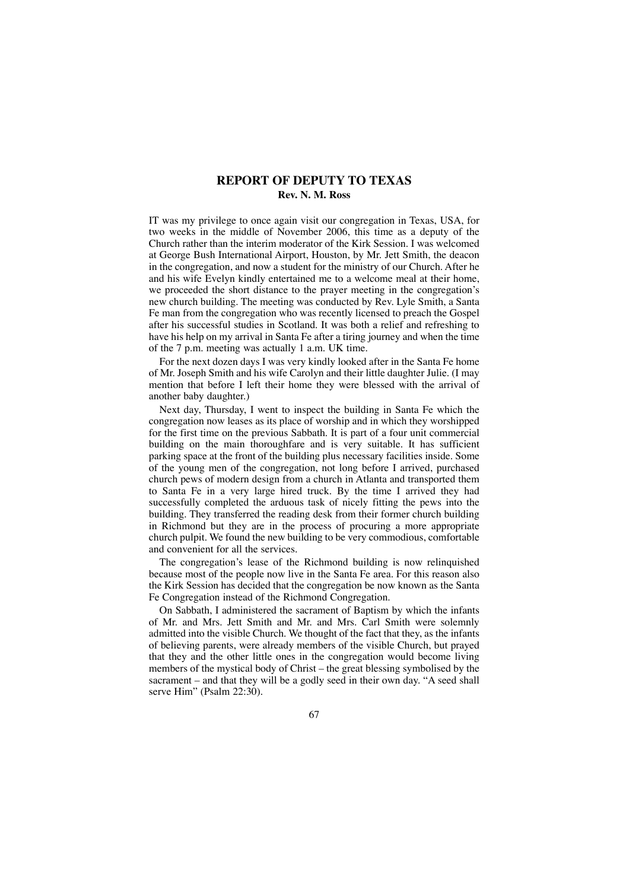## REPORT OF DEPUTY TO TEXAS

**Rev. N. M. Ross**

IT was my privilege to once again visit our congregation in Texas, USA, for two weeks in the middle of November 2006, this time as a deputy of the Church rather than the interim moderator of the Kirk Session. I was welcomed at George Bush International Airport, Houston, by Mr. Jett Smith, the deacon in the congregation, and now a student for the ministry of our Church. After he and his wife Evelyn kindly entertained me to a welcome meal at their home, we proceeded the short distance to the prayer meeting in the congregation's new church building. The meeting was conducted by Rev. Lyle Smith, a Santa Fe man from the congregation who was recently licensed to preach the Gospel after his successful studies in Scotland. It was both a relief and refreshing to have his help on my arrival in Santa Fe after a tiring journey and when the time of the 7 p.m. meeting was actually 1 a.m. UK time.

For the next dozen days I was very kindly looked after in the Santa Fe home of Mr. Joseph Smith and his wife Carolyn and their little daughter Julie. (I may mention that before I left their home they were blessed with the arrival of another baby daughter.)

Next day, Thursday, I went to inspect the building in Santa Fe which the congregation now leases as its place of worship and in which they worshipped for the first time on the previous Sabbath. It is part of a four unit commercial building on the main thoroughfare and is very suitable. It has sufficient parking space at the front of the building plus necessary facilities inside. Some of the young men of the congregation, not long before I arrived, purchased church pews of modern design from a church in Atlanta and transported them to Santa Fe in a very large hired truck. By the time I arrived they had successfully completed the arduous task of nicely fitting the pews into the building. They transferred the reading desk from their former church building in Richmond but they are in the process of procuring a more appropriate church pulpit. We found the new building to be very commodious, comfortable and convenient for all the services.

The congregation's lease of the Richmond building is now relinquished because most of the people now live in the Santa Fe area. For this reason also the Kirk Session has decided that the congregation be now known as the Santa Fe Congregation instead of the Richmond Congregation.

On Sabbath, I administered the sacrament of Baptism by which the infants of Mr. and Mrs. Jett Smith and Mr. and Mrs. Carl Smith were solemnly admitted into the visible Church. We thought of the fact that they, as the infants of believing parents, were already members of the visible Church, but prayed that they and the other little ones in the congregation would become living members of the mystical body of Christ – the great blessing symbolised by the sacrament – and that they will be a godly seed in their own day. "A seed shall serve Him" (Psalm 22:30).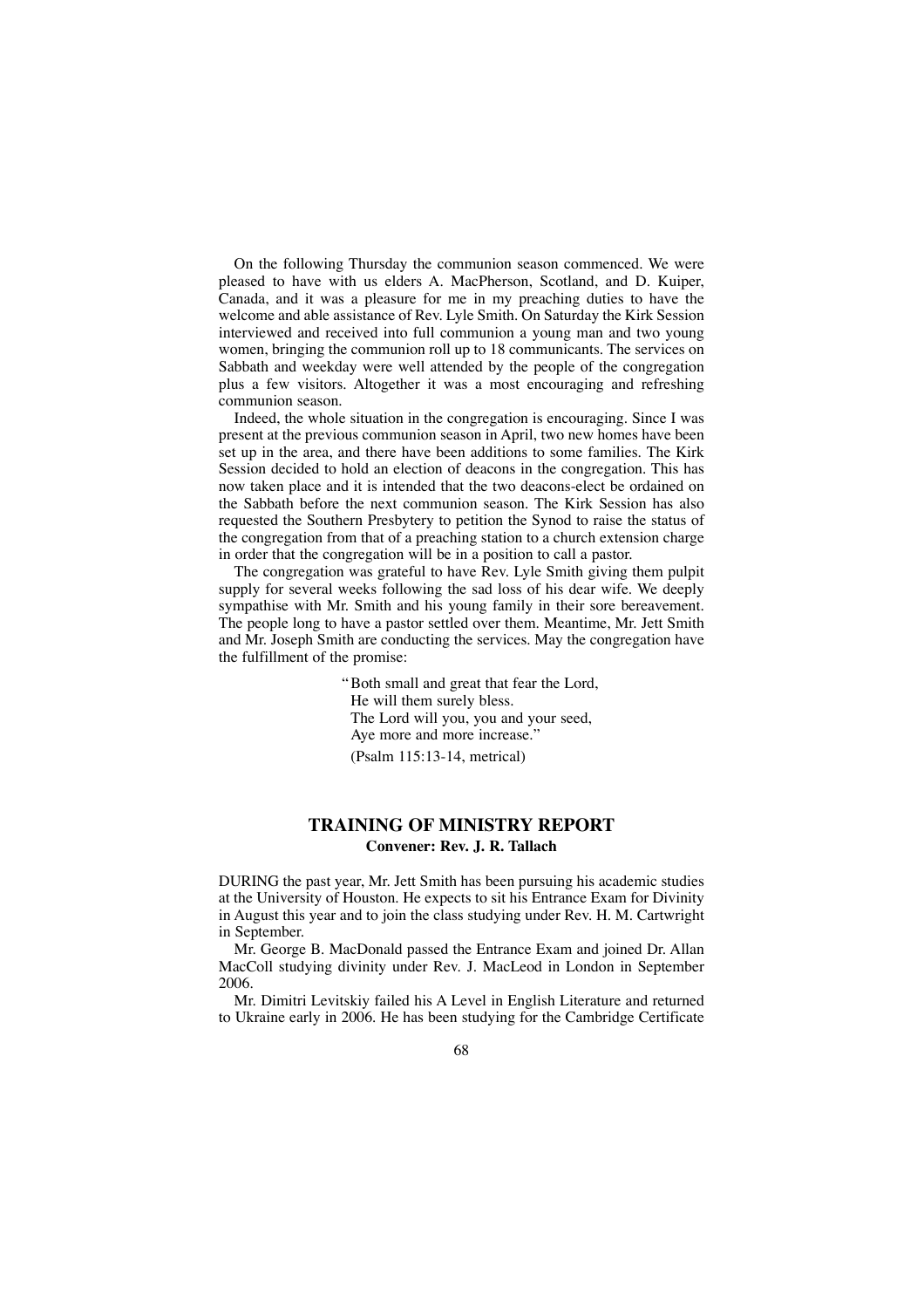On the following Thursday the communion season commenced. We were pleased to have with us elders A. MacPherson, Scotland, and D. Kuiper, Canada, and it was a pleasure for me in my preaching duties to have the welcome and able assistance of Rev. Lyle Smith. On Saturday the Kirk Session interviewed and received into full communion a young man and two young women, bringing the communion roll up to 18 communicants. The services on Sabbath and weekday were well attended by the people of the congregation plus a few visitors. Altogether it was a most encouraging and refreshing communion season.

Indeed, the whole situation in the congregation is encouraging. Since I was present at the previous communion season in April, two new homes have been set up in the area, and there have been additions to some families. The Kirk Session decided to hold an election of deacons in the congregation. This has now taken place and it is intended that the two deacons-elect be ordained on the Sabbath before the next communion season. The Kirk Session has also requested the Southern Presbytery to petition the Synod to raise the status of the congregation from that of a preaching station to a church extension charge in order that the congregation will be in a position to call a pastor.

The congregation was grateful to have Rev. Lyle Smith giving them pulpit supply for several weeks following the sad loss of his dear wife. We deeply sympathise with Mr. Smith and his young family in their sore bereavement. The people long to have a pastor settled over them. Meantime, Mr. Jett Smith and Mr. Joseph Smith are conducting the services. May the congregation have the fulfillment of the promise:

> "Both small and great that fear the Lord,
> He will them surely bless.
> The Lord will you, you and your seed,
> Aye more and more increase."
>
> (Psalm 115:13-14, metrical)

## TRAINING OF MINISTRY REPORT

**Convener: Rev. J. R. Tallach**

DURING the past year, Mr. Jett Smith has been pursuing his academic studies at the University of Houston. He expects to sit his Entrance Exam for Divinity in August this year and to join the class studying under Rev. H. M. Cartwright in September.

Mr. George B. MacDonald passed the Entrance Exam and joined Dr. Allan MacColl studying divinity under Rev. J. MacLeod in London in September 2006.

Mr. Dimitri Levitskiy failed his A Level in English Literature and returned to Ukraine early in 2006. He has been studying for the Cambridge Certificate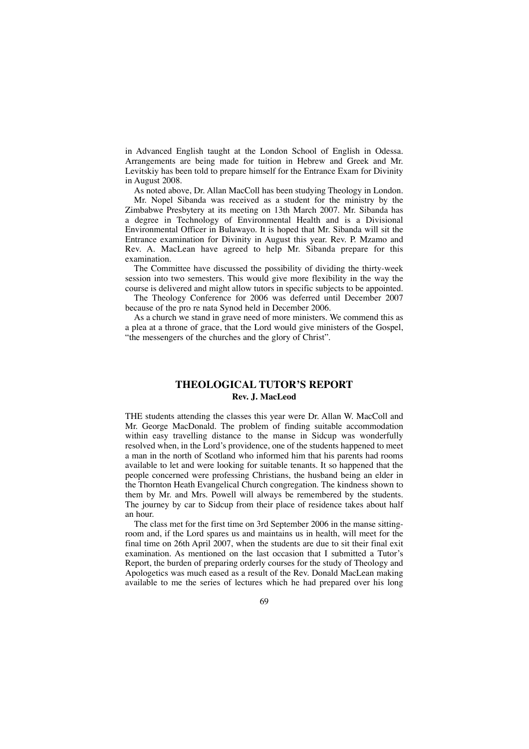in Advanced English taught at the London School of English in Odessa. Arrangements are being made for tuition in Hebrew and Greek and Mr. Levitskiy has been told to prepare himself for the Entrance Exam for Divinity in August 2008.

As noted above, Dr. Allan MacColl has been studying Theology in London.

Mr. Nopel Sibanda was received as a student for the ministry by the Zimbabwe Presbytery at its meeting on 13th March 2007. Mr. Sibanda has a degree in Technology of Environmental Health and is a Divisional Environmental Officer in Bulawayo. It is hoped that Mr. Sibanda will sit the Entrance examination for Divinity in August this year. Rev. P. Mzamo and Rev. A. MacLean have agreed to help Mr. Sibanda prepare for this examination.

The Committee have discussed the possibility of dividing the thirty-week session into two semesters. This would give more flexibility in the way the course is delivered and might allow tutors in specific subjects to be appointed.

The Theology Conference for 2006 was deferred until December 2007 because of the pro re nata Synod held in December 2006.

As a church we stand in grave need of more ministers. We commend this as a plea at a throne of grace, that the Lord would give ministers of the Gospel, "the messengers of the churches and the glory of Christ".

## THEOLOGICAL TUTOR'S REPORT

**Rev. J. MacLeod**

THE students attending the classes this year were Dr. Allan W. MacColl and Mr. George MacDonald. The problem of finding suitable accommodation within easy travelling distance to the manse in Sidcup was wonderfully resolved when, in the Lord's providence, one of the students happened to meet a man in the north of Scotland who informed him that his parents had rooms available to let and were looking for suitable tenants. It so happened that the people concerned were professing Christians, the husband being an elder in the Thornton Heath Evangelical Church congregation. The kindness shown to them by Mr. and Mrs. Powell will always be remembered by the students. The journey by car to Sidcup from their place of residence takes about half an hour.

The class met for the first time on 3rd September 2006 in the manse sitting-room and, if the Lord spares us and maintains us in health, will meet for the final time on 26th April 2007, when the students are due to sit their final exit examination. As mentioned on the last occasion that I submitted a Tutor's Report, the burden of preparing orderly courses for the study of Theology and Apologetics was much eased as a result of the Rev. Donald MacLean making available to me the series of lectures which he had prepared over his long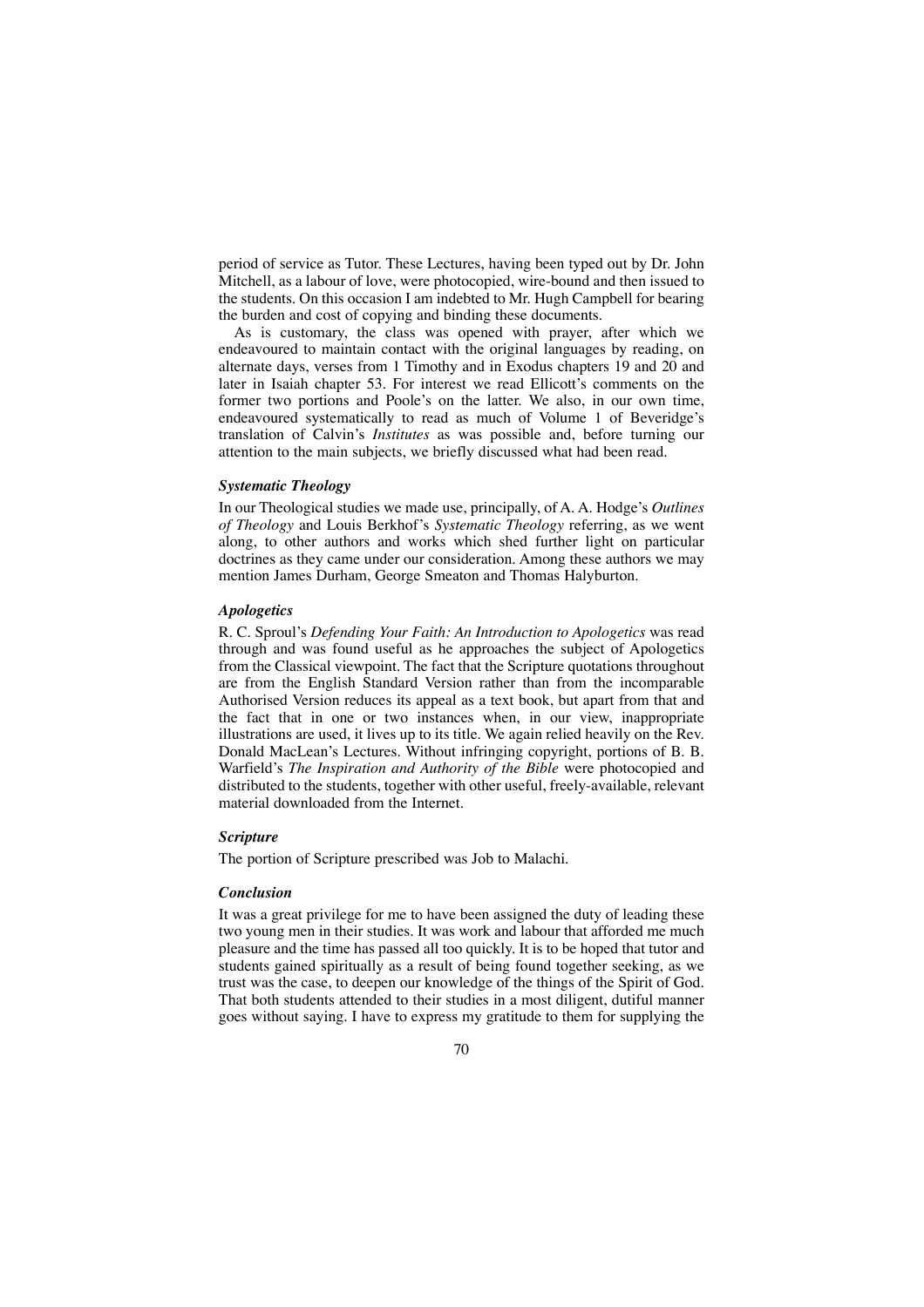period of service as Tutor. These Lectures, having been typed out by Dr. John Mitchell, as a labour of love, were photocopied, wire-bound and then issued to the students. On this occasion I am indebted to Mr. Hugh Campbell for bearing the burden and cost of copying and binding these documents.

As is customary, the class was opened with prayer, after which we endeavoured to maintain contact with the original languages by reading, on alternate days, verses from 1 Timothy and in Exodus chapters 19 and 20 and later in Isaiah chapter 53. For interest we read Ellicott's comments on the former two portions and Poole's on the latter. We also, in our own time, endeavoured systematically to read as much of Volume 1 of Beveridge's translation of Calvin's *Institutes* as was possible and, before turning our attention to the main subjects, we briefly discussed what had been read.

### *Systematic Theology*

In our Theological studies we made use, principally, of A. A. Hodge's *Outlines of Theology* and Louis Berkhof's *Systematic Theology* referring, as we went along, to other authors and works which shed further light on particular doctrines as they came under our consideration. Among these authors we may mention James Durham, George Smeaton and Thomas Halyburton.

### *Apologetics*

R. C. Sproul's *Defending Your Faith: An Introduction to Apologetics* was read through and was found useful as he approaches the subject of Apologetics from the Classical viewpoint. The fact that the Scripture quotations throughout are from the English Standard Version rather than from the incomparable Authorised Version reduces its appeal as a text book, but apart from that and the fact that in one or two instances when, in our view, inappropriate illustrations are used, it lives up to its title. We again relied heavily on the Rev. Donald MacLean's Lectures. Without infringing copyright, portions of B. B. Warfield's *The Inspiration and Authority of the Bible* were photocopied and distributed to the students, together with other useful, freely-available, relevant material downloaded from the Internet.

### *Scripture*

The portion of Scripture prescribed was Job to Malachi.

### *Conclusion*

It was a great privilege for me to have been assigned the duty of leading these two young men in their studies. It was work and labour that afforded me much pleasure and the time has passed all too quickly. It is to be hoped that tutor and students gained spiritually as a result of being found together seeking, as we trust was the case, to deepen our knowledge of the things of the Spirit of God. That both students attended to their studies in a most diligent, dutiful manner goes without saying. I have to express my gratitude to them for supplying the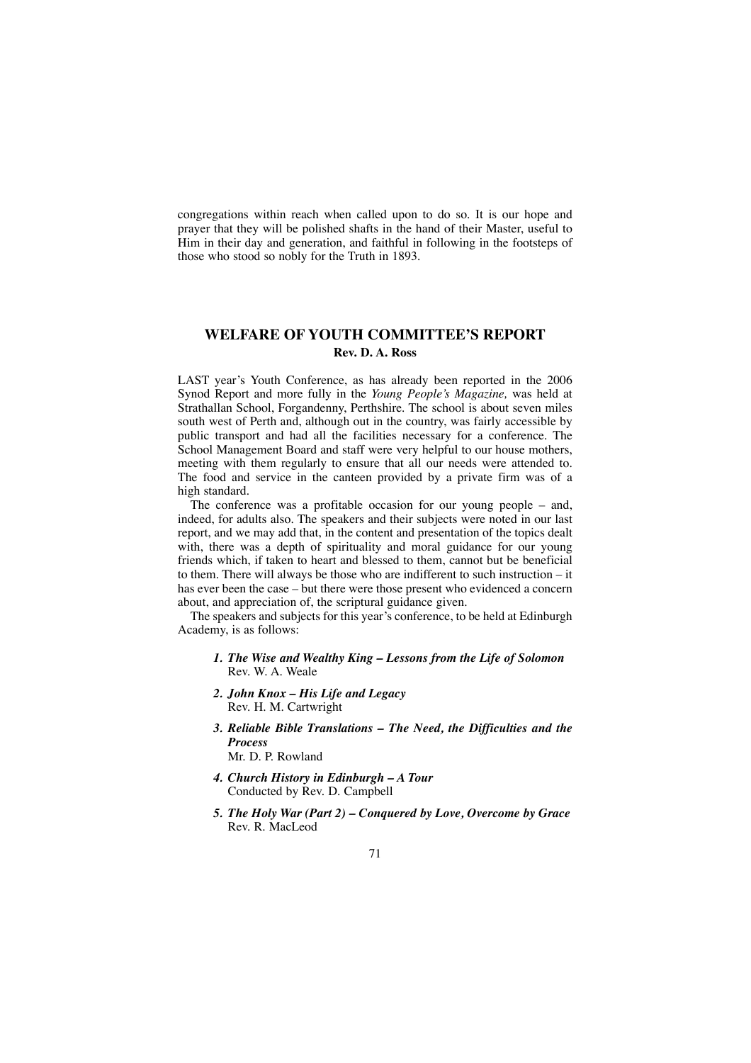congregations within reach when called upon to do so. It is our hope and prayer that they will be polished shafts in the hand of their Master, useful to Him in their day and generation, and faithful in following in the footsteps of those who stood so nobly for the Truth in 1893.

## WELFARE OF YOUTH COMMITTEE'S REPORT

**Rev. D. A. Ross**

LAST year's Youth Conference, as has already been reported in the 2006 Synod Report and more fully in the *Young People's Magazine,* was held at Strathallan School, Forgandenny, Perthshire. The school is about seven miles south west of Perth and, although out in the country, was fairly accessible by public transport and had all the facilities necessary for a conference. The School Management Board and staff were very helpful to our house mothers, meeting with them regularly to ensure that all our needs were attended to. The food and service in the canteen provided by a private firm was of a high standard.

The conference was a profitable occasion for our young people – and, indeed, for adults also. The speakers and their subjects were noted in our last report, and we may add that, in the content and presentation of the topics dealt with, there was a depth of spirituality and moral guidance for our young friends which, if taken to heart and blessed to them, cannot but be beneficial to them. There will always be those who are indifferent to such instruction – it has ever been the case – but there were those present who evidenced a concern about, and appreciation of, the scriptural guidance given.

The speakers and subjects for this year's conference, to be held at Edinburgh Academy, is as follows:

1. ***The Wise and Wealthy King – Lessons from the Life of Solomon***
   Rev. W. A. Weale
2. ***John Knox – His Life and Legacy***
   Rev. H. M. Cartwright
3. ***Reliable Bible Translations – The Need, the Difficulties and the Process***
   Mr. D. P. Rowland
4. ***Church History in Edinburgh – A Tour***
   Conducted by Rev. D. Campbell
5. ***The Holy War (Part 2) – Conquered by Love, Overcome by Grace***
   Rev. R. MacLeod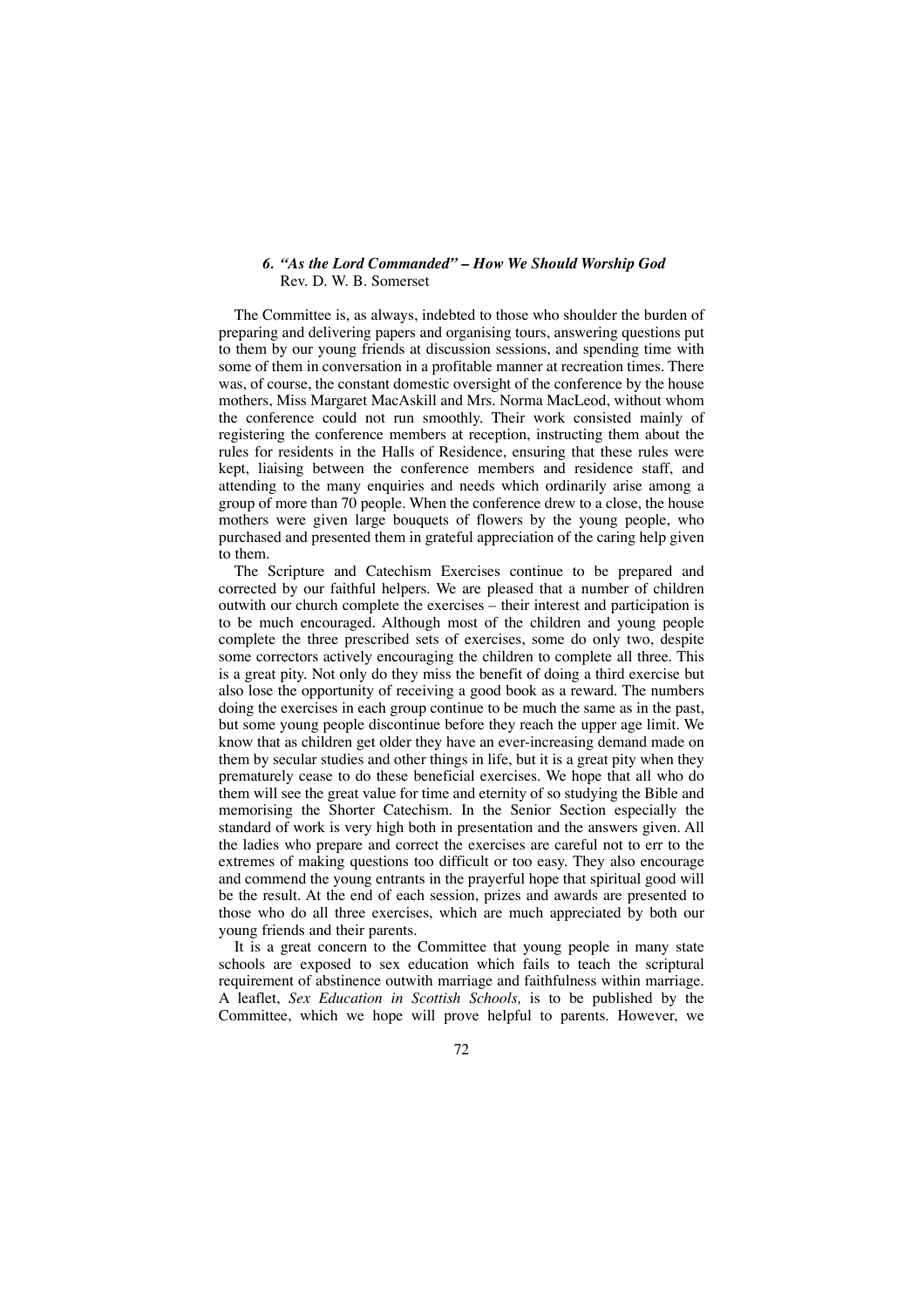*6. "As the Lord Commanded" – How We Should Worship God*
Rev. D. W. B. Somerset

The Committee is, as always, indebted to those who shoulder the burden of preparing and delivering papers and organising tours, answering questions put to them by our young friends at discussion sessions, and spending time with some of them in conversation in a profitable manner at recreation times. There was, of course, the constant domestic oversight of the conference by the house mothers, Miss Margaret MacAskill and Mrs. Norma MacLeod, without whom the conference could not run smoothly. Their work consisted mainly of registering the conference members at reception, instructing them about the rules for residents in the Halls of Residence, ensuring that these rules were kept, liaising between the conference members and residence staff, and attending to the many enquiries and needs which ordinarily arise among a group of more than 70 people. When the conference drew to a close, the house mothers were given large bouquets of flowers by the young people, who purchased and presented them in grateful appreciation of the caring help given to them.

The Scripture and Catechism Exercises continue to be prepared and corrected by our faithful helpers. We are pleased that a number of children outwith our church complete the exercises – their interest and participation is to be much encouraged. Although most of the children and young people complete the three prescribed sets of exercises, some do only two, despite some correctors actively encouraging the children to complete all three. This is a great pity. Not only do they miss the benefit of doing a third exercise but also lose the opportunity of receiving a good book as a reward. The numbers doing the exercises in each group continue to be much the same as in the past, but some young people discontinue before they reach the upper age limit. We know that as children get older they have an ever-increasing demand made on them by secular studies and other things in life, but it is a great pity when they prematurely cease to do these beneficial exercises. We hope that all who do them will see the great value for time and eternity of so studying the Bible and memorising the Shorter Catechism. In the Senior Section especially the standard of work is very high both in presentation and the answers given. All the ladies who prepare and correct the exercises are careful not to err to the extremes of making questions too difficult or too easy. They also encourage and commend the young entrants in the prayerful hope that spiritual good will be the result. At the end of each session, prizes and awards are presented to those who do all three exercises, which are much appreciated by both our young friends and their parents.

It is a great concern to the Committee that young people in many state schools are exposed to sex education which fails to teach the scriptural requirement of abstinence outwith marriage and faithfulness within marriage. A leaflet, *Sex Education in Scottish Schools,* is to be published by the Committee, which we hope will prove helpful to parents. However, we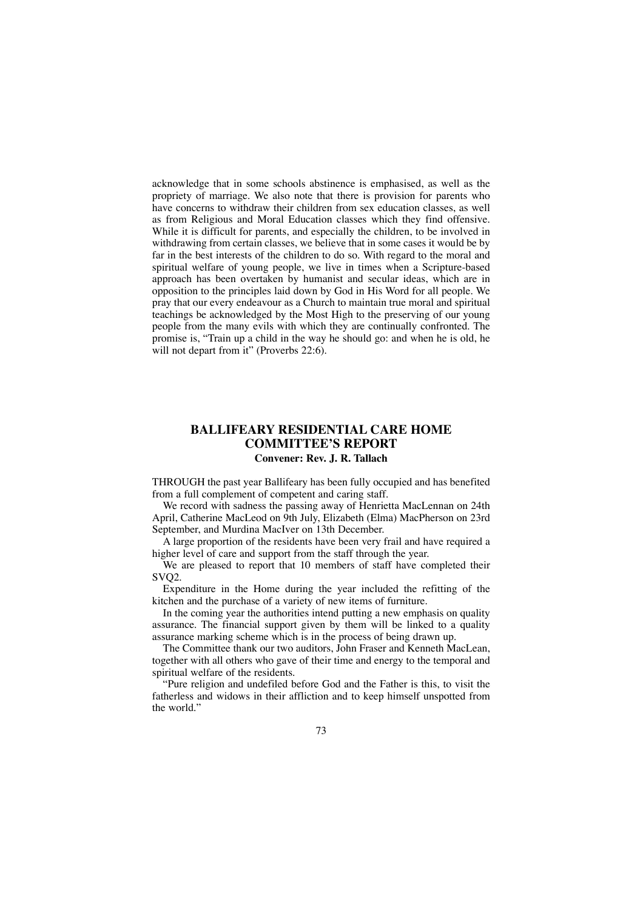acknowledge that in some schools abstinence is emphasised, as well as the propriety of marriage. We also note that there is provision for parents who have concerns to withdraw their children from sex education classes, as well as from Religious and Moral Education classes which they find offensive. While it is difficult for parents, and especially the children, to be involved in withdrawing from certain classes, we believe that in some cases it would be by far in the best interests of the children to do so. With regard to the moral and spiritual welfare of young people, we live in times when a Scripture-based approach has been overtaken by humanist and secular ideas, which are in opposition to the principles laid down by God in His Word for all people. We pray that our every endeavour as a Church to maintain true moral and spiritual teachings be acknowledged by the Most High to the preserving of our young people from the many evils with which they are continually confronted. The promise is, "Train up a child in the way he should go: and when he is old, he will not depart from it" (Proverbs 22:6).

## BALLIFEARY RESIDENTIAL CARE HOME COMMITTEE'S REPORT

**Convener: Rev. J. R. Tallach**

THROUGH the past year Ballifeary has been fully occupied and has benefited from a full complement of competent and caring staff.

We record with sadness the passing away of Henrietta MacLennan on 24th April, Catherine MacLeod on 9th July, Elizabeth (Elma) MacPherson on 23rd September, and Murdina MacIver on 13th December.

A large proportion of the residents have been very frail and have required a higher level of care and support from the staff through the year.

We are pleased to report that 10 members of staff have completed their SVQ2.

Expenditure in the Home during the year included the refitting of the kitchen and the purchase of a variety of new items of furniture.

In the coming year the authorities intend putting a new emphasis on quality assurance. The financial support given by them will be linked to a quality assurance marking scheme which is in the process of being drawn up.

The Committee thank our two auditors, John Fraser and Kenneth MacLean, together with all others who gave of their time and energy to the temporal and spiritual welfare of the residents.

"Pure religion and undefiled before God and the Father is this, to visit the fatherless and widows in their affliction and to keep himself unspotted from the world."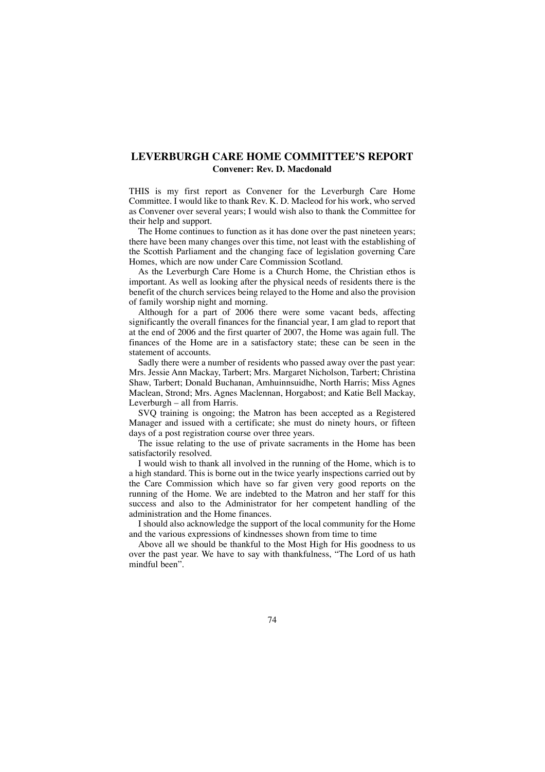# LEVERBURGH CARE HOME COMMITTEE'S REPORT

**Convener: Rev. D. Macdonald**

THIS is my first report as Convener for the Leverburgh Care Home Committee. I would like to thank Rev. K. D. Macleod for his work, who served as Convener over several years; I would wish also to thank the Committee for their help and support.

The Home continues to function as it has done over the past nineteen years; there have been many changes over this time, not least with the establishing of the Scottish Parliament and the changing face of legislation governing Care Homes, which are now under Care Commission Scotland.

As the Leverburgh Care Home is a Church Home, the Christian ethos is important. As well as looking after the physical needs of residents there is the benefit of the church services being relayed to the Home and also the provision of family worship night and morning.

Although for a part of 2006 there were some vacant beds, affecting significantly the overall finances for the financial year, I am glad to report that at the end of 2006 and the first quarter of 2007, the Home was again full. The finances of the Home are in a satisfactory state; these can be seen in the statement of accounts.

Sadly there were a number of residents who passed away over the past year: Mrs. Jessie Ann Mackay, Tarbert; Mrs. Margaret Nicholson, Tarbert; Christina Shaw, Tarbert; Donald Buchanan, Amhuinnsuidhe, North Harris; Miss Agnes Maclean, Strond; Mrs. Agnes Maclennan, Horgabost; and Katie Bell Mackay, Leverburgh – all from Harris.

SVQ training is ongoing; the Matron has been accepted as a Registered Manager and issued with a certificate; she must do ninety hours, or fifteen days of a post registration course over three years.

The issue relating to the use of private sacraments in the Home has been satisfactorily resolved.

I would wish to thank all involved in the running of the Home, which is to a high standard. This is borne out in the twice yearly inspections carried out by the Care Commission which have so far given very good reports on the running of the Home. We are indebted to the Matron and her staff for this success and also to the Administrator for her competent handling of the administration and the Home finances.

I should also acknowledge the support of the local community for the Home and the various expressions of kindnesses shown from time to time

Above all we should be thankful to the Most High for His goodness to us over the past year. We have to say with thankfulness, "The Lord of us hath mindful been".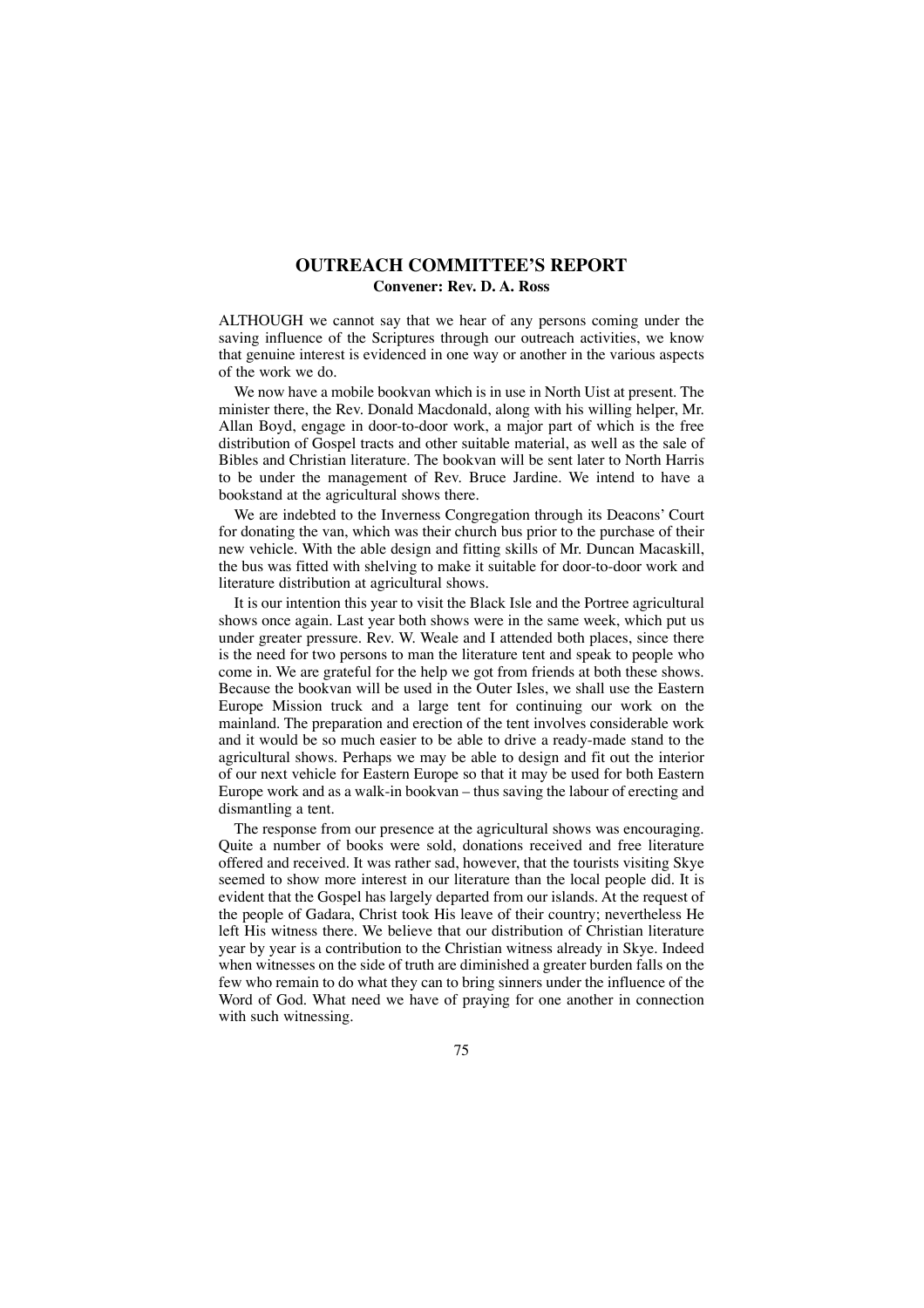## OUTREACH COMMITTEE'S REPORT

**Convener: Rev. D. A. Ross**

ALTHOUGH we cannot say that we hear of any persons coming under the saving influence of the Scriptures through our outreach activities, we know that genuine interest is evidenced in one way or another in the various aspects of the work we do.

We now have a mobile bookvan which is in use in North Uist at present. The minister there, the Rev. Donald Macdonald, along with his willing helper, Mr. Allan Boyd, engage in door-to-door work, a major part of which is the free distribution of Gospel tracts and other suitable material, as well as the sale of Bibles and Christian literature. The bookvan will be sent later to North Harris to be under the management of Rev. Bruce Jardine. We intend to have a bookstand at the agricultural shows there.

We are indebted to the Inverness Congregation through its Deacons' Court for donating the van, which was their church bus prior to the purchase of their new vehicle. With the able design and fitting skills of Mr. Duncan Macaskill, the bus was fitted with shelving to make it suitable for door-to-door work and literature distribution at agricultural shows.

It is our intention this year to visit the Black Isle and the Portree agricultural shows once again. Last year both shows were in the same week, which put us under greater pressure. Rev. W. Weale and I attended both places, since there is the need for two persons to man the literature tent and speak to people who come in. We are grateful for the help we got from friends at both these shows. Because the bookvan will be used in the Outer Isles, we shall use the Eastern Europe Mission truck and a large tent for continuing our work on the mainland. The preparation and erection of the tent involves considerable work and it would be so much easier to be able to drive a ready-made stand to the agricultural shows. Perhaps we may be able to design and fit out the interior of our next vehicle for Eastern Europe so that it may be used for both Eastern Europe work and as a walk-in bookvan – thus saving the labour of erecting and dismantling a tent.

The response from our presence at the agricultural shows was encouraging. Quite a number of books were sold, donations received and free literature offered and received. It was rather sad, however, that the tourists visiting Skye seemed to show more interest in our literature than the local people did. It is evident that the Gospel has largely departed from our islands. At the request of the people of Gadara, Christ took His leave of their country; nevertheless He left His witness there. We believe that our distribution of Christian literature year by year is a contribution to the Christian witness already in Skye. Indeed when witnesses on the side of truth are diminished a greater burden falls on the few who remain to do what they can to bring sinners under the influence of the Word of God. What need we have of praying for one another in connection with such witnessing.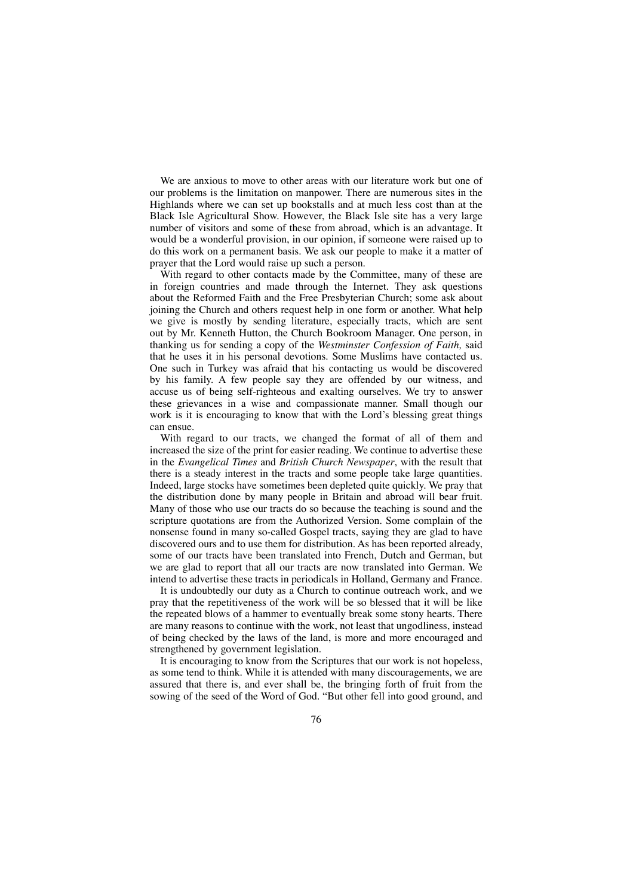We are anxious to move to other areas with our literature work but one of our problems is the limitation on manpower. There are numerous sites in the Highlands where we can set up bookstalls and at much less cost than at the Black Isle Agricultural Show. However, the Black Isle site has a very large number of visitors and some of these from abroad, which is an advantage. It would be a wonderful provision, in our opinion, if someone were raised up to do this work on a permanent basis. We ask our people to make it a matter of prayer that the Lord would raise up such a person.

With regard to other contacts made by the Committee, many of these are in foreign countries and made through the Internet. They ask questions about the Reformed Faith and the Free Presbyterian Church; some ask about joining the Church and others request help in one form or another. What help we give is mostly by sending literature, especially tracts, which are sent out by Mr. Kenneth Hutton, the Church Bookroom Manager. One person, in thanking us for sending a copy of the *Westminster Confession of Faith,* said that he uses it in his personal devotions. Some Muslims have contacted us. One such in Turkey was afraid that his contacting us would be discovered by his family. A few people say they are offended by our witness, and accuse us of being self-righteous and exalting ourselves. We try to answer these grievances in a wise and compassionate manner. Small though our work is it is encouraging to know that with the Lord's blessing great things can ensue.

With regard to our tracts, we changed the format of all of them and increased the size of the print for easier reading. We continue to advertise these in the *Evangelical Times* and *British Church Newspaper*, with the result that there is a steady interest in the tracts and some people take large quantities. Indeed, large stocks have sometimes been depleted quite quickly. We pray that the distribution done by many people in Britain and abroad will bear fruit. Many of those who use our tracts do so because the teaching is sound and the scripture quotations are from the Authorized Version. Some complain of the nonsense found in many so-called Gospel tracts, saying they are glad to have discovered ours and to use them for distribution. As has been reported already, some of our tracts have been translated into French, Dutch and German, but we are glad to report that all our tracts are now translated into German. We intend to advertise these tracts in periodicals in Holland, Germany and France.

It is undoubtedly our duty as a Church to continue outreach work, and we pray that the repetitiveness of the work will be so blessed that it will be like the repeated blows of a hammer to eventually break some stony hearts. There are many reasons to continue with the work, not least that ungodliness, instead of being checked by the laws of the land, is more and more encouraged and strengthened by government legislation.

It is encouraging to know from the Scriptures that our work is not hopeless, as some tend to think. While it is attended with many discouragements, we are assured that there is, and ever shall be, the bringing forth of fruit from the sowing of the seed of the Word of God. "But other fell into good ground, and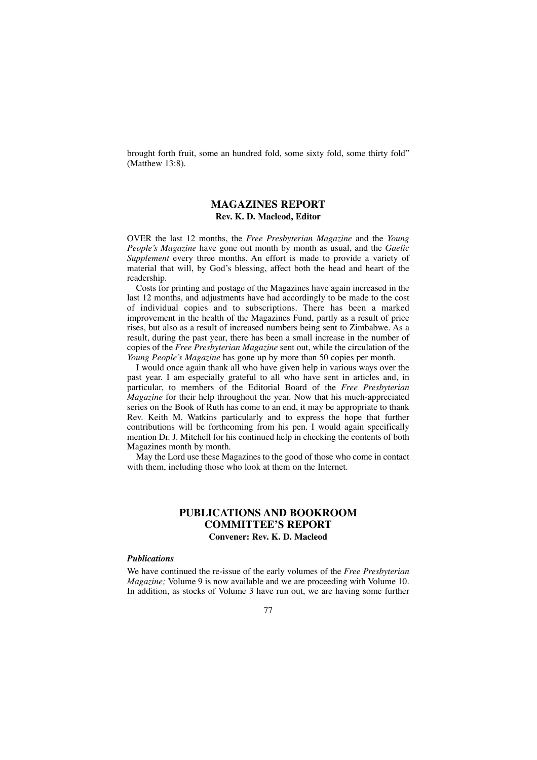brought forth fruit, some an hundred fold, some sixty fold, some thirty fold" (Matthew 13:8).

## MAGAZINES REPORT

**Rev. K. D. Macleod, Editor**

OVER the last 12 months, the *Free Presbyterian Magazine* and the *Young People's Magazine* have gone out month by month as usual, and the *Gaelic Supplement* every three months. An effort is made to provide a variety of material that will, by God's blessing, affect both the head and heart of the readership.

Costs for printing and postage of the Magazines have again increased in the last 12 months, and adjustments have had accordingly to be made to the cost of individual copies and to subscriptions. There has been a marked improvement in the health of the Magazines Fund, partly as a result of price rises, but also as a result of increased numbers being sent to Zimbabwe. As a result, during the past year, there has been a small increase in the number of copies of the *Free Presbyterian Magazine* sent out, while the circulation of the *Young People's Magazine* has gone up by more than 50 copies per month.

I would once again thank all who have given help in various ways over the past year. I am especially grateful to all who have sent in articles and, in particular, to members of the Editorial Board of the *Free Presbyterian Magazine* for their help throughout the year. Now that his much-appreciated series on the Book of Ruth has come to an end, it may be appropriate to thank Rev. Keith M. Watkins particularly and to express the hope that further contributions will be forthcoming from his pen. I would again specifically mention Dr. J. Mitchell for his continued help in checking the contents of both Magazines month by month.

May the Lord use these Magazines to the good of those who come in contact with them, including those who look at them on the Internet.

## PUBLICATIONS AND BOOKROOM COMMITTEE'S REPORT

**Convener: Rev. K. D. Macleod**

### *Publications*

We have continued the re-issue of the early volumes of the *Free Presbyterian Magazine;* Volume 9 is now available and we are proceeding with Volume 10. In addition, as stocks of Volume 3 have run out, we are having some further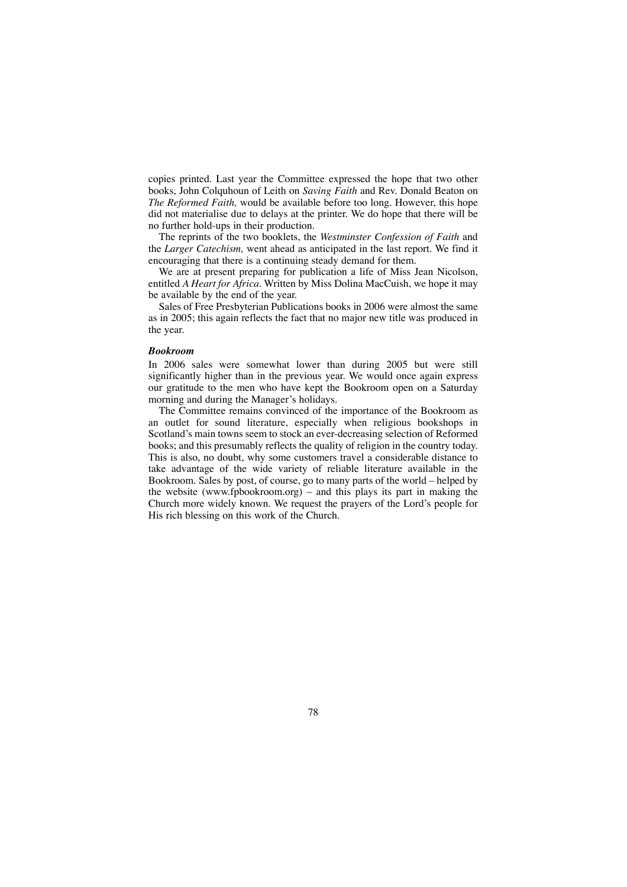copies printed. Last year the Committee expressed the hope that two other books, John Colquhoun of Leith on *Saving Faith* and Rev. Donald Beaton on *The Reformed Faith,* would be available before too long. However, this hope did not materialise due to delays at the printer. We do hope that there will be no further hold-ups in their production.

The reprints of the two booklets, the *Westminster Confession of Faith* and the *Larger Catechism,* went ahead as anticipated in the last report. We find it encouraging that there is a continuing steady demand for them.

We are at present preparing for publication a life of Miss Jean Nicolson, entitled *A Heart for Africa*. Written by Miss Dolina MacCuish, we hope it may be available by the end of the year.

Sales of Free Presbyterian Publications books in 2006 were almost the same as in 2005; this again reflects the fact that no major new title was produced in the year.

***Bookroom***

In 2006 sales were somewhat lower than during 2005 but were still significantly higher than in the previous year. We would once again express our gratitude to the men who have kept the Bookroom open on a Saturday morning and during the Manager's holidays.

The Committee remains convinced of the importance of the Bookroom as an outlet for sound literature, especially when religious bookshops in Scotland's main towns seem to stock an ever-decreasing selection of Reformed books; and this presumably reflects the quality of religion in the country today. This is also, no doubt, why some customers travel a considerable distance to take advantage of the wide variety of reliable literature available in the Bookroom. Sales by post, of course, go to many parts of the world – helped by the website (www.fpbookroom.org) – and this plays its part in making the Church more widely known. We request the prayers of the Lord's people for His rich blessing on this work of the Church.